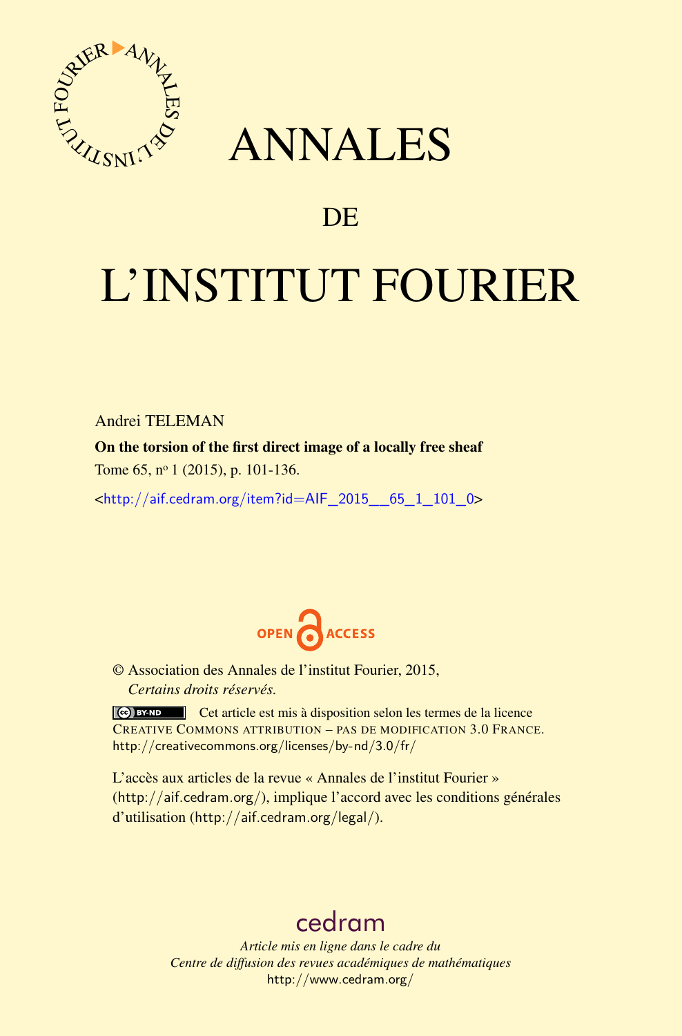# ANNALES

## DE

# L'INSTITUT FOURIER

Andrei TELEMAN

**On the torsion of the first direct image of a locally free sheaf**

Tome 65, nº 1 (2015), p. 101-136.

<http://aif.cedram.org/item?id=AIF_2015__65_1_101_0>

© Association des Annales de l'institut Fourier, 2015, *Certains droits réservés.*

Cet article est mis à disposition selon les termes de la licence CREATIVE COMMONS ATTRIBUTION – PAS DE MODIFICATION 3.0 FRANCE. http://creativecommons.org/licenses/by-nd/3.0/fr/

L'accès aux articles de la revue « Annales de l'institut Fourier » (http://aif.cedram.org/), implique l'accord avec les conditions générales d'utilisation (http://aif.cedram.org/legal/).

cedram

*Article mis en ligne dans le cadre du Centre de diffusion des revues académiques de mathématiques*
http://www.cedram.org/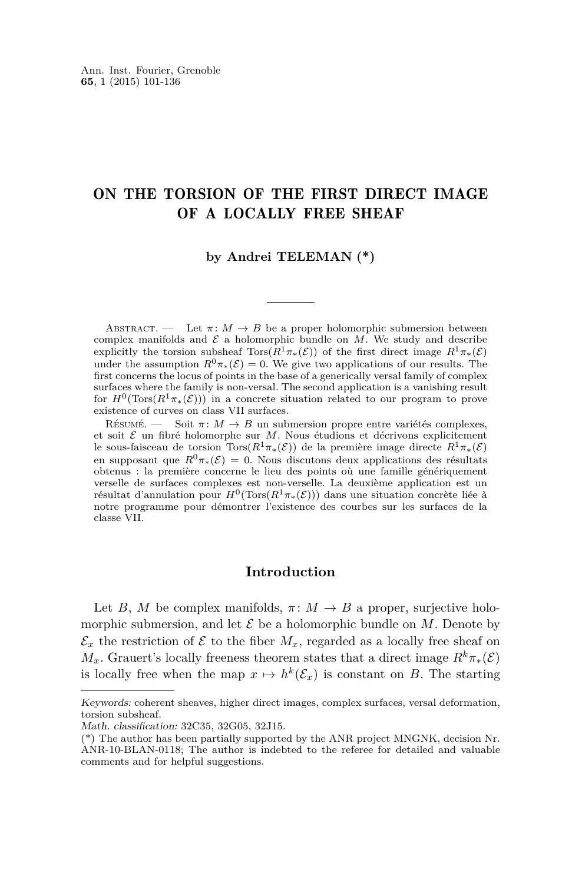# ON THE TORSION OF THE FIRST DIRECT IMAGE OF A LOCALLY FREE SHEAF

**by Andrei TELEMAN (*)**

Abstract. — Let $\pi\colon M \to B$ be a proper holomorphic submersion between complex manifolds and $\mathcal{E}$ a holomorphic bundle on $M$. We study and describe explicitly the torsion subsheaf $\mathrm{Tors}(R^1\pi_*(\mathcal{E}))$ of the first direct image $R^1\pi_*(\mathcal{E})$ under the assumption $R^0\pi_*(\mathcal{E}) = 0$. We give two applications of our results. The first concerns the locus of points in the base of a generically versal family of complex surfaces where the family is non-versal. The second application is a vanishing result for $H^0(\mathrm{Tors}(R^1\pi_*(\mathcal{E})))$ in a concrete situation related to our program to prove existence of curves on class VII surfaces.

Résumé. — Soit $\pi\colon M \to B$ un submersion propre entre variétés complexes, et soit $\mathcal{E}$ un fibré holomorphe sur $M$. Nous étudions et décrivons explicitement le sous-faisceau de torsion $\mathrm{Tors}(R^1\pi_*(\mathcal{E}))$ de la première image directe $R^1\pi_*(\mathcal{E})$ en supposant que $R^0\pi_*(\mathcal{E}) = 0$. Nous discutons deux applications des résultats obtenus : la première concerne le lieu des points où une famille génériquement verselle de surfaces complexes est non-verselle. La deuxième application est un résultat d'annulation pour $H^0(\mathrm{Tors}(R^1\pi_*(\mathcal{E})))$ dans une situation concrète liée à notre programme pour démontrer l'existence des courbes sur les surfaces de la classe VII.

## Introduction

Let $B$, $M$ be complex manifolds, $\pi\colon M \to B$ a proper, surjective holomorphic submersion, and let $\mathcal{E}$ be a holomorphic bundle on $M$. Denote by $\mathcal{E}_x$ the restriction of $\mathcal{E}$ to the fiber $M_x$, regarded as a locally free sheaf on $M_x$. Grauert's locally freeness theorem states that a direct image $R^k\pi_*(\mathcal{E})$ is locally free when the map $x \mapsto h^k(\mathcal{E}_x)$ is constant on $B$. The starting

---

*Keywords:* coherent sheaves, higher direct images, complex surfaces, versal deformation, torsion subsheaf.

*Math. classification:* 32C35, 32G05, 32J15.

(*) The author has been partially supported by the ANR project MNGNK, decision Nr. ANR-10-BLAN-0118; The author is indebted to the referee for detailed and valuable comments and for helpful suggestions.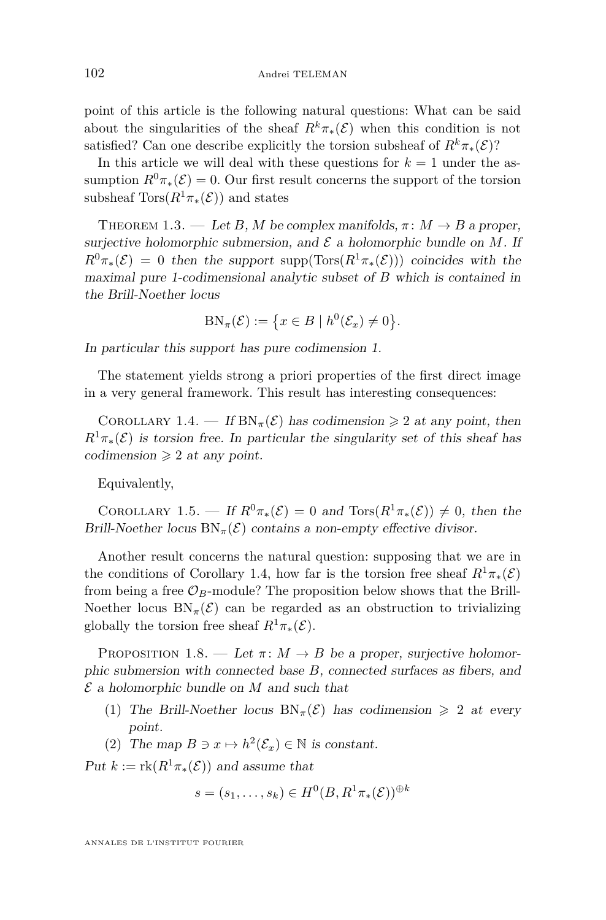point of this article is the following natural questions: What can be said about the singularities of the sheaf $R^k\pi_*(\mathcal{E})$ when this condition is not satisfied? Can one describe explicitly the torsion subsheaf of $R^k\pi_*(\mathcal{E})$?

In this article we will deal with these questions for $k=1$ under the assumption $R^0\pi_*(\mathcal{E})=0$. Our first result concerns the support of the torsion subsheaf $\mathrm{Tors}(R^1\pi_*(\mathcal{E}))$ and states

Theorem 1.3. — *Let $B$, $M$ be complex manifolds, $\pi\colon M\to B$ a proper, surjective holomorphic submersion, and $\mathcal{E}$ a holomorphic bundle on $M$. If $R^0\pi_*(\mathcal{E})=0$ then the support $\mathrm{supp}(\mathrm{Tors}(R^1\pi_*(\mathcal{E})))$ coincides with the maximal pure 1-codimensional analytic subset of $B$ which is contained in the Brill-Noether locus*

$$\mathrm{BN}_\pi(\mathcal{E}):=\left\{x\in B \mid h^0(\mathcal{E}_x)\neq 0\right\}.$$

*In particular this support has pure codimension 1.*

The statement yields strong a priori properties of the first direct image in a very general framework. This result has interesting consequences:

Corollary 1.4. — *If $\mathrm{BN}_\pi(\mathcal{E})$ has codimension $\geqslant 2$ at any point, then $R^1\pi_*(\mathcal{E})$ is torsion free. In particular the singularity set of this sheaf has codimension $\geqslant 2$ at any point.*

Equivalently,

Corollary 1.5. — *If $R^0\pi_*(\mathcal{E})=0$ and $\mathrm{Tors}(R^1\pi_*(\mathcal{E}))\neq 0$, then the Brill-Noether locus $\mathrm{BN}_\pi(\mathcal{E})$ contains a non-empty effective divisor.*

Another result concerns the natural question: supposing that we are in the conditions of Corollary 1.4, how far is the torsion free sheaf $R^1\pi_*(\mathcal{E})$ from being a free $\mathcal{O}_B$-module? The proposition below shows that the Brill-Noether locus $\mathrm{BN}_\pi(\mathcal{E})$ can be regarded as an obstruction to trivializing globally the torsion free sheaf $R^1\pi_*(\mathcal{E})$.

Proposition 1.8. — *Let $\pi\colon M\to B$ be a proper, surjective holomorphic submersion with connected base $B$, connected surfaces as fibers, and $\mathcal{E}$ a holomorphic bundle on $M$ and such that*

1. *The Brill-Noether locus $\mathrm{BN}_\pi(\mathcal{E})$ has codimension $\geqslant 2$ at every point.*
2. *The map $B\ni x\mapsto h^2(\mathcal{E}_x)\in\mathbb{N}$ is constant.*

*Put $k:=\mathrm{rk}(R^1\pi_*(\mathcal{E}))$ and assume that*

$$s=(s_1,\dots,s_k)\in H^0(B,R^1\pi_*(\mathcal{E}))^{\oplus k}$$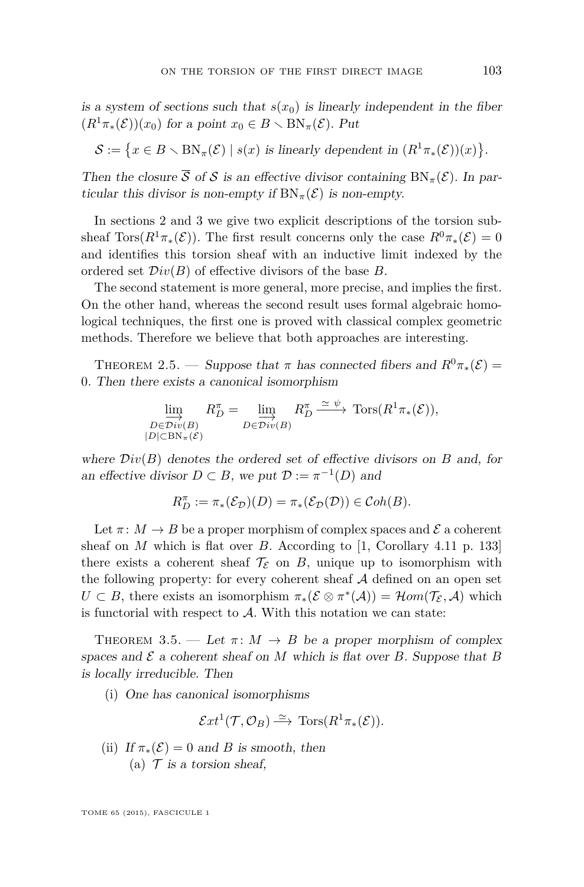*is a system of sections such that $s(x_0)$ is linearly independent in the fiber $(R^1\pi_*(\mathcal{E}))(x_0)$ for a point $x_0 \in B \setminus \mathrm{BN}_\pi(\mathcal{E})$. Put*

$$\mathcal{S} := \left\{ x \in B \setminus \mathrm{BN}_\pi(\mathcal{E}) \mid s(x) \text{ is linearly dependent in } (R^1\pi_*(\mathcal{E}))(x) \right\}.$$

*Then the closure $\overline{\mathcal{S}}$ of $\mathcal{S}$ is an effective divisor containing $\mathrm{BN}_\pi(\mathcal{E})$. In particular this divisor is non-empty if $\mathrm{BN}_\pi(\mathcal{E})$ is non-empty.*

In sections 2 and 3 we give two explicit descriptions of the torsion subsheaf $\mathrm{Tors}(R^1\pi_*(\mathcal{E}))$. The first result concerns only the case $R^0\pi_*(\mathcal{E}) = 0$ and identifies this torsion sheaf with an inductive limit indexed by the ordered set $\mathcal{D}iv(B)$ of effective divisors of the base $B$.

The second statement is more general, more precise, and implies the first. On the other hand, whereas the second result uses formal algebraic homological techniques, the first one is proved with classical complex geometric methods. Therefore we believe that both approaches are interesting.

Theorem 2.5. — *Suppose that $\pi$ has connected fibers and $R^0\pi_*(\mathcal{E}) = 0$. Then there exists a canonical isomorphism*

$$\varinjlim_{\substack{D \in \mathcal{D}iv(B) \\ |D| \subset \mathrm{BN}_\pi(\mathcal{E})}} R^\pi_D = \varinjlim_{D \in \mathcal{D}iv(B)} R^\pi_D \xrightarrow{\simeq\ \psi} \mathrm{Tors}(R^1\pi_*(\mathcal{E})),$$

*where $\mathcal{D}iv(B)$ denotes the ordered set of effective divisors on $B$ and, for an effective divisor $D \subset B$, we put $\mathcal{D} := \pi^{-1}(D)$ and*

$$R^\pi_D := \pi_*(\mathcal{E}_\mathcal{D})(D) = \pi_*(\mathcal{E}_\mathcal{D}(\mathcal{D})) \in \mathcal{C}oh(B).$$

Let $\pi\colon M \to B$ be a proper morphism of complex spaces and $\mathcal{E}$ a coherent sheaf on $M$ which is flat over $B$. According to [1, Corollary 4.11 p. 133] there exists a coherent sheaf $\mathcal{T}_\mathcal{E}$ on $B$, unique up to isomorphism with the following property: for every coherent sheaf $\mathcal{A}$ defined on an open set $U \subset B$, there exists an isomorphism $\pi_*(\mathcal{E} \otimes \pi^*(\mathcal{A})) = \mathcal{H}om(\mathcal{T}_\mathcal{E}, \mathcal{A})$ which is functorial with respect to $\mathcal{A}$. With this notation we can state:

Theorem 3.5. — *Let $\pi\colon M \to B$ be a proper morphism of complex spaces and $\mathcal{E}$ a coherent sheaf on $M$ which is flat over $B$. Suppose that $B$ is locally irreducible. Then*

(i) *One has canonical isomorphisms*

$$\mathcal{E}xt^1(\mathcal{T}, \mathcal{O}_B) \xrightarrow{\simeq} \mathrm{Tors}(R^1\pi_*(\mathcal{E})).$$

(ii) *If $\pi_*(\mathcal{E}) = 0$ and $B$ is smooth, then*

  (a) *$\mathcal{T}$ is a torsion sheaf,*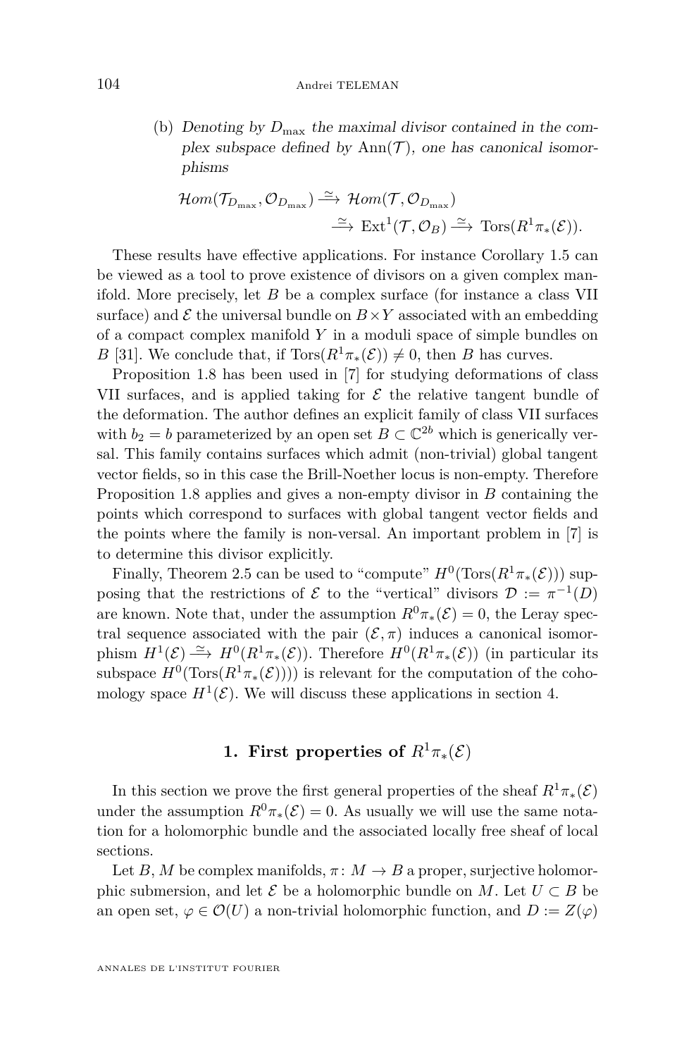(b) *Denoting by $D_{\max}$ the maximal divisor contained in the complex subspace defined by* $\mathrm{Ann}(\mathcal{T})$*, one has canonical isomorphisms*

$$\mathcal{H}om(\mathcal{T}_{D_{\max}}, \mathcal{O}_{D_{\max}}) \xrightarrow{\simeq} \mathcal{H}om(\mathcal{T}, \mathcal{O}_{D_{\max}}) \xrightarrow{\simeq} \mathrm{Ext}^1(\mathcal{T}, \mathcal{O}_B) \xrightarrow{\simeq} \mathrm{Tors}(R^1\pi_*(\mathcal{E})).$$

These results have effective applications. For instance Corollary 1.5 can be viewed as a tool to prove existence of divisors on a given complex manifold. More precisely, let $B$ be a complex surface (for instance a class VII surface) and $\mathcal{E}$ the universal bundle on $B \times Y$ associated with an embedding of a compact complex manifold $Y$ in a moduli space of simple bundles on $B$ [31]. We conclude that, if $\mathrm{Tors}(R^1\pi_*(\mathcal{E})) \neq 0$, then $B$ has curves.

Proposition 1.8 has been used in [7] for studying deformations of class VII surfaces, and is applied taking for $\mathcal{E}$ the relative tangent bundle of the deformation. The author defines an explicit family of class VII surfaces with $b_2 = b$ parameterized by an open set $B \subset \mathbb{C}^{2b}$ which is generically versal. This family contains surfaces which admit (non-trivial) global tangent vector fields, so in this case the Brill-Noether locus is non-empty. Therefore Proposition 1.8 applies and gives a non-empty divisor in $B$ containing the points which correspond to surfaces with global tangent vector fields and the points where the family is non-versal. An important problem in [7] is to determine this divisor explicitly.

Finally, Theorem 2.5 can be used to "compute" $H^0(\mathrm{Tors}(R^1\pi_*(\mathcal{E})))$ supposing that the restrictions of $\mathcal{E}$ to the "vertical" divisors $\mathcal{D} := \pi^{-1}(D)$ are known. Note that, under the assumption $R^0\pi_*(\mathcal{E}) = 0$, the Leray spectral sequence associated with the pair $(\mathcal{E}, \pi)$ induces a canonical isomorphism $H^1(\mathcal{E}) \xrightarrow{\simeq} H^0(R^1\pi_*(\mathcal{E}))$. Therefore $H^0(R^1\pi_*(\mathcal{E}))$ (in particular its subspace $H^0(\mathrm{Tors}(R^1\pi_*(\mathcal{E}))))$ is relevant for the computation of the cohomology space $H^1(\mathcal{E})$. We will discuss these applications in section 4.

## 1. First properties of $R^1\pi_*(\mathcal{E})$

In this section we prove the first general properties of the sheaf $R^1\pi_*(\mathcal{E})$ under the assumption $R^0\pi_*(\mathcal{E}) = 0$. As usually we will use the same notation for a holomorphic bundle and the associated locally free sheaf of local sections.

Let $B$, $M$ be complex manifolds, $\pi \colon M \to B$ a proper, surjective holomorphic submersion, and let $\mathcal{E}$ be a holomorphic bundle on $M$. Let $U \subset B$ be an open set, $\varphi \in \mathcal{O}(U)$ a non-trivial holomorphic function, and $D := Z(\varphi)$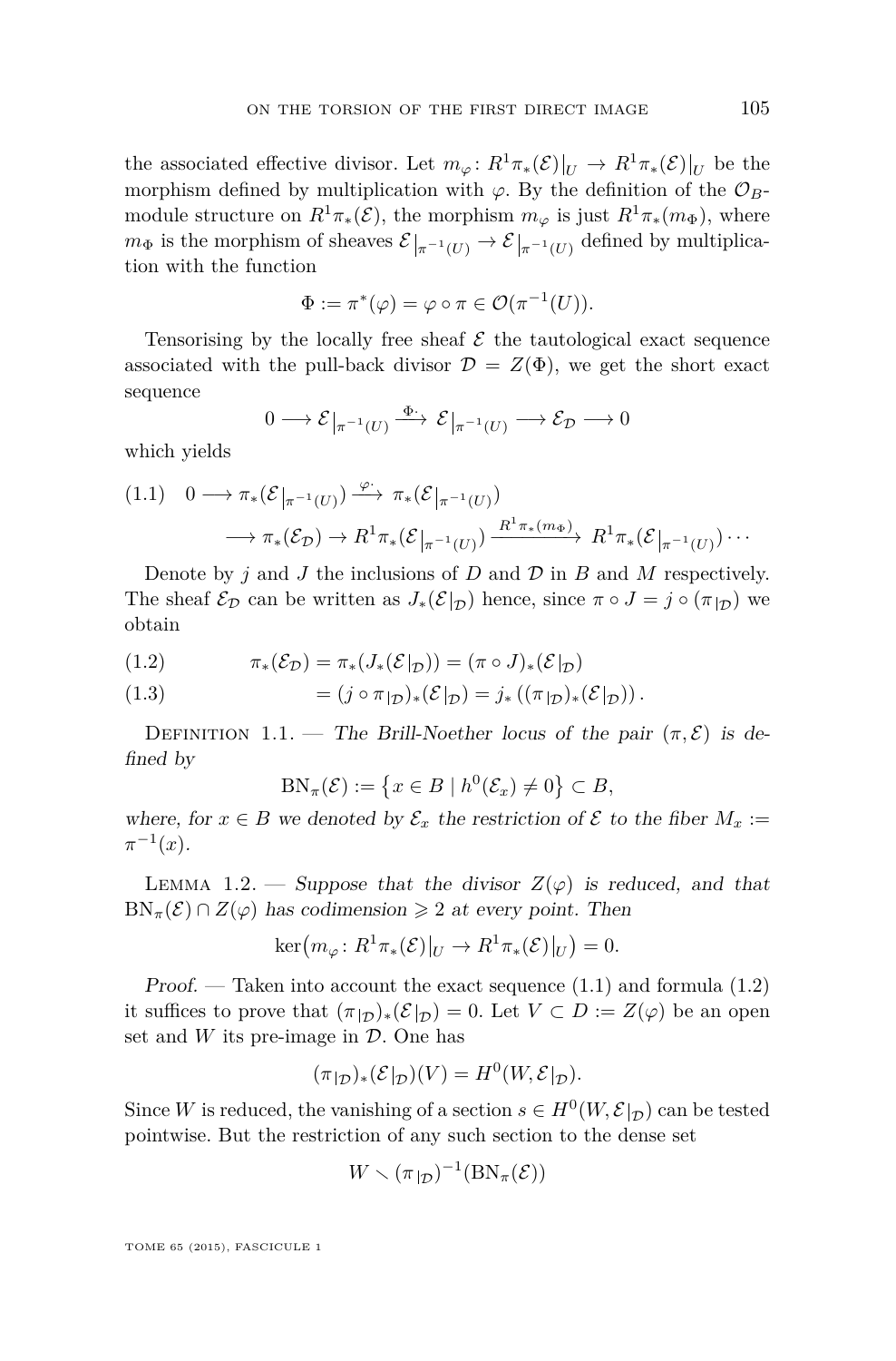the associated effective divisor. Let $m_\varphi\colon R^1\pi_*(\mathcal{E})\big|_U \to R^1\pi_*(\mathcal{E})\big|_U$ be the morphism defined by multiplication with $\varphi$. By the definition of the $\mathcal{O}_B$-module structure on $R^1\pi_*(\mathcal{E})$, the morphism $m_\varphi$ is just $R^1\pi_*(m_\Phi)$, where $m_\Phi$ is the morphism of sheaves $\mathcal{E}\big|_{\pi^{-1}(U)} \to \mathcal{E}\big|_{\pi^{-1}(U)}$ defined by multiplication with the function

$$\Phi := \pi^*(\varphi) = \varphi \circ \pi \in \mathcal{O}(\pi^{-1}(U)).$$

Tensorising by the locally free sheaf $\mathcal{E}$ the tautological exact sequence associated with the pull-back divisor $\mathcal{D} = Z(\Phi)$, we get the short exact sequence

$$0 \longrightarrow \mathcal{E}\big|_{\pi^{-1}(U)} \xrightarrow{\Phi\cdot} \mathcal{E}\big|_{\pi^{-1}(U)} \longrightarrow \mathcal{E}_{\mathcal{D}} \longrightarrow 0$$

which yields

$$\begin{aligned}(1.1)\quad 0 \longrightarrow \pi_*(\mathcal{E}\big|_{\pi^{-1}(U)}) &\xrightarrow{\varphi\cdot} \pi_*(\mathcal{E}\big|_{\pi^{-1}(U)}) \\ &\longrightarrow \pi_*(\mathcal{E}_{\mathcal{D}}) \to R^1\pi_*(\mathcal{E}\big|_{\pi^{-1}(U)}) \xrightarrow{R^1\pi_*(m_\Phi)} R^1\pi_*(\mathcal{E}\big|_{\pi^{-1}(U)}) \cdots\end{aligned}$$

Denote by $j$ and $J$ the inclusions of $D$ and $\mathcal{D}$ in $B$ and $M$ respectively. The sheaf $\mathcal{E}_{\mathcal{D}}$ can be written as $J_*(\mathcal{E}|_{\mathcal{D}})$ hence, since $\pi \circ J = j \circ (\pi_{|\mathcal{D}})$ we obtain

$$(1.2)\qquad \pi_*(\mathcal{E}_{\mathcal{D}}) = \pi_*(J_*(\mathcal{E}|_{\mathcal{D}})) = (\pi \circ J)_*(\mathcal{E}|_{\mathcal{D}})$$

$$(1.3)\qquad\qquad = (j \circ \pi_{|\mathcal{D}})_*(\mathcal{E}|_{\mathcal{D}}) = j_*\left((\pi_{|\mathcal{D}})_*(\mathcal{E}|_{\mathcal{D}})\right).$$

Definition 1.1. — *The Brill-Noether locus of the pair $(\pi, \mathcal{E})$ is defined by*

$$\mathrm{BN}_\pi(\mathcal{E}) := \left\{x \in B \mid h^0(\mathcal{E}_x) \neq 0\right\} \subset B,$$

*where, for $x \in B$ we denoted by $\mathcal{E}_x$ the restriction of $\mathcal{E}$ to the fiber $M_x := \pi^{-1}(x)$.*

Lemma 1.2. — *Suppose that the divisor $Z(\varphi)$ is reduced, and that $\mathrm{BN}_\pi(\mathcal{E}) \cap Z(\varphi)$ has codimension $\geqslant 2$ at every point. Then*

$$\ker\left(m_\varphi\colon R^1\pi_*(\mathcal{E})\big|_U \to R^1\pi_*(\mathcal{E})\big|_U\right) = 0.$$

*Proof.* — Taken into account the exact sequence (1.1) and formula (1.2) it suffices to prove that $(\pi_{|\mathcal{D}})_*(\mathcal{E}|_{\mathcal{D}}) = 0$. Let $V \subset D := Z(\varphi)$ be an open set and $W$ its pre-image in $\mathcal{D}$. One has

$$(\pi_{|\mathcal{D}})_*(\mathcal{E}|_{\mathcal{D}})(V) = H^0(W, \mathcal{E}|_{\mathcal{D}}).$$

Since $W$ is reduced, the vanishing of a section $s \in H^0(W, \mathcal{E}|_{\mathcal{D}})$ can be tested pointwise. But the restriction of any such section to the dense set

$$W \setminus (\pi_{|\mathcal{D}})^{-1}(\mathrm{BN}_\pi(\mathcal{E}))$$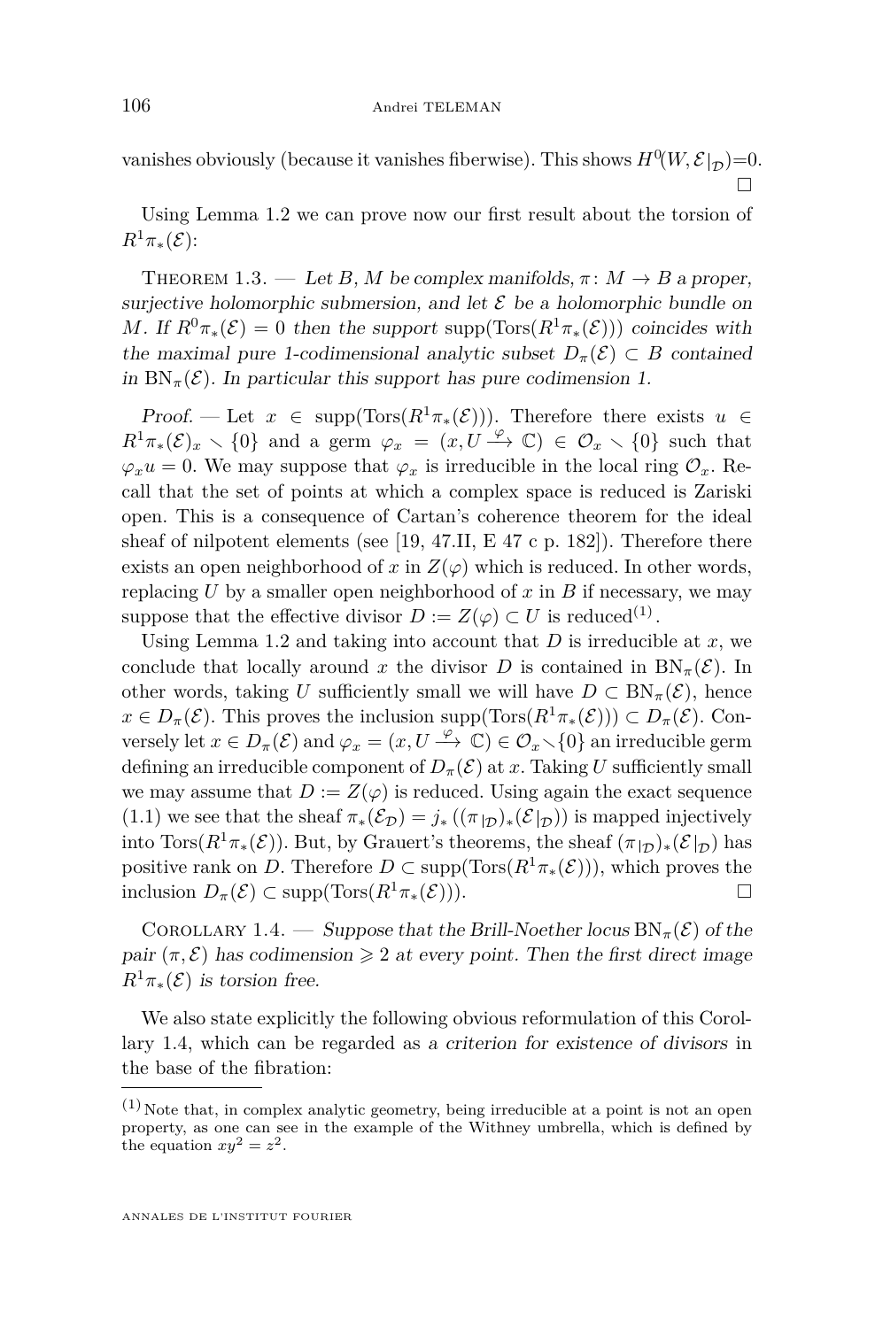vanishes obviously (because it vanishes fiberwise). This shows $H^0(W, \mathcal{E}|_{\mathcal{D}})=0$. □

Using Lemma 1.2 we can prove now our first result about the torsion of $R^1\pi_*(\mathcal{E})$:

Theorem 1.3. — *Let $B$, $M$ be complex manifolds, $\pi\colon M \to B$ a proper, surjective holomorphic submersion, and let $\mathcal{E}$ be a holomorphic bundle on $M$. If $R^0\pi_*(\mathcal{E}) = 0$ then the support* $\mathrm{supp}(\mathrm{Tors}(R^1\pi_*(\mathcal{E})))$ *coincides with the maximal pure 1-codimensional analytic subset $D_\pi(\mathcal{E}) \subset B$ contained in $\mathrm{BN}_\pi(\mathcal{E})$. In particular this support has pure codimension 1.*

*Proof.* — Let $x \in \mathrm{supp}(\mathrm{Tors}(R^1\pi_*(\mathcal{E})))$. Therefore there exists $u \in R^1\pi_*(\mathcal{E})_x \setminus \{0\}$ and a germ $\varphi_x = (x, U \xrightarrow{\varphi} \mathbb{C}) \in \mathcal{O}_x \setminus \{0\}$ such that $\varphi_x u = 0$. We may suppose that $\varphi_x$ is irreducible in the local ring $\mathcal{O}_x$. Recall that the set of points at which a complex space is reduced is Zariski open. This is a consequence of Cartan's coherence theorem for the ideal sheaf of nilpotent elements (see [19, 47.II, E 47 c p. 182]). Therefore there exists an open neighborhood of $x$ in $Z(\varphi)$ which is reduced. In other words, replacing $U$ by a smaller open neighborhood of $x$ in $B$ if necessary, we may suppose that the effective divisor $D := Z(\varphi) \subset U$ is reduced[(1)].

Using Lemma 1.2 and taking into account that $D$ is irreducible at $x$, we conclude that locally around $x$ the divisor $D$ is contained in $\mathrm{BN}_\pi(\mathcal{E})$. In other words, taking $U$ sufficiently small we will have $D \subset \mathrm{BN}_\pi(\mathcal{E})$, hence $x \in D_\pi(\mathcal{E})$. This proves the inclusion $\mathrm{supp}(\mathrm{Tors}(R^1\pi_*(\mathcal{E}))) \subset D_\pi(\mathcal{E})$. Conversely let $x \in D_\pi(\mathcal{E})$ and $\varphi_x = (x, U \xrightarrow{\varphi} \mathbb{C}) \in \mathcal{O}_x \setminus \{0\}$ an irreducible germ defining an irreducible component of $D_\pi(\mathcal{E})$ at $x$. Taking $U$ sufficiently small we may assume that $D := Z(\varphi)$ is reduced. Using again the exact sequence (1.1) we see that the sheaf $\pi_*(\mathcal{E}_{\mathcal{D}}) = j_*\left((\pi_{|\mathcal{D}})_*(\mathcal{E}|_{\mathcal{D}})\right)$ is mapped injectively into $\mathrm{Tors}(R^1\pi_*(\mathcal{E}))$. But, by Grauert's theorems, the sheaf $(\pi_{|\mathcal{D}})_*(\mathcal{E}|_{\mathcal{D}})$ has positive rank on $D$. Therefore $D \subset \mathrm{supp}(\mathrm{Tors}(R^1\pi_*(\mathcal{E})))$, which proves the inclusion $D_\pi(\mathcal{E}) \subset \mathrm{supp}(\mathrm{Tors}(R^1\pi_*(\mathcal{E})))$. □

Corollary 1.4. — *Suppose that the Brill-Noether locus $\mathrm{BN}_\pi(\mathcal{E})$ of the pair $(\pi, \mathcal{E})$ has codimension $\geqslant 2$ at every point. Then the first direct image $R^1\pi_*(\mathcal{E})$ is torsion free.*

We also state explicitly the following obvious reformulation of this Corollary 1.4, which can be regarded as *a criterion for existence of divisors* in the base of the fibration:

---

(1) Note that, in complex analytic geometry, being irreducible at a point is not an open property, as one can see in the example of the Withney umbrella, which is defined by the equation $xy^2 = z^2$.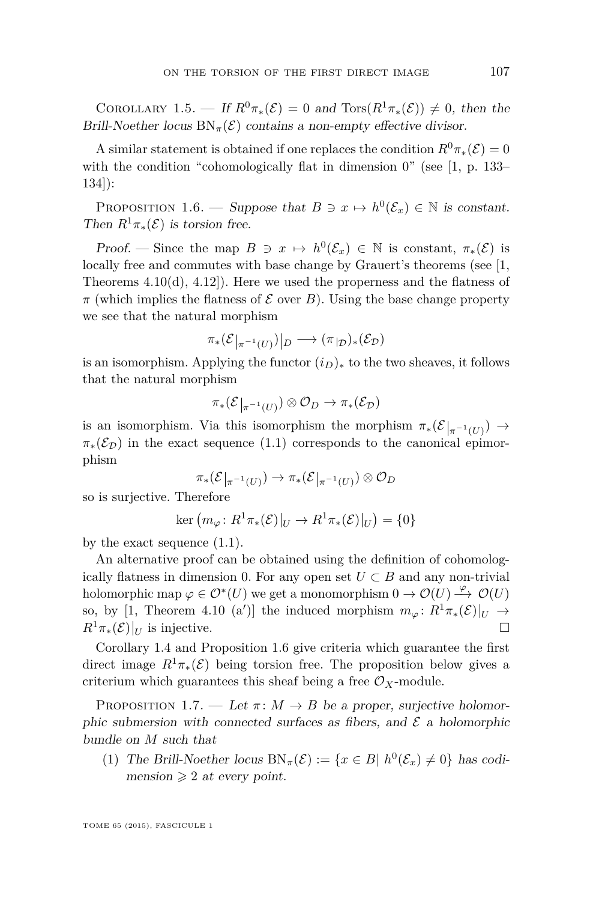Corollary 1.5. — *If $R^0\pi_*(\mathcal{E}) = 0$ and $\mathrm{Tors}(R^1\pi_*(\mathcal{E})) \neq 0$, then the Brill-Noether locus $\mathrm{BN}_\pi(\mathcal{E})$ contains a non-empty effective divisor.*

A similar statement is obtained if one replaces the condition $R^0\pi_*(\mathcal{E}) = 0$ with the condition "cohomologically flat in dimension 0" (see [1, p. 133–134]):

Proposition 1.6. — *Suppose that $B \ni x \mapsto h^0(\mathcal{E}_x) \in \mathbb{N}$ is constant. Then $R^1\pi_*(\mathcal{E})$ is torsion free.*

*Proof.* — Since the map $B \ni x \mapsto h^0(\mathcal{E}_x) \in \mathbb{N}$ is constant, $\pi_*(\mathcal{E})$ is locally free and commutes with base change by Grauert's theorems (see [1, Theorems 4.10(d), 4.12]). Here we used the properness and the flatness of $\pi$ (which implies the flatness of $\mathcal{E}$ over $B$). Using the base change property we see that the natural morphism

$$\pi_*(\mathcal{E}|_{\pi^{-1}(U)})|_D \longrightarrow (\pi_{|\mathcal{D}})_*(\mathcal{E}_\mathcal{D})$$

is an isomorphism. Applying the functor $(i_D)_*$ to the two sheaves, it follows that the natural morphism

$$\pi_*(\mathcal{E}|_{\pi^{-1}(U)}) \otimes \mathcal{O}_D \to \pi_*(\mathcal{E}_\mathcal{D})$$

is an isomorphism. Via this isomorphism the morphism $\pi_*(\mathcal{E}|_{\pi^{-1}(U)}) \to \pi_*(\mathcal{E}_\mathcal{D})$ in the exact sequence (1.1) corresponds to the canonical epimorphism

$$\pi_*(\mathcal{E}|_{\pi^{-1}(U)}) \to \pi_*(\mathcal{E}|_{\pi^{-1}(U)}) \otimes \mathcal{O}_D$$

so is surjective. Therefore

$$\ker\left(m_\varphi \colon R^1\pi_*(\mathcal{E})|_U \to R^1\pi_*(\mathcal{E})|_U\right) = \{0\}$$

by the exact sequence (1.1).

An alternative proof can be obtained using the definition of cohomologically flatness in dimension 0. For any open set $U \subset B$ and any non-trivial holomorphic map $\varphi \in \mathcal{O}^*(U)$ we get a monomorphism $0 \to \mathcal{O}(U) \xrightarrow{\varphi} \mathcal{O}(U)$ so, by [1, Theorem 4.10 (a′)] the induced morphism $m_\varphi \colon R^1\pi_*(\mathcal{E})|_U \to R^1\pi_*(\mathcal{E})|_U$ is injective. □

Corollary 1.4 and Proposition 1.6 give criteria which guarantee the first direct image $R^1\pi_*(\mathcal{E})$ being torsion free. The proposition below gives a criterium which guarantees this sheaf being a free $\mathcal{O}_X$-module.

Proposition 1.7. — *Let $\pi \colon M \to B$ be a proper, surjective holomorphic submersion with connected surfaces as fibers, and $\mathcal{E}$ a holomorphic bundle on $M$ such that*

1. *The Brill-Noether locus $\mathrm{BN}_\pi(\mathcal{E}) := \{x \in B \mid h^0(\mathcal{E}_x) \neq 0\}$ has codimension $\geqslant 2$ at every point.*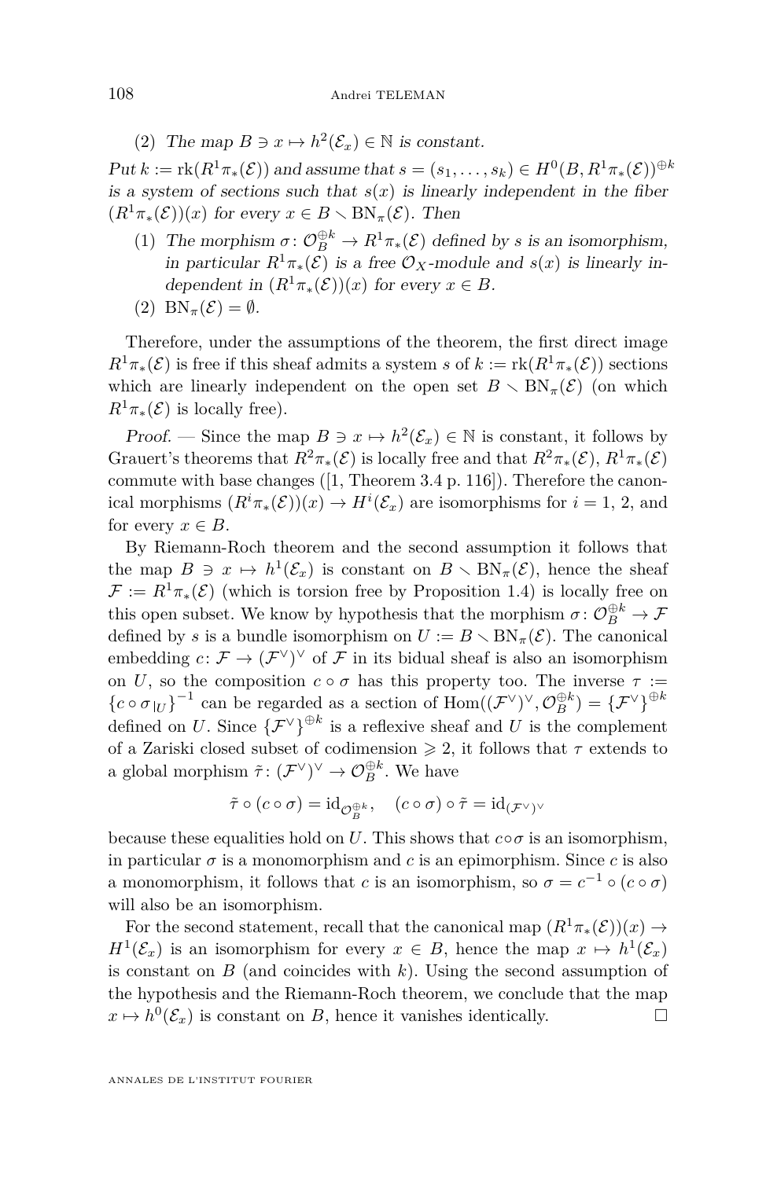(2) *The map $B \ni x \mapsto h^2(\mathcal{E}_x) \in \mathbb{N}$ is constant.*

*Put $k := \mathrm{rk}(R^1\pi_*(\mathcal{E}))$ and assume that $s = (s_1, \dots, s_k) \in H^0(B, R^1\pi_*(\mathcal{E}))^{\oplus k}$ is a system of sections such that $s(x)$ is linearly independent in the fiber $(R^1\pi_*(\mathcal{E}))(x)$ for every $x \in B \setminus \mathrm{BN}_\pi(\mathcal{E})$. Then*

(1) *The morphism $\sigma\colon \mathcal{O}_B^{\oplus k} \to R^1\pi_*(\mathcal{E})$ defined by $s$ is an isomorphism, in particular $R^1\pi_*(\mathcal{E})$ is a free $\mathcal{O}_X$-module and $s(x)$ is linearly independent in $(R^1\pi_*(\mathcal{E}))(x)$ for every $x \in B$.*

(2) $\mathrm{BN}_\pi(\mathcal{E}) = \emptyset$.

Therefore, under the assumptions of the theorem, the first direct image $R^1\pi_*(\mathcal{E})$ is free if this sheaf admits a system $s$ of $k := \mathrm{rk}(R^1\pi_*(\mathcal{E}))$ sections which are linearly independent on the open set $B \setminus \mathrm{BN}_\pi(\mathcal{E})$ (on which $R^1\pi_*(\mathcal{E})$ is locally free).

*Proof.* — Since the map $B \ni x \mapsto h^2(\mathcal{E}_x) \in \mathbb{N}$ is constant, it follows by Grauert's theorems that $R^2\pi_*(\mathcal{E})$ is locally free and that $R^2\pi_*(\mathcal{E})$, $R^1\pi_*(\mathcal{E})$ commute with base changes ([1, Theorem 3.4 p. 116]). Therefore the canonical morphisms $(R^i\pi_*(\mathcal{E}))(x) \to H^i(\mathcal{E}_x)$ are isomorphisms for $i = 1, 2$, and for every $x \in B$.

By Riemann-Roch theorem and the second assumption it follows that the map $B \ni x \mapsto h^1(\mathcal{E}_x)$ is constant on $B \setminus \mathrm{BN}_\pi(\mathcal{E})$, hence the sheaf $\mathcal{F} := R^1\pi_*(\mathcal{E})$ (which is torsion free by Proposition 1.4) is locally free on this open subset. We know by hypothesis that the morphism $\sigma\colon \mathcal{O}_B^{\oplus k} \to \mathcal{F}$ defined by $s$ is a bundle isomorphism on $U := B \setminus \mathrm{BN}_\pi(\mathcal{E})$. The canonical embedding $c\colon \mathcal{F} \to (\mathcal{F}^\vee)^\vee$ of $\mathcal{F}$ in its bidual sheaf is also an isomorphism on $U$, so the composition $c \circ \sigma$ has this property too. The inverse $\tau := \{c \circ \sigma_{|U}\}^{-1}$ can be regarded as a section of $\mathrm{Hom}((\mathcal{F}^\vee)^\vee, \mathcal{O}_B^{\oplus k}) = \{\mathcal{F}^\vee\}^{\oplus k}$ defined on $U$. Since $\{\mathcal{F}^\vee\}^{\oplus k}$ is a reflexive sheaf and $U$ is the complement of a Zariski closed subset of codimension $\geqslant 2$, it follows that $\tau$ extends to a global morphism $\tilde{\tau}\colon (\mathcal{F}^\vee)^\vee \to \mathcal{O}_B^{\oplus k}$. We have

$$\tilde{\tau} \circ (c \circ \sigma) = \mathrm{id}_{\mathcal{O}_B^{\oplus k}}, \quad (c \circ \sigma) \circ \tilde{\tau} = \mathrm{id}_{(\mathcal{F}^\vee)^\vee}$$

because these equalities hold on $U$. This shows that $c \circ \sigma$ is an isomorphism, in particular $\sigma$ is a monomorphism and $c$ is an epimorphism. Since $c$ is also a monomorphism, it follows that $c$ is an isomorphism, so $\sigma = c^{-1} \circ (c \circ \sigma)$ will also be an isomorphism.

For the second statement, recall that the canonical map $(R^1\pi_*(\mathcal{E}))(x) \to H^1(\mathcal{E}_x)$ is an isomorphism for every $x \in B$, hence the map $x \mapsto h^1(\mathcal{E}_x)$ is constant on $B$ (and coincides with $k$). Using the second assumption of the hypothesis and the Riemann-Roch theorem, we conclude that the map $x \mapsto h^0(\mathcal{E}_x)$ is constant on $B$, hence it vanishes identically. □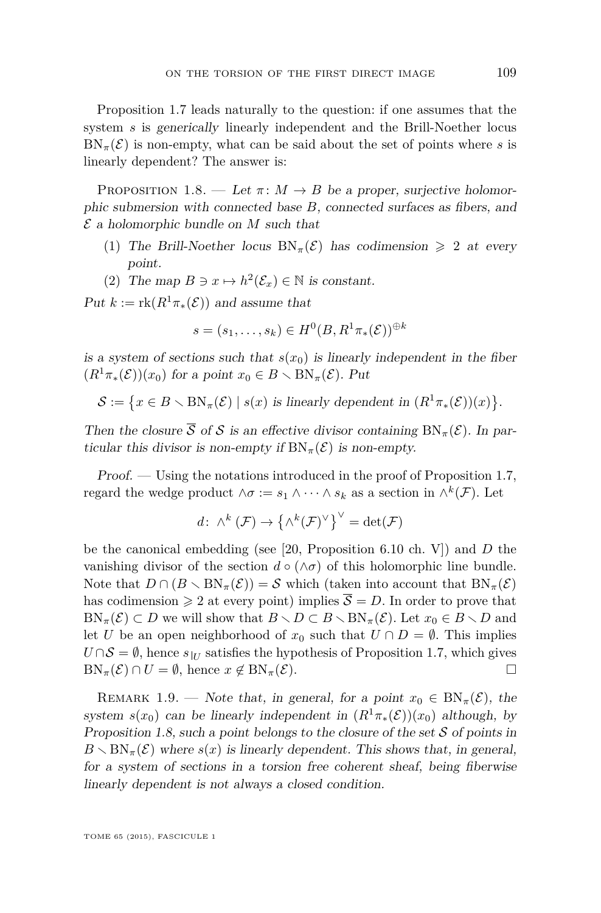Proposition 1.7 leads naturally to the question: if one assumes that the system $s$ is *generically* linearly independent and the Brill-Noether locus $\mathrm{BN}_\pi(\mathcal{E})$ is non-empty, what can be said about the set of points where $s$ is linearly dependent? The answer is:

Proposition 1.8. — *Let $\pi\colon M \to B$ be a proper, surjective holomorphic submersion with connected base $B$, connected surfaces as fibers, and $\mathcal{E}$ a holomorphic bundle on $M$ such that*

1. *The Brill-Noether locus $\mathrm{BN}_\pi(\mathcal{E})$ has codimension $\geqslant 2$ at every point.*
2. *The map $B \ni x \mapsto h^2(\mathcal{E}_x) \in \mathbb{N}$ is constant.*

*Put $k := \mathrm{rk}(R^1\pi_*(\mathcal{E}))$ and assume that*

$$s = (s_1, \dots, s_k) \in H^0(B, R^1\pi_*(\mathcal{E}))^{\oplus k}$$

*is a system of sections such that $s(x_0)$ is linearly independent in the fiber $(R^1\pi_*(\mathcal{E}))(x_0)$ for a point $x_0 \in B \setminus \mathrm{BN}_\pi(\mathcal{E})$. Put*

$$\mathcal{S} := \left\{ x \in B \setminus \mathrm{BN}_\pi(\mathcal{E}) \mid s(x) \text{ is linearly dependent in } (R^1\pi_*(\mathcal{E}))(x) \right\}.$$

*Then the closure $\overline{\mathcal{S}}$ of $\mathcal{S}$ is an effective divisor containing $\mathrm{BN}_\pi(\mathcal{E})$. In particular this divisor is non-empty if $\mathrm{BN}_\pi(\mathcal{E})$ is non-empty.*

*Proof.* — Using the notations introduced in the proof of Proposition 1.7, regard the wedge product $\wedge\sigma := s_1 \wedge \cdots \wedge s_k$ as a section in $\wedge^k(\mathcal{F})$. Let

$$d\colon \wedge^k(\mathcal{F}) \to \left\{ \wedge^k(\mathcal{F})^\vee \right\}^\vee = \det(\mathcal{F})$$

be the canonical embedding (see [20, Proposition 6.10 ch. V]) and $D$ the vanishing divisor of the section $d \circ (\wedge\sigma)$ of this holomorphic line bundle. Note that $D \cap (B \setminus \mathrm{BN}_\pi(\mathcal{E})) = \mathcal{S}$ which (taken into account that $\mathrm{BN}_\pi(\mathcal{E})$ has codimension $\geqslant 2$ at every point) implies $\overline{\mathcal{S}} = D$. In order to prove that $\mathrm{BN}_\pi(\mathcal{E}) \subset D$ we will show that $B \setminus D \subset B \setminus \mathrm{BN}_\pi(\mathcal{E})$. Let $x_0 \in B \setminus D$ and let $U$ be an open neighborhood of $x_0$ such that $U \cap D = \emptyset$. This implies $U \cap \mathcal{S} = \emptyset$, hence $s_{|U}$ satisfies the hypothesis of Proposition 1.7, which gives $\mathrm{BN}_\pi(\mathcal{E}) \cap U = \emptyset$, hence $x \notin \mathrm{BN}_\pi(\mathcal{E})$. □

Remark 1.9. — *Note that, in general, for a point $x_0 \in \mathrm{BN}_\pi(\mathcal{E})$, the system $s(x_0)$ can be linearly independent in $(R^1\pi_*(\mathcal{E}))(x_0)$ although, by Proposition 1.8, such a point belongs to the closure of the set $\mathcal{S}$ of points in $B \setminus \mathrm{BN}_\pi(\mathcal{E})$ where $s(x)$ is linearly dependent. This shows that, in general, for a system of sections in a torsion free coherent sheaf, being fiberwise linearly dependent is not always a closed condition.*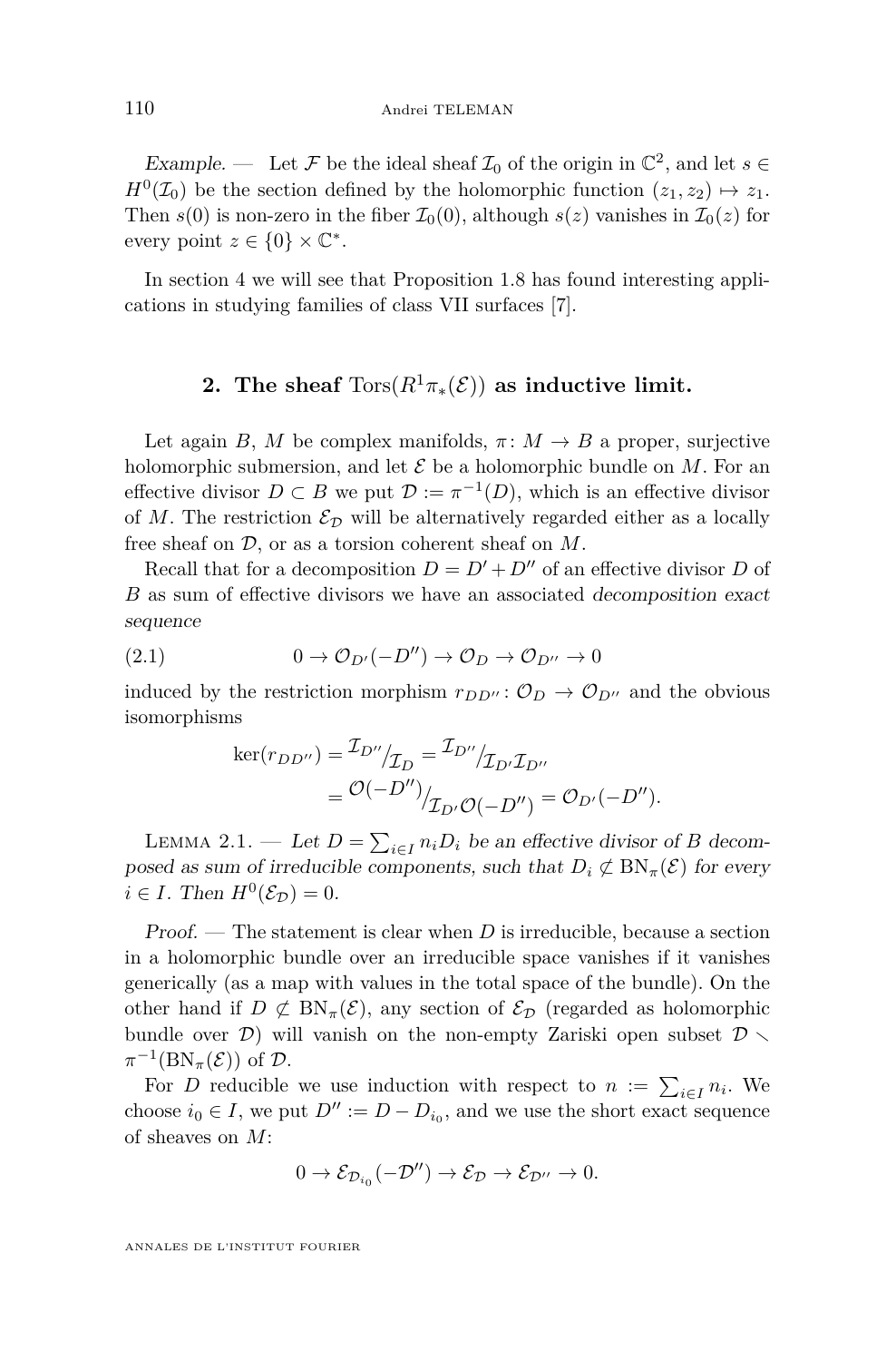*Example.* — Let $\mathcal{F}$ be the ideal sheaf $\mathcal{I}_0$ of the origin in $\mathbb{C}^2$, and let $s \in H^0(\mathcal{I}_0)$ be the section defined by the holomorphic function $(z_1, z_2) \mapsto z_1$. Then $s(0)$ is non-zero in the fiber $\mathcal{I}_0(0)$, although $s(z)$ vanishes in $\mathcal{I}_0(z)$ for every point $z \in \{0\} \times \mathbb{C}^*$.

In section 4 we will see that Proposition 1.8 has found interesting applications in studying families of class VII surfaces [7].

## 2. The sheaf $\mathrm{Tors}(R^1\pi_*(\mathcal{E}))$ as inductive limit.

Let again $B$, $M$ be complex manifolds, $\pi \colon M \to B$ a proper, surjective holomorphic submersion, and let $\mathcal{E}$ be a holomorphic bundle on $M$. For an effective divisor $D \subset B$ we put $\mathcal{D} := \pi^{-1}(D)$, which is an effective divisor of $M$. The restriction $\mathcal{E}_{\mathcal{D}}$ will be alternatively regarded either as a locally free sheaf on $\mathcal{D}$, or as a torsion coherent sheaf on $M$.

Recall that for a decomposition $D = D' + D''$ of an effective divisor $D$ of $B$ as sum of effective divisors we have an associated *decomposition exact sequence*

$$0 \to \mathcal{O}_{D'}(-D'') \to \mathcal{O}_D \to \mathcal{O}_{D''} \to 0 \tag{2.1}$$

induced by the restriction morphism $r_{DD''} \colon \mathcal{O}_D \to \mathcal{O}_{D''}$ and the obvious isomorphisms

$$\begin{aligned}\ker(r_{DD''}) &= {}^{\mathcal{I}_{D''}}\!/_{\mathcal{I}_D} = {}^{\mathcal{I}_{D''}}\!/_{\mathcal{I}_{D'}\mathcal{I}_{D''}} \\ &= {}^{\mathcal{O}(-D'')}\!/_{\mathcal{I}_{D'}\mathcal{O}(-D'')} = \mathcal{O}_{D'}(-D'').\end{aligned}$$

Lemma 2.1. — *Let $D = \sum_{i \in I} n_i D_i$ be an effective divisor of $B$ decomposed as sum of irreducible components, such that $D_i \not\subset \mathrm{BN}_\pi(\mathcal{E})$ for every $i \in I$. Then $H^0(\mathcal{E}_{\mathcal{D}}) = 0$.*

*Proof.* — The statement is clear when $D$ is irreducible, because a section in a holomorphic bundle over an irreducible space vanishes if it vanishes generically (as a map with values in the total space of the bundle). On the other hand if $D \not\subset \mathrm{BN}_\pi(\mathcal{E})$, any section of $\mathcal{E}_{\mathcal{D}}$ (regarded as holomorphic bundle over $\mathcal{D}$) will vanish on the non-empty Zariski open subset $\mathcal{D} \setminus \pi^{-1}(\mathrm{BN}_\pi(\mathcal{E}))$ of $\mathcal{D}$.

For $D$ reducible we use induction with respect to $n := \sum_{i \in I} n_i$. We choose $i_0 \in I$, we put $D'' := D - D_{i_0}$, and we use the short exact sequence of sheaves on $M$:

$$0 \to \mathcal{E}_{\mathcal{D}_{i_0}}(-\mathcal{D}'') \to \mathcal{E}_{\mathcal{D}} \to \mathcal{E}_{\mathcal{D}''} \to 0.$$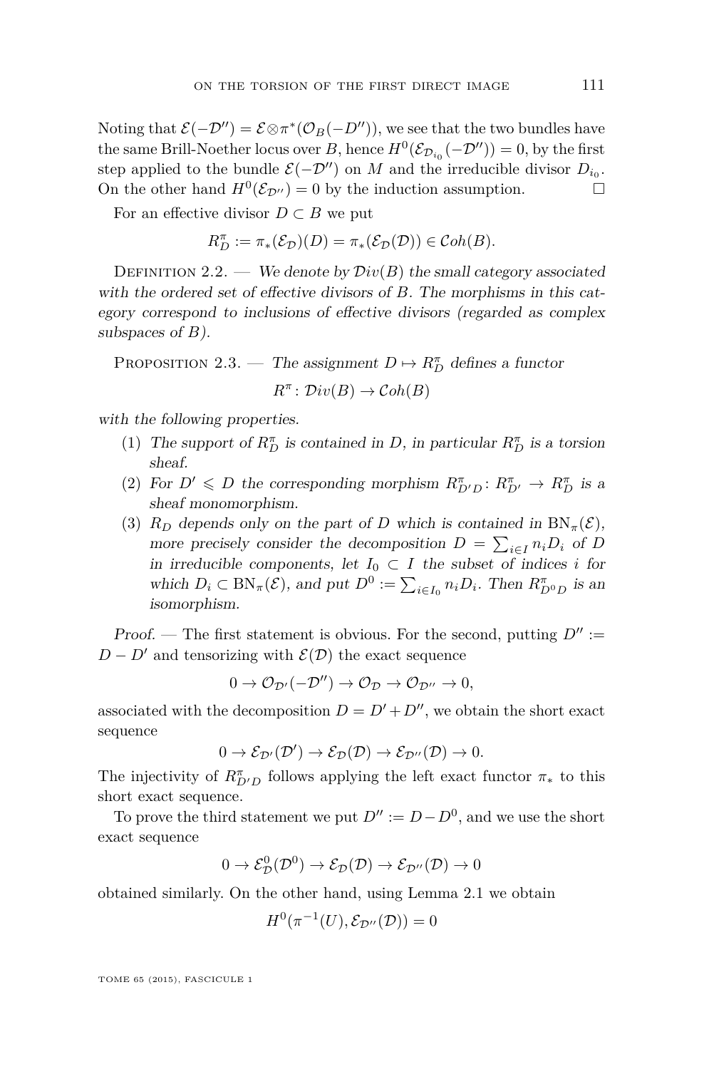Noting that $\mathcal{E}(-\mathcal{D}'') = \mathcal{E} \otimes \pi^*(\mathcal{O}_B(-D''))$, we see that the two bundles have the same Brill-Noether locus over $B$, hence $H^0(\mathcal{E}_{\mathcal{D}_{i_0}}(-\mathcal{D}'')) = 0$, by the first step applied to the bundle $\mathcal{E}(-\mathcal{D}'')$ on $M$ and the irreducible divisor $D_{i_0}$. On the other hand $H^0(\mathcal{E}_{\mathcal{D}''}) = 0$ by the induction assumption. $\square$

For an effective divisor $D \subset B$ we put

$$R^\pi_D := \pi_*(\mathcal{E}_{\mathcal{D}})(D) = \pi_*(\mathcal{E}_{\mathcal{D}}(\mathcal{D})) \in \mathcal{C}oh(B).$$

Definition 2.2. — *We denote by $\mathcal{D}iv(B)$ the small category associated with the ordered set of effective divisors of $B$. The morphisms in this category correspond to inclusions of effective divisors (regarded as complex subspaces of $B$).*

Proposition 2.3. — *The assignment $D \mapsto R^\pi_D$ defines a functor*

$$R^\pi \colon \mathcal{D}iv(B) \to \mathcal{C}oh(B)$$

*with the following properties.*

1. *The support of $R^\pi_D$ is contained in $D$, in particular $R^\pi_D$ is a torsion sheaf.*
2. *For $D' \leqslant D$ the corresponding morphism $R^\pi_{D'D} \colon R^\pi_{D'} \to R^\pi_D$ is a sheaf monomorphism.*
3. *$R_D$ depends only on the part of $D$ which is contained in $\mathrm{BN}_\pi(\mathcal{E})$, more precisely consider the decomposition $D = \sum_{i\in I} n_i D_i$ of $D$ in irreducible components, let $I_0 \subset I$ the subset of indices $i$ for which $D_i \subset \mathrm{BN}_\pi(\mathcal{E})$, and put $D^0 := \sum_{i\in I_0} n_i D_i$. Then $R^\pi_{D^0 D}$ is an isomorphism.*

*Proof.* — The first statement is obvious. For the second, putting $D'' := D - D'$ and tensorizing with $\mathcal{E}(\mathcal{D})$ the exact sequence

$$0 \to \mathcal{O}_{\mathcal{D}'}(-\mathcal{D}'') \to \mathcal{O}_{\mathcal{D}} \to \mathcal{O}_{\mathcal{D}''} \to 0,$$

associated with the decomposition $D = D' + D''$, we obtain the short exact sequence

$$0 \to \mathcal{E}_{\mathcal{D}'}(\mathcal{D}') \to \mathcal{E}_{\mathcal{D}}(\mathcal{D}) \to \mathcal{E}_{\mathcal{D}''}(\mathcal{D}) \to 0.$$

The injectivity of $R^\pi_{D'D}$ follows applying the left exact functor $\pi_*$ to this short exact sequence.

To prove the third statement we put $D'' := D - D^0$, and we use the short exact sequence

$$0 \to \mathcal{E}^0_{\mathcal{D}}(\mathcal{D}^0) \to \mathcal{E}_{\mathcal{D}}(\mathcal{D}) \to \mathcal{E}_{\mathcal{D}''}(\mathcal{D}) \to 0$$

obtained similarly. On the other hand, using Lemma 2.1 we obtain

$$H^0(\pi^{-1}(U), \mathcal{E}_{\mathcal{D}''}(\mathcal{D})) = 0$$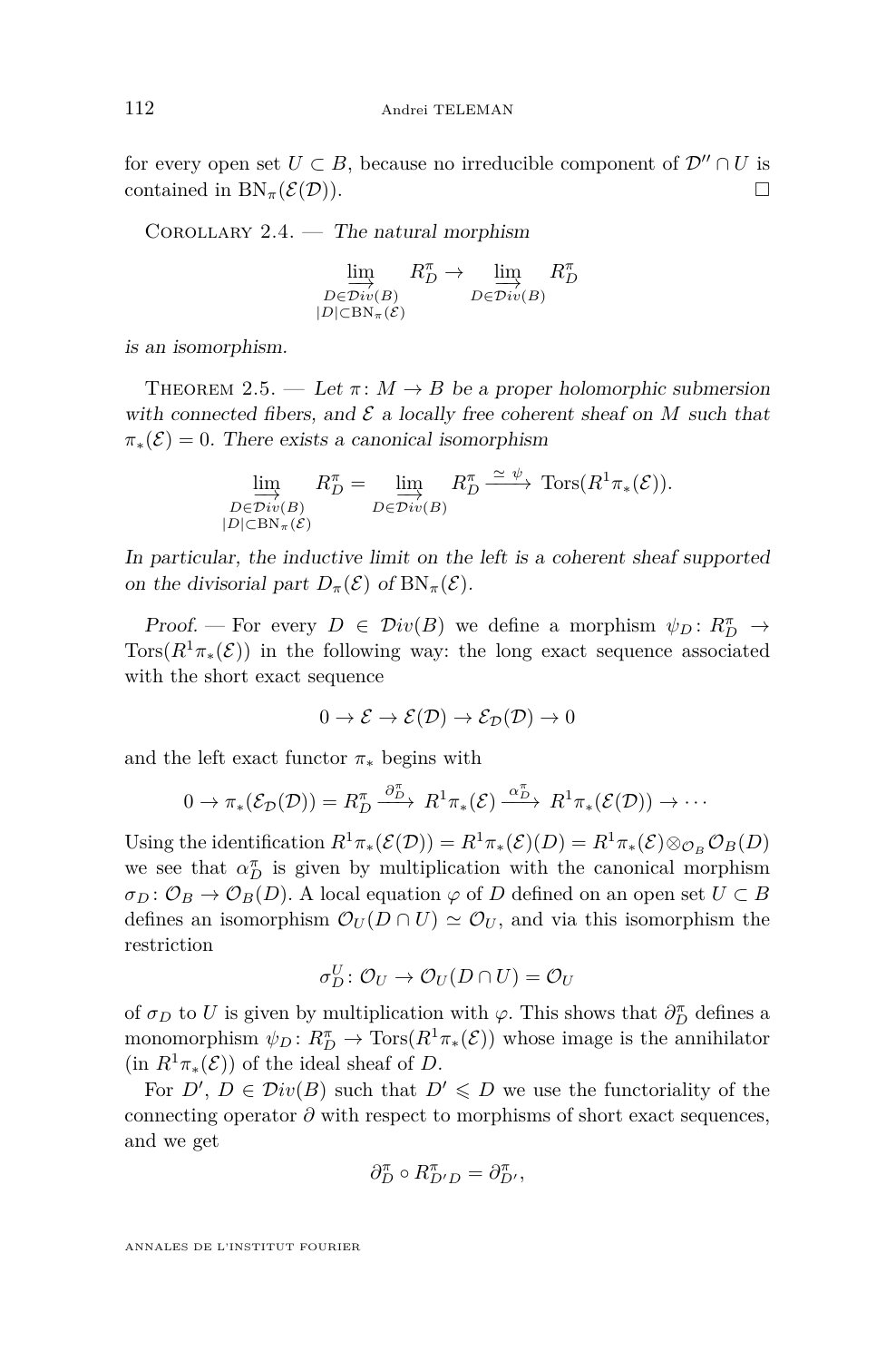for every open set $U \subset B$, because no irreducible component of $\mathcal{D}'' \cap U$ is contained in $\mathrm{BN}_\pi(\mathcal{E}(\mathcal{D}))$. $\square$

Corollary 2.4. — *The natural morphism*

$$\varinjlim_{\substack{D \in \mathcal{D}iv(B) \\ |D| \subset \mathrm{BN}_\pi(\mathcal{E})}} R^\pi_D \to \varinjlim_{D \in \mathcal{D}iv(B)} R^\pi_D$$

*is an isomorphism.*

Theorem 2.5. — *Let $\pi \colon M \to B$ be a proper holomorphic submersion with connected fibers, and $\mathcal{E}$ a locally free coherent sheaf on $M$ such that $\pi_*(\mathcal{E}) = 0$. There exists a canonical isomorphism*

$$\varinjlim_{\substack{D \in \mathcal{D}iv(B) \\ |D| \subset \mathrm{BN}_\pi(\mathcal{E})}} R^\pi_D = \varinjlim_{D \in \mathcal{D}iv(B)} R^\pi_D \xrightarrow{\simeq\ \psi} \mathrm{Tors}(R^1\pi_*(\mathcal{E})).$$

*In particular, the inductive limit on the left is a coherent sheaf supported on the divisorial part $D_\pi(\mathcal{E})$ of $\mathrm{BN}_\pi(\mathcal{E})$.*

*Proof.* — For every $D \in \mathcal{D}iv(B)$ we define a morphism $\psi_D \colon R^\pi_D \to \mathrm{Tors}(R^1\pi_*(\mathcal{E}))$ in the following way: the long exact sequence associated with the short exact sequence

$$0 \to \mathcal{E} \to \mathcal{E}(\mathcal{D}) \to \mathcal{E}_{\mathcal{D}}(\mathcal{D}) \to 0$$

and the left exact functor $\pi_*$ begins with

$$0 \to \pi_*(\mathcal{E}_{\mathcal{D}}(\mathcal{D})) = R^\pi_D \xrightarrow{\partial^\pi_D} R^1\pi_*(\mathcal{E}) \xrightarrow{\alpha^\pi_D} R^1\pi_*(\mathcal{E}(\mathcal{D})) \to \cdots$$

Using the identification $R^1\pi_*(\mathcal{E}(\mathcal{D})) = R^1\pi_*(\mathcal{E})(D) = R^1\pi_*(\mathcal{E}) \otimes_{\mathcal{O}_B} \mathcal{O}_B(D)$ we see that $\alpha^\pi_D$ is given by multiplication with the canonical morphism $\sigma_D \colon \mathcal{O}_B \to \mathcal{O}_B(D)$. A local equation $\varphi$ of $D$ defined on an open set $U \subset B$ defines an isomorphism $\mathcal{O}_U(D \cap U) \simeq \mathcal{O}_U$, and via this isomorphism the restriction

$$\sigma^U_D \colon \mathcal{O}_U \to \mathcal{O}_U(D \cap U) = \mathcal{O}_U$$

of $\sigma_D$ to $U$ is given by multiplication with $\varphi$. This shows that $\partial^\pi_D$ defines a monomorphism $\psi_D \colon R^\pi_D \to \mathrm{Tors}(R^1\pi_*(\mathcal{E}))$ whose image is the annihilator (in $R^1\pi_*(\mathcal{E})$) of the ideal sheaf of $D$.

For $D'$, $D \in \mathcal{D}iv(B)$ such that $D' \leqslant D$ we use the functoriality of the connecting operator $\partial$ with respect to morphisms of short exact sequences, and we get

$$\partial^\pi_D \circ R^\pi_{D'D} = \partial^\pi_{D'},$$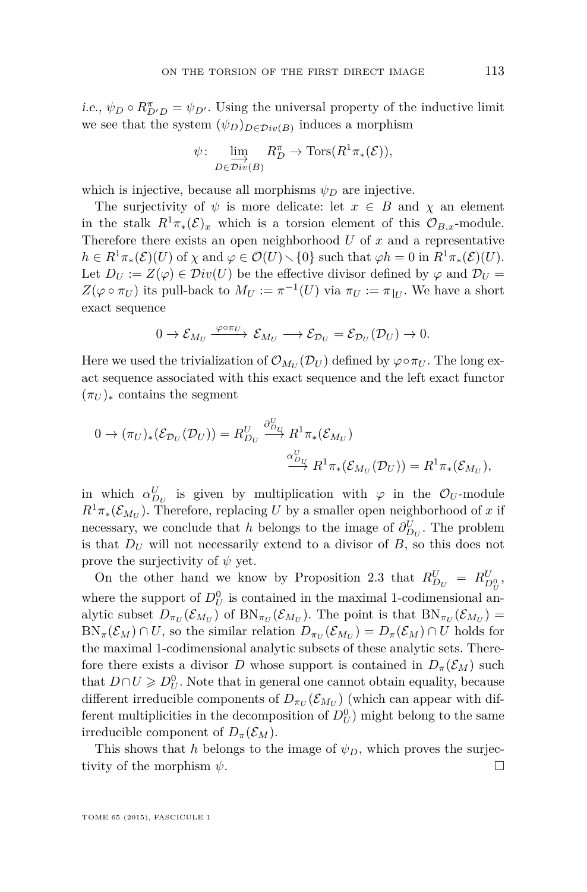*i.e.*, $\psi_D \circ R^\pi_{D'D} = \psi_{D'}$. Using the universal property of the inductive limit we see that the system $(\psi_D)_{D\in\mathcal{D}iv(B)}$ induces a morphism

$$\psi\colon \varinjlim_{D\in\mathcal{D}iv(B)} R^\pi_D \to \mathrm{Tors}(R^1\pi_*(\mathcal{E})),$$

which is injective, because all morphisms $\psi_D$ are injective.

The surjectivity of $\psi$ is more delicate: let $x \in B$ and $\chi$ an element in the stalk $R^1\pi_*(\mathcal{E})_x$ which is a torsion element of this $\mathcal{O}_{B,x}$-module. Therefore there exists an open neighborhood $U$ of $x$ and a representative $h \in R^1\pi_*(\mathcal{E})(U)$ of $\chi$ and $\varphi \in \mathcal{O}(U)\setminus\{0\}$ such that $\varphi h = 0$ in $R^1\pi_*(\mathcal{E})(U)$. Let $D_U := Z(\varphi) \in \mathcal{D}iv(U)$ be the effective divisor defined by $\varphi$ and $\mathcal{D}_U = Z(\varphi\circ\pi_U)$ its pull-back to $M_U := \pi^{-1}(U)$ via $\pi_U := \pi_{|U}$. We have a short exact sequence

$$0 \to \mathcal{E}_{M_U} \xrightarrow{\varphi\circ\pi_U} \mathcal{E}_{M_U} \longrightarrow \mathcal{E}_{\mathcal{D}_U} = \mathcal{E}_{\mathcal{D}_U}(\mathcal{D}_U) \to 0.$$

Here we used the trivialization of $\mathcal{O}_{M_U}(\mathcal{D}_U)$ defined by $\varphi\circ\pi_U$. The long exact sequence associated with this exact sequence and the left exact functor $(\pi_U)_*$ contains the segment

$$0 \to (\pi_U)_*(\mathcal{E}_{\mathcal{D}_U}(\mathcal{D}_U)) = R^U_{D_U} \xrightarrow{\partial^U_{D_U}} R^1\pi_*(\mathcal{E}_{M_U}) \xrightarrow{\alpha^U_{D_U}} R^1\pi_*(\mathcal{E}_{M_U}(\mathcal{D}_U)) = R^1\pi_*(\mathcal{E}_{M_U}),$$

in which $\alpha^U_{D_U}$ is given by multiplication with $\varphi$ in the $\mathcal{O}_U$-module $R^1\pi_*(\mathcal{E}_{M_U})$. Therefore, replacing $U$ by a smaller open neighborhood of $x$ if necessary, we conclude that $h$ belongs to the image of $\partial^U_{D_U}$. The problem is that $D_U$ will not necessarily extend to a divisor of $B$, so this does not prove the surjectivity of $\psi$ yet.

On the other hand we know by Proposition 2.3 that $R^U_{D_U} = R^U_{D^0_U}$, where the support of $D^0_U$ is contained in the maximal 1-codimensional analytic subset $D_{\pi_U}(\mathcal{E}_{M_U})$ of $\mathrm{BN}_{\pi_U}(\mathcal{E}_{M_U})$. The point is that $\mathrm{BN}_{\pi_U}(\mathcal{E}_{M_U}) = \mathrm{BN}_\pi(\mathcal{E}_M)\cap U$, so the similar relation $D_{\pi_U}(\mathcal{E}_{M_U}) = D_\pi(\mathcal{E}_M)\cap U$ holds for the maximal 1-codimensional analytic subsets of these analytic sets. Therefore there exists a divisor $D$ whose support is contained in $D_\pi(\mathcal{E}_M)$ such that $D\cap U \geqslant D^0_U$. Note that in general one cannot obtain equality, because different irreducible components of $D_{\pi_U}(\mathcal{E}_{M_U})$ (which can appear with different multiplicities in the decomposition of $D^0_U$) might belong to the same irreducible component of $D_\pi(\mathcal{E}_M)$.

This shows that $h$ belongs to the image of $\psi_D$, which proves the surjectivity of the morphism $\psi$. □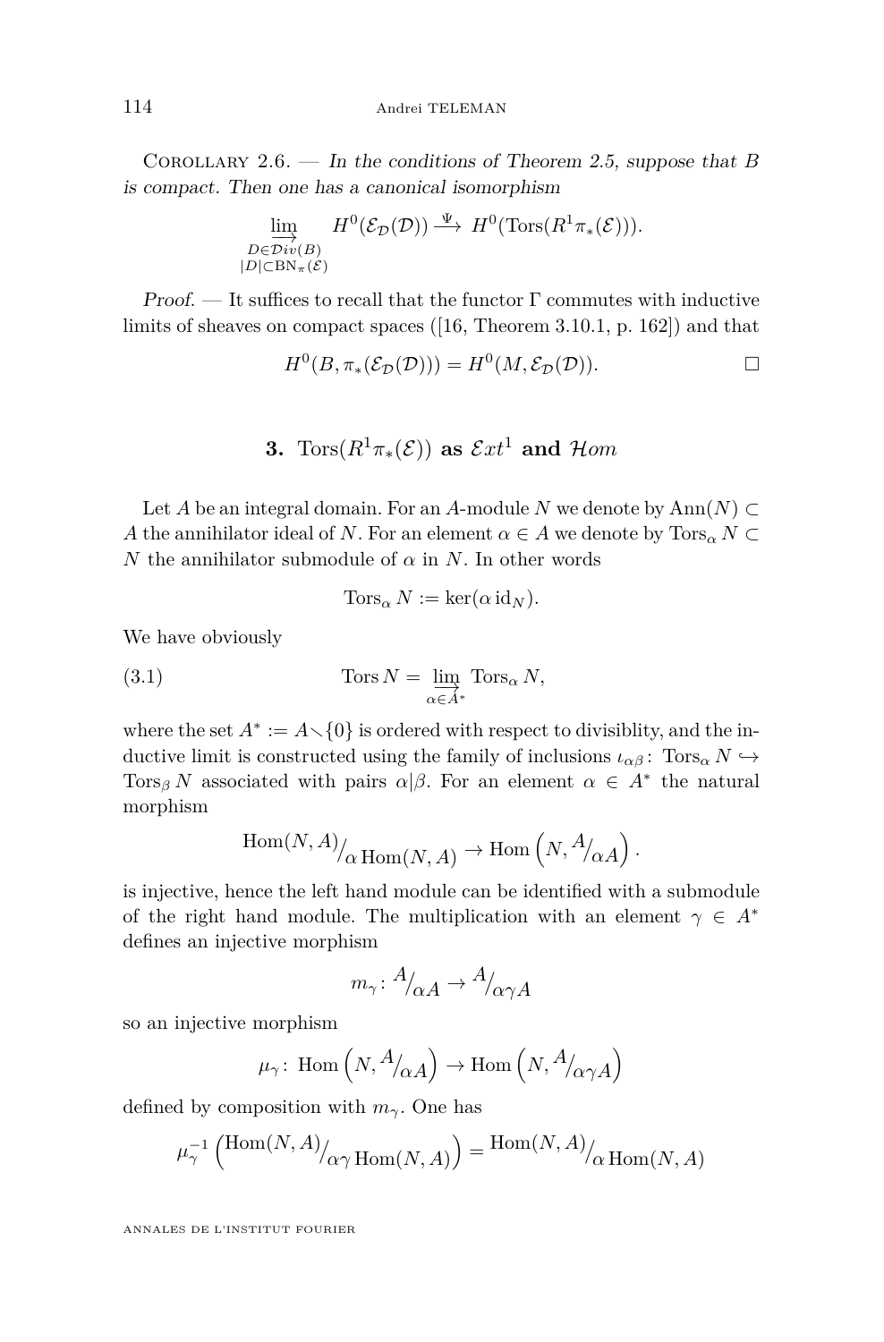Corollary 2.6. — *In the conditions of Theorem 2.5, suppose that $B$ is compact. Then one has a canonical isomorphism*

$$\varinjlim_{\substack{D\in \mathcal{D}iv(B)\\ |D|\subset \mathrm{BN}_\pi(\mathcal{E})}} H^0(\mathcal{E}_{\mathcal{D}}(\mathcal{D})) \xrightarrow{\Psi} H^0(\mathrm{Tors}(R^1\pi_*(\mathcal{E}))).$$

*Proof.* — It suffices to recall that the functor $\Gamma$ commutes with inductive limits of sheaves on compact spaces ([16, Theorem 3.10.1, p. 162]) and that

$$H^0(B, \pi_*(\mathcal{E}_{\mathcal{D}}(\mathcal{D}))) = H^0(M, \mathcal{E}_{\mathcal{D}}(\mathcal{D})). \qquad \square$$

## 3. $\mathrm{Tors}(R^1\pi_*(\mathcal{E}))$ as $\mathcal{E}xt^1$ and $\mathcal{H}om$

Let $A$ be an integral domain. For an $A$-module $N$ we denote by $\mathrm{Ann}(N) \subset A$ the annihilator ideal of $N$. For an element $\alpha \in A$ we denote by $\mathrm{Tors}_\alpha N \subset N$ the annihilator submodule of $\alpha$ in $N$. In other words

$$\mathrm{Tors}_\alpha N := \ker(\alpha\, \mathrm{id}_N).$$

We have obviously

$$\mathrm{Tors}\, N = \varinjlim_{\alpha\in A^*} \mathrm{Tors}_\alpha N, \tag{3.1}$$

where the set $A^* := A\setminus\{0\}$ is ordered with respect to divisiblity, and the inductive limit is constructed using the family of inclusions $\iota_{\alpha\beta}\colon \mathrm{Tors}_\alpha N \hookrightarrow \mathrm{Tors}_\beta N$ associated with pairs $\alpha|\beta$. For an element $\alpha \in A^*$ the natural morphism

$$\mathrm{Hom}(N,A)\big/_{\alpha\,\mathrm{Hom}(N,A)} \to \mathrm{Hom}\left(N, A\big/_{\alpha A}\right).$$

is injective, hence the left hand module can be identified with a submodule of the right hand module. The multiplication with an element $\gamma \in A^*$ defines an injective morphism

$$m_\gamma\colon A\big/_{\alpha A} \to A\big/_{\alpha\gamma A}$$

so an injective morphism

$$\mu_\gamma\colon \mathrm{Hom}\left(N, A\big/_{\alpha A}\right) \to \mathrm{Hom}\left(N, A\big/_{\alpha\gamma A}\right)$$

defined by composition with $m_\gamma$. One has

$$\mu_\gamma^{-1}\left(\mathrm{Hom}(N,A)\big/_{\alpha\gamma\,\mathrm{Hom}(N,A)}\right) = \mathrm{Hom}(N,A)\big/_{\alpha\,\mathrm{Hom}(N,A)}$$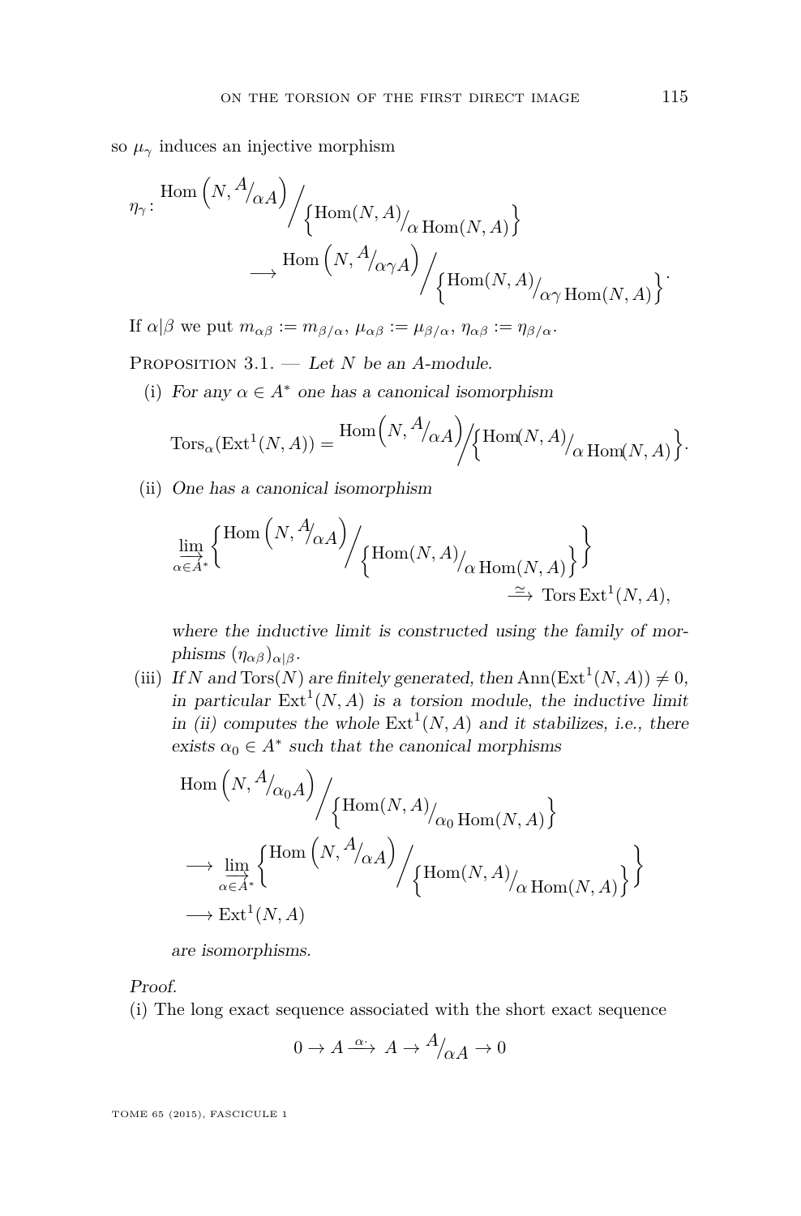so $\mu_\gamma$ induces an injective morphism

$$\eta_\gamma\colon \operatorname{Hom}\left(N, {}^{A}\!/_{\alpha A}\right) \Big/ \left\{ {}^{\operatorname{Hom}(N,A)}\!/_{\alpha \operatorname{Hom}(N,A)} \right\} \longrightarrow \operatorname{Hom}\left(N, {}^{A}\!/_{\alpha\gamma A}\right) \Big/ \left\{ {}^{\operatorname{Hom}(N,A)}\!/_{\alpha\gamma \operatorname{Hom}(N,A)} \right\}.$$

If $\alpha|\beta$ we put $m_{\alpha\beta} := m_{\beta/\alpha}$, $\mu_{\alpha\beta} := \mu_{\beta/\alpha}$, $\eta_{\alpha\beta} := \eta_{\beta/\alpha}$.

Proposition 3.1. — *Let $N$ be an $A$-module.*

(i) *For any $\alpha \in A^*$ one has a canonical isomorphism*

$$\operatorname{Tors}_\alpha(\operatorname{Ext}^1(N,A)) = \operatorname{Hom}\left(N, {}^{A}\!/_{\alpha A}\right) \Big/ \left\{ {}^{\operatorname{Hom}(N,A)}\!/_{\alpha \operatorname{Hom}(N,A)} \right\}.$$

(ii) *One has a canonical isomorphism*

$$\varinjlim_{\alpha\in A^*} \left\{ \operatorname{Hom}\left(N, {}^{A}\!/_{\alpha A}\right) \Big/ \left\{ {}^{\operatorname{Hom}(N,A)}\!/_{\alpha \operatorname{Hom}(N,A)} \right\} \right\} \xrightarrow{\simeq} \operatorname{Tors}\operatorname{Ext}^1(N,A),$$

*where the inductive limit is constructed using the family of morphisms $(\eta_{\alpha\beta})_{\alpha|\beta}$.*

(iii) *If $N$ and $\operatorname{Tors}(N)$ are finitely generated, then $\operatorname{Ann}(\operatorname{Ext}^1(N,A)) \neq 0$, in particular $\operatorname{Ext}^1(N,A)$ is a torsion module, the inductive limit in (ii) computes the whole $\operatorname{Ext}^1(N,A)$ and it stabilizes, i.e., there exists $\alpha_0 \in A^*$ such that the canonical morphisms*

$$\operatorname{Hom}\left(N, {}^{A}\!/_{\alpha_0 A}\right) \Big/ \left\{ {}^{\operatorname{Hom}(N,A)}\!/_{\alpha_0 \operatorname{Hom}(N,A)} \right\}$$
$$\longrightarrow \varinjlim_{\alpha\in A^*} \left\{ \operatorname{Hom}\left(N, {}^{A}\!/_{\alpha A}\right) \Big/ \left\{ {}^{\operatorname{Hom}(N,A)}\!/_{\alpha \operatorname{Hom}(N,A)} \right\} \right\}$$
$$\longrightarrow \operatorname{Ext}^1(N,A)$$

*are isomorphisms.*

*Proof.*

(i) The long exact sequence associated with the short exact sequence

$$0 \to A \xrightarrow{\alpha\cdot} A \to {}^{A}\!/_{\alpha A} \to 0$$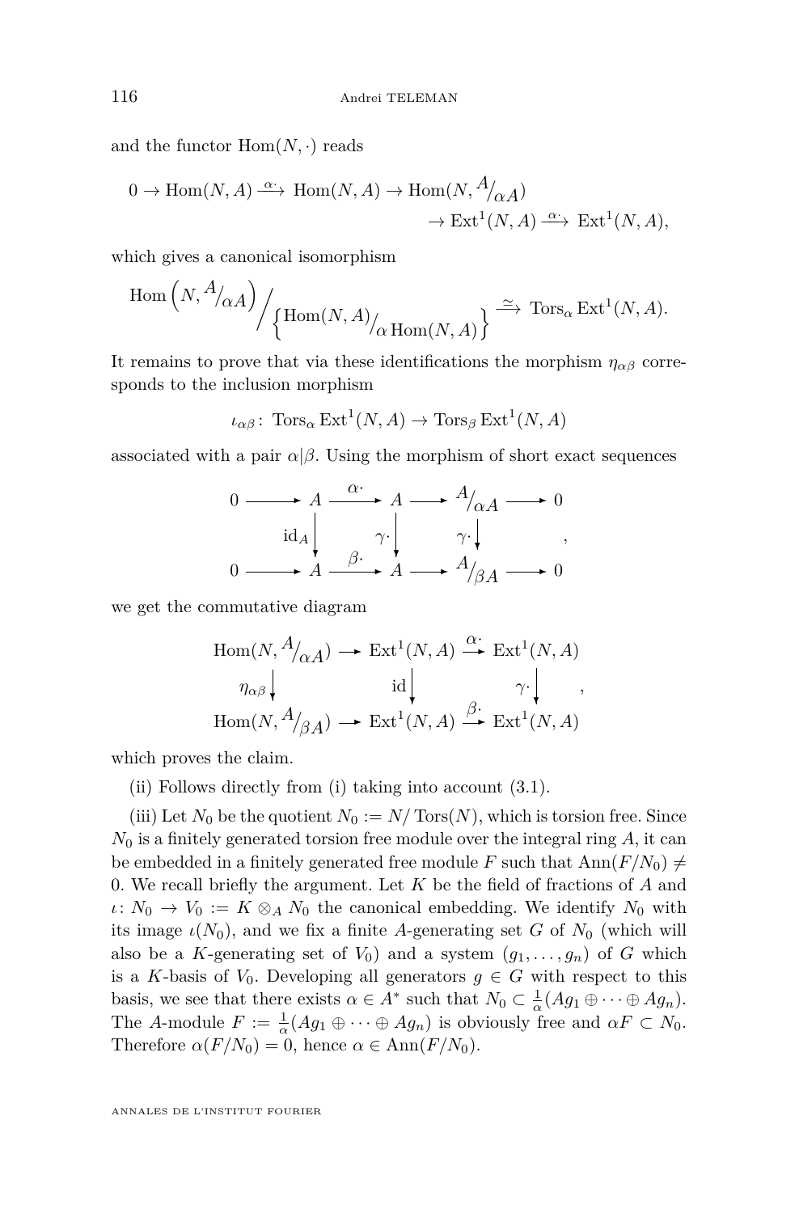and the functor $\mathrm{Hom}(N,\cdot)$ reads

$$0 \to \mathrm{Hom}(N,A) \xrightarrow{\alpha\cdot} \mathrm{Hom}(N,A) \to \mathrm{Hom}(N, {}^{A}\!/_{\alpha A}) \\ \to \mathrm{Ext}^1(N,A) \xrightarrow{\alpha\cdot} \mathrm{Ext}^1(N,A),$$

which gives a canonical isomorphism

$$\mathrm{Hom}\left(N, {}^{A}\!/_{\alpha A}\right) \Big/ \left\{ {}^{\mathrm{Hom}(N,A)}\!/_{\alpha \,\mathrm{Hom}(N,A)} \right\} \xrightarrow{\simeq} \mathrm{Tors}_\alpha \mathrm{Ext}^1(N,A).$$

It remains to prove that via these identifications the morphism $\eta_{\alpha\beta}$ corresponds to the inclusion morphism

$$\iota_{\alpha\beta}\colon \mathrm{Tors}_\alpha \mathrm{Ext}^1(N,A) \to \mathrm{Tors}_\beta \mathrm{Ext}^1(N,A)$$

associated with a pair $\alpha|\beta$. Using the morphism of short exact sequences

$$\begin{array}{ccccccccc} 0 & \longrightarrow & A & \xrightarrow{\alpha\cdot} & A & \longrightarrow & {}^{A}\!/_{\alpha A} & \longrightarrow & 0 \\ & & \downarrow{\scriptstyle \mathrm{id}_A} & & \downarrow{\scriptstyle \gamma\cdot} & & \downarrow{\scriptstyle \gamma\cdot} & & \\ 0 & \longrightarrow & A & \xrightarrow{\beta\cdot} & A & \longrightarrow & {}^{A}\!/_{\beta A} & \longrightarrow & 0 \end{array},$$

we get the commutative diagram

$$\begin{array}{ccccc} \mathrm{Hom}(N, {}^{A}\!/_{\alpha A}) & \longrightarrow & \mathrm{Ext}^1(N,A) & \xrightarrow{\alpha\cdot} & \mathrm{Ext}^1(N,A) \\ \downarrow{\scriptstyle \eta_{\alpha\beta}} & & \downarrow{\scriptstyle \mathrm{id}} & & \downarrow{\scriptstyle \gamma\cdot} \\ \mathrm{Hom}(N, {}^{A}\!/_{\beta A}) & \longrightarrow & \mathrm{Ext}^1(N,A) & \xrightarrow{\beta\cdot} & \mathrm{Ext}^1(N,A) \end{array},$$

which proves the claim.

(ii) Follows directly from (i) taking into account (3.1).

(iii) Let $N_0$ be the quotient $N_0 := N/\mathrm{Tors}(N)$, which is torsion free. Since $N_0$ is a finitely generated torsion free module over the integral ring $A$, it can be embedded in a finitely generated free module $F$ such that $\mathrm{Ann}(F/N_0) \neq 0$. We recall briefly the argument. Let $K$ be the field of fractions of $A$ and $\iota\colon N_0 \to V_0 := K \otimes_A N_0$ the canonical embedding. We identify $N_0$ with its image $\iota(N_0)$, and we fix a finite $A$-generating set $G$ of $N_0$ (which will also be a $K$-generating set of $V_0$) and a system $(g_1,\dots,g_n)$ of $G$ which is a $K$-basis of $V_0$. Developing all generators $g \in G$ with respect to this basis, we see that there exists $\alpha \in A^*$ such that $N_0 \subset \frac{1}{\alpha}(Ag_1 \oplus \cdots \oplus Ag_n)$. The $A$-module $F := \frac{1}{\alpha}(Ag_1 \oplus \cdots \oplus Ag_n)$ is obviously free and $\alpha F \subset N_0$. Therefore $\alpha(F/N_0) = 0$, hence $\alpha \in \mathrm{Ann}(F/N_0)$.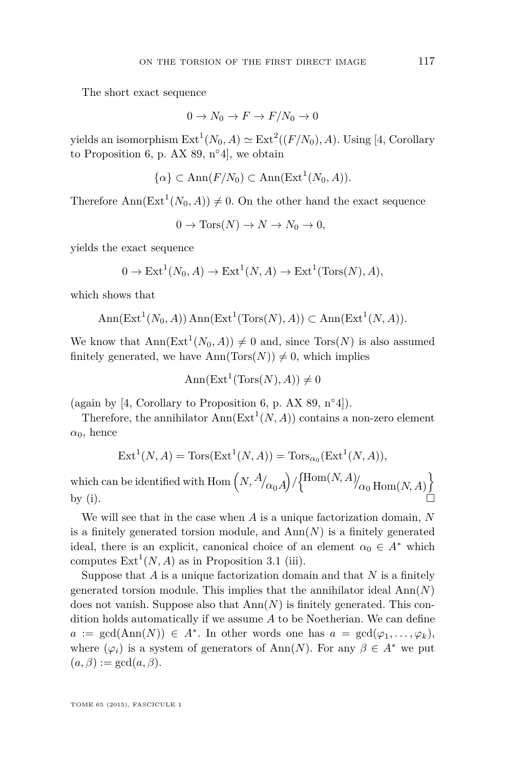The short exact sequence

$$0 \to N_0 \to F \to F/N_0 \to 0$$

yields an isomorphism $\mathrm{Ext}^1(N_0, A) \simeq \mathrm{Ext}^2((F/N_0), A)$. Using [4, Corollary to Proposition 6, p. AX 89, n°4], we obtain

$$\{\alpha\} \subset \mathrm{Ann}(F/N_0) \subset \mathrm{Ann}(\mathrm{Ext}^1(N_0, A)).$$

Therefore $\mathrm{Ann}(\mathrm{Ext}^1(N_0, A)) \neq 0$. On the other hand the exact sequence

$$0 \to \mathrm{Tors}(N) \to N \to N_0 \to 0,$$

yields the exact sequence

$$0 \to \mathrm{Ext}^1(N_0, A) \to \mathrm{Ext}^1(N, A) \to \mathrm{Ext}^1(\mathrm{Tors}(N), A),$$

which shows that

$$\mathrm{Ann}(\mathrm{Ext}^1(N_0, A))\,\mathrm{Ann}(\mathrm{Ext}^1(\mathrm{Tors}(N), A)) \subset \mathrm{Ann}(\mathrm{Ext}^1(N, A)).$$

We know that $\mathrm{Ann}(\mathrm{Ext}^1(N_0, A)) \neq 0$ and, since $\mathrm{Tors}(N)$ is also assumed finitely generated, we have $\mathrm{Ann}(\mathrm{Tors}(N)) \neq 0$, which implies

$$\mathrm{Ann}(\mathrm{Ext}^1(\mathrm{Tors}(N), A)) \neq 0$$

(again by [4, Corollary to Proposition 6, p. AX 89, n°4]).

Therefore, the annihilator $\mathrm{Ann}(\mathrm{Ext}^1(N, A))$ contains a non-zero element $\alpha_0$, hence

$$\mathrm{Ext}^1(N, A) = \mathrm{Tors}(\mathrm{Ext}^1(N, A)) = \mathrm{Tors}_{\alpha_0}(\mathrm{Ext}^1(N, A)),$$

which can be identified with $\mathrm{Hom}\left(N, {}^{A}\!/_{\alpha_0 A}\right) / \left\{ {}^{\mathrm{Hom}(N, A)}\!/_{\alpha_0 \mathrm{Hom}(N, A)} \right\}$ by (i). $\square$

We will see that in the case when $A$ is a unique factorization domain, $N$ is a finitely generated torsion module, and $\mathrm{Ann}(N)$ is a finitely generated ideal, there is an explicit, canonical choice of an element $\alpha_0 \in A^*$ which computes $\mathrm{Ext}^1(N, A)$ as in Proposition 3.1 (iii).

Suppose that $A$ is a unique factorization domain and that $N$ is a finitely generated torsion module. This implies that the annihilator ideal $\mathrm{Ann}(N)$ does not vanish. Suppose also that $\mathrm{Ann}(N)$ is finitely generated. This condition holds automatically if we assume $A$ to be Noetherian. We can define $a := \gcd(\mathrm{Ann}(N)) \in A^*$. In other words one has $a = \gcd(\varphi_1, \ldots, \varphi_k)$, where $(\varphi_i)$ is a system of generators of $\mathrm{Ann}(N)$. For any $\beta \in A^*$ we put $(a, \beta) := \gcd(a, \beta)$.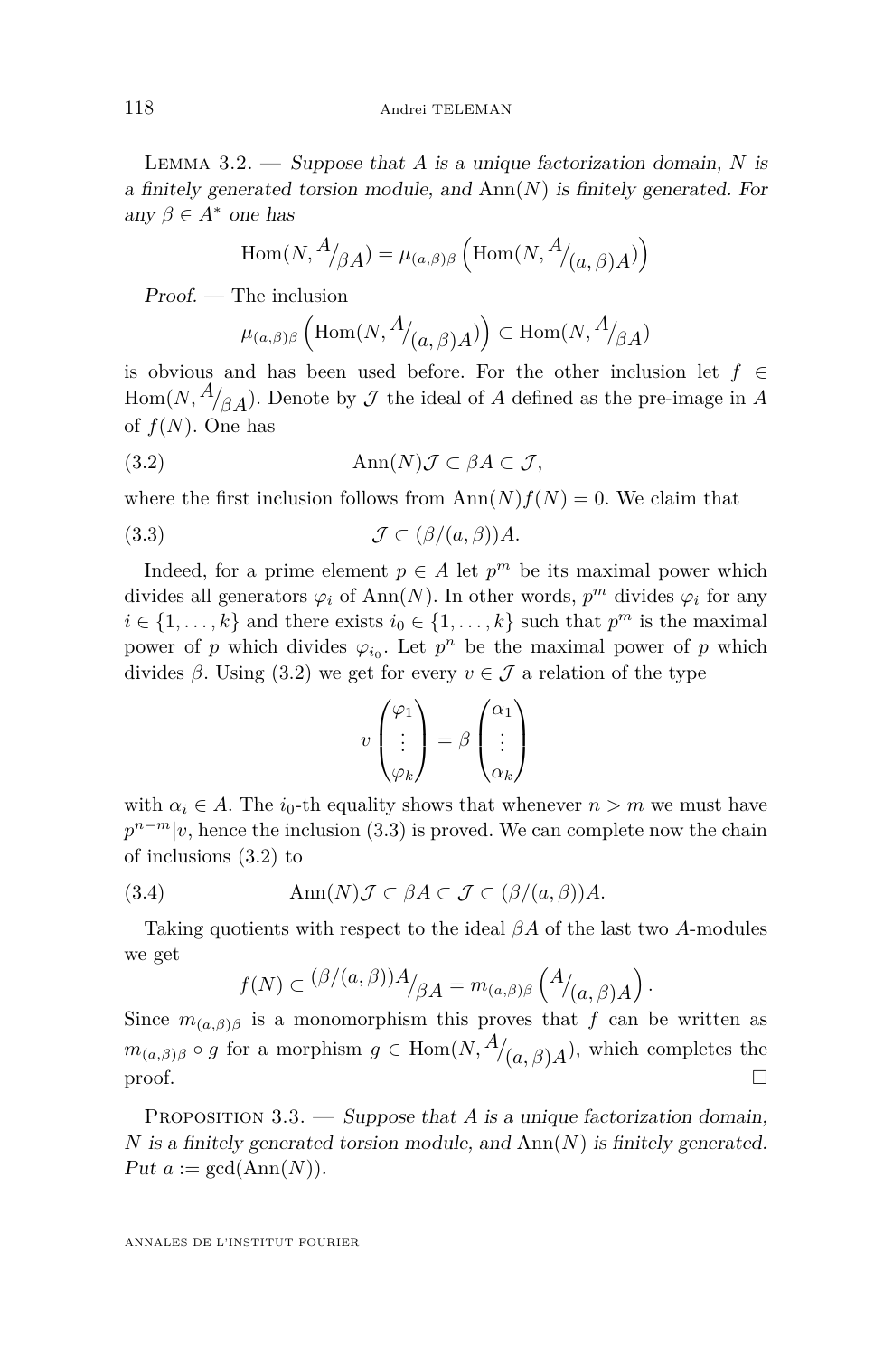Lemma 3.2. — *Suppose that $A$ is a unique factorization domain, $N$ is a finitely generated torsion module, and $\mathrm{Ann}(N)$ is finitely generated. For any $\beta \in A^*$ one has*

$$\mathrm{Hom}(N, {A}/{\beta A}) = \mu_{(a,\beta)\beta}\left(\mathrm{Hom}(N, {A}/{(a,\beta)A})\right)$$

*Proof.* — The inclusion

$$\mu_{(a,\beta)\beta}\left(\mathrm{Hom}(N, {A}/{(a,\beta)A})\right) \subset \mathrm{Hom}(N, {A}/{\beta A})$$

is obvious and has been used before. For the other inclusion let $f \in \mathrm{Hom}(N, {A}/{\beta A})$. Denote by $\mathcal{J}$ the ideal of $A$ defined as the pre-image in $A$ of $f(N)$. One has

$$\mathrm{Ann}(N)\mathcal{J} \subset \beta A \subset \mathcal{J}, \tag{3.2}$$

where the first inclusion follows from $\mathrm{Ann}(N)f(N) = 0$. We claim that

$$\mathcal{J} \subset (\beta/(a,\beta))A. \tag{3.3}$$

Indeed, for a prime element $p \in A$ let $p^m$ be its maximal power which divides all generators $\varphi_i$ of $\mathrm{Ann}(N)$. In other words, $p^m$ divides $\varphi_i$ for any $i \in \{1, \ldots, k\}$ and there exists $i_0 \in \{1, \ldots, k\}$ such that $p^m$ is the maximal power of $p$ which divides $\varphi_{i_0}$. Let $p^n$ be the maximal power of $p$ which divides $\beta$. Using (3.2) we get for every $v \in \mathcal{J}$ a relation of the type

$$v\begin{pmatrix}\varphi_1\\ \vdots \\ \varphi_k\end{pmatrix} = \beta\begin{pmatrix}\alpha_1\\ \vdots \\ \alpha_k\end{pmatrix}$$

with $\alpha_i \in A$. The $i_0$-th equality shows that whenever $n > m$ we must have $p^{n-m}|v$, hence the inclusion (3.3) is proved. We can complete now the chain of inclusions (3.2) to

$$\mathrm{Ann}(N)\mathcal{J} \subset \beta A \subset \mathcal{J} \subset (\beta/(a,\beta))A. \tag{3.4}$$

Taking quotients with respect to the ideal $\beta A$ of the last two $A$-modules we get

$$f(N) \subset {(\beta/(a,\beta))A}/{\beta A} = m_{(a,\beta)\beta}\left({A}/{(a,\beta)A}\right).$$

Since $m_{(a,\beta)\beta}$ is a monomorphism this proves that $f$ can be written as $m_{(a,\beta)\beta} \circ g$ for a morphism $g \in \mathrm{Hom}(N, {A}/{(a,\beta)A})$, which completes the proof. $\square$

Proposition 3.3. — *Suppose that $A$ is a unique factorization domain, $N$ is a finitely generated torsion module, and $\mathrm{Ann}(N)$ is finitely generated. Put $a := \gcd(\mathrm{Ann}(N))$.*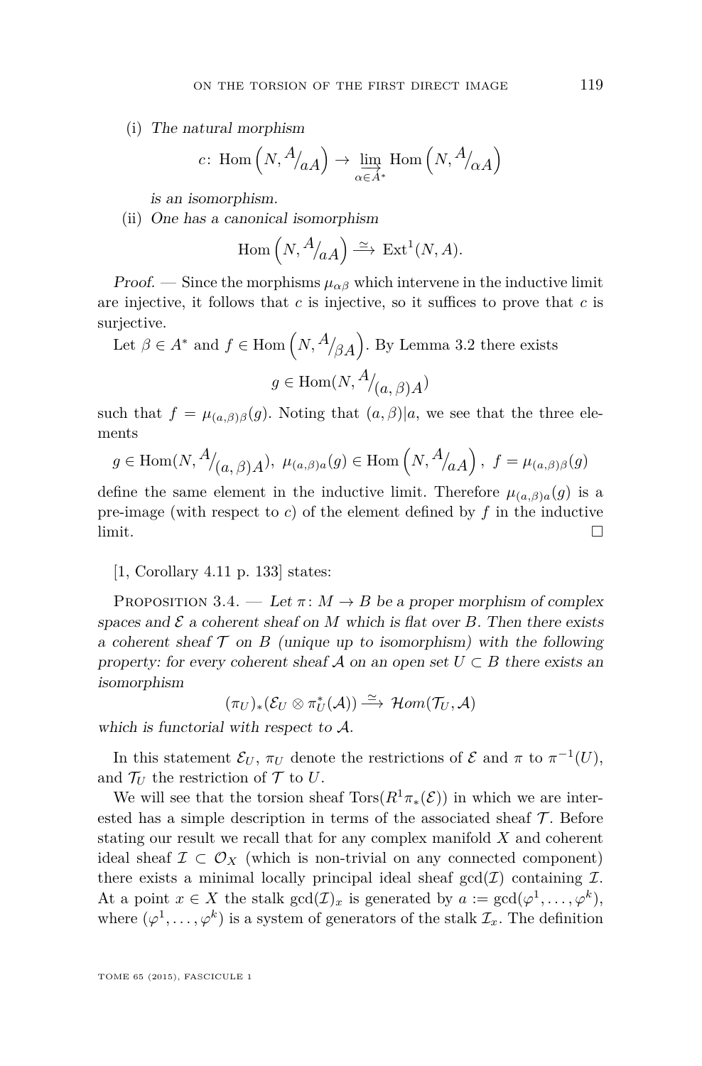(i) *The natural morphism*

$$c\colon \operatorname{Hom}\left(N, {}^{A}\!/_{aA}\right) \to \varinjlim_{\alpha \in A^*} \operatorname{Hom}\left(N, {}^{A}\!/_{\alpha A}\right)$$

*is an isomorphism.*

(ii) *One has a canonical isomorphism*

$$\operatorname{Hom}\left(N, {}^{A}\!/_{aA}\right) \xrightarrow{\simeq} \operatorname{Ext}^1(N, A).$$

*Proof.* — Since the morphisms $\mu_{\alpha\beta}$ which intervene in the inductive limit are injective, it follows that $c$ is injective, so it suffices to prove that $c$ is surjective.

Let $\beta \in A^*$ and $f \in \operatorname{Hom}\left(N, {}^{A}\!/_{\beta A}\right)$. By Lemma 3.2 there exists

$$g \in \operatorname{Hom}(N, {}^{A}\!/_{(a,\beta)A})$$

such that $f = \mu_{(a,\beta)\beta}(g)$. Noting that $(a,\beta)|a$, we see that the three elements

$$g \in \operatorname{Hom}(N, {}^{A}\!/_{(a,\beta)A}),\ \mu_{(a,\beta)a}(g) \in \operatorname{Hom}\left(N, {}^{A}\!/_{aA}\right),\ f = \mu_{(a,\beta)\beta}(g)$$

define the same element in the inductive limit. Therefore $\mu_{(a,\beta)a}(g)$ is a pre-image (with respect to $c$) of the element defined by $f$ in the inductive limit. □

[1, Corollary 4.11 p. 133] states:

Proposition 3.4. — *Let $\pi\colon M \to B$ be a proper morphism of complex spaces and $\mathcal{E}$ a coherent sheaf on $M$ which is flat over $B$. Then there exists a coherent sheaf $\mathcal{T}$ on $B$ (unique up to isomorphism) with the following property: for every coherent sheaf $\mathcal{A}$ on an open set $U \subset B$ there exists an isomorphism*

$$(\pi_U)_*(\mathcal{E}_U \otimes \pi_U^*(\mathcal{A})) \xrightarrow{\simeq} \mathcal{H}om(\mathcal{T}_U, \mathcal{A})$$

*which is functorial with respect to $\mathcal{A}$.*

In this statement $\mathcal{E}_U$, $\pi_U$ denote the restrictions of $\mathcal{E}$ and $\pi$ to $\pi^{-1}(U)$, and $\mathcal{T}_U$ the restriction of $\mathcal{T}$ to $U$.

We will see that the torsion sheaf $\operatorname{Tors}(R^1\pi_*(\mathcal{E}))$ in which we are interested has a simple description in terms of the associated sheaf $\mathcal{T}$. Before stating our result we recall that for any complex manifold $X$ and coherent ideal sheaf $\mathcal{I} \subset \mathcal{O}_X$ (which is non-trivial on any connected component) there exists a minimal locally principal ideal sheaf $\gcd(\mathcal{I})$ containing $\mathcal{I}$. At a point $x \in X$ the stalk $\gcd(\mathcal{I})_x$ is generated by $a := \gcd(\varphi^1, \dots, \varphi^k)$, where $(\varphi^1, \dots, \varphi^k)$ is a system of generators of the stalk $\mathcal{I}_x$. The definition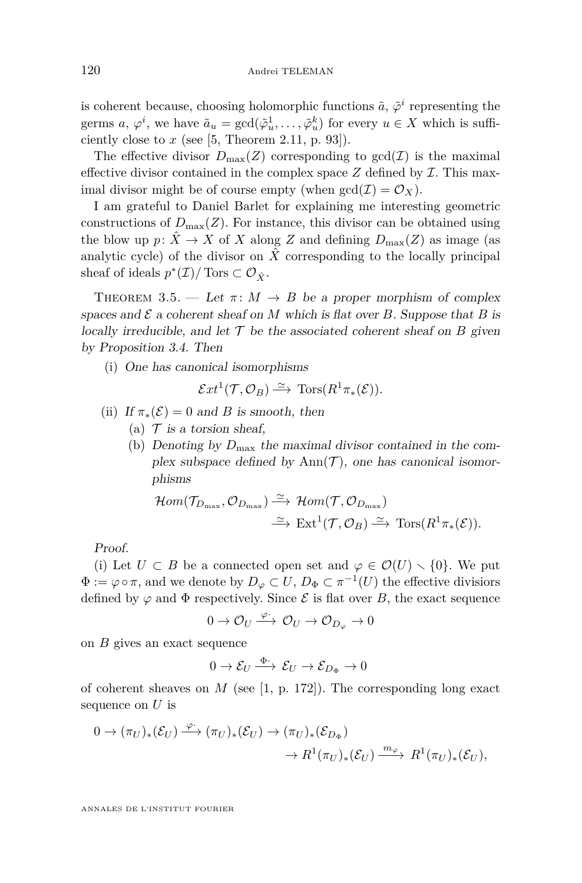is coherent because, choosing holomorphic functions $\tilde{a}$, $\tilde{\varphi}^i$ representing the germs $a$, $\varphi^i$, we have $\tilde{a}_u = \gcd(\tilde{\varphi}^1_u, \dots, \tilde{\varphi}^k_u)$ for every $u \in X$ which is sufficiently close to $x$ (see [5, Theorem 2.11, p. 93]).

The effective divisor $D_{\max}(Z)$ corresponding to $\gcd(\mathcal{I})$ is the maximal effective divisor contained in the complex space $Z$ defined by $\mathcal{I}$. This maximal divisor might be of course empty (when $\gcd(\mathcal{I}) = \mathcal{O}_X$).

I am grateful to Daniel Barlet for explaining me interesting geometric constructions of $D_{\max}(Z)$. For instance, this divisor can be obtained using the blow up $p\colon \hat{X} \to X$ of $X$ along $Z$ and defining $D_{\max}(Z)$ as image (as analytic cycle) of the divisor on $\hat{X}$ corresponding to the locally principal sheaf of ideals $p^*(\mathcal{I})/\operatorname{Tors} \subset \mathcal{O}_{\hat{X}}$.

Theorem 3.5. — *Let $\pi\colon M \to B$ be a proper morphism of complex spaces and $\mathcal{E}$ a coherent sheaf on $M$ which is flat over $B$. Suppose that $B$ is locally irreducible, and let $\mathcal{T}$ be the associated coherent sheaf on $B$ given by Proposition 3.4. Then*

(i) *One has canonical isomorphisms*

$$\mathcal{E}xt^1(\mathcal{T}, \mathcal{O}_B) \xrightarrow{\simeq} \operatorname{Tors}(R^1\pi_*(\mathcal{E})).$$

(ii) *If $\pi_*(\mathcal{E}) = 0$ and $B$ is smooth, then*
   (a) *$\mathcal{T}$ is a torsion sheaf,*
   (b) *Denoting by $D_{\max}$ the maximal divisor contained in the complex subspace defined by $\operatorname{Ann}(\mathcal{T})$, one has canonical isomorphisms*

$$\mathcal{H}om(\mathcal{T}_{D_{\max}}, \mathcal{O}_{D_{\max}}) \xrightarrow{\simeq} \mathcal{H}om(\mathcal{T}, \mathcal{O}_{D_{\max}}) \xrightarrow{\simeq} \operatorname{Ext}^1(\mathcal{T}, \mathcal{O}_B) \xrightarrow{\simeq} \operatorname{Tors}(R^1\pi_*(\mathcal{E})).$$

*Proof.*

(i) Let $U \subset B$ be a connected open set and $\varphi \in \mathcal{O}(U) \setminus \{0\}$. We put $\Phi := \varphi \circ \pi$, and we denote by $D_\varphi \subset U$, $D_\Phi \subset \pi^{-1}(U)$ the effective divisors defined by $\varphi$ and $\Phi$ respectively. Since $\mathcal{E}$ is flat over $B$, the exact sequence

$$0 \to \mathcal{O}_U \xrightarrow{\varphi\cdot} \mathcal{O}_U \to \mathcal{O}_{D_\varphi} \to 0$$

on $B$ gives an exact sequence

$$0 \to \mathcal{E}_U \xrightarrow{\Phi\cdot} \mathcal{E}_U \to \mathcal{E}_{D_\Phi} \to 0$$

of coherent sheaves on $M$ (see [1, p. 172]). The corresponding long exact sequence on $U$ is

$$0 \to (\pi_U)_*(\mathcal{E}_U) \xrightarrow{\varphi\cdot} (\pi_U)_*(\mathcal{E}_U) \to (\pi_U)_*(\mathcal{E}_{D_\Phi}) \to R^1(\pi_U)_*(\mathcal{E}_U) \xrightarrow{m_\varphi} R^1(\pi_U)_*(\mathcal{E}_U),$$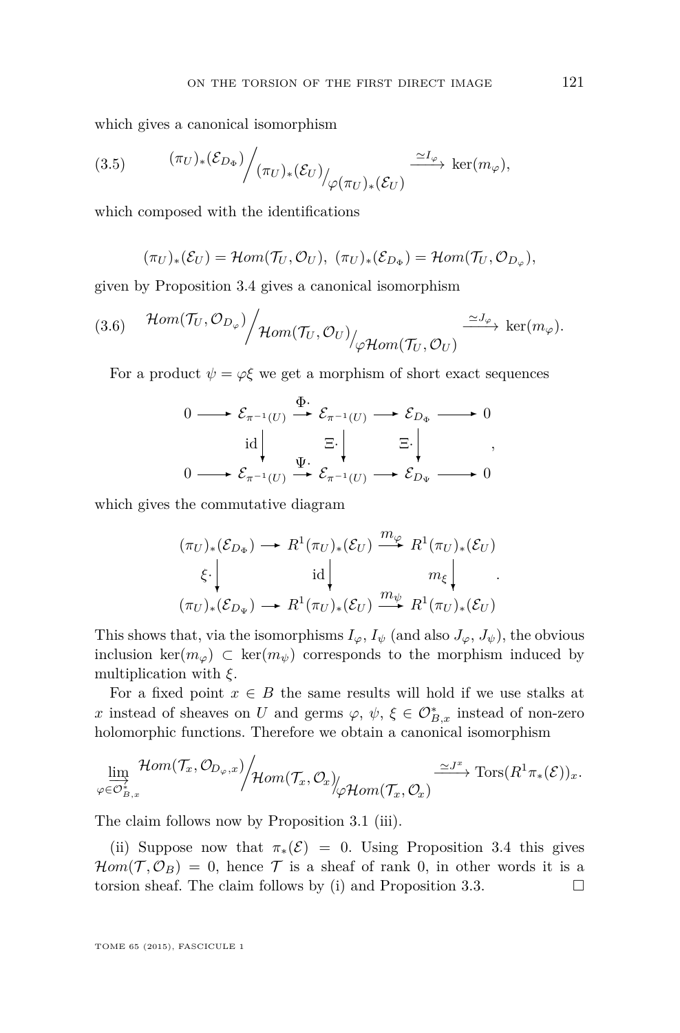which gives a canonical isomorphism

$$(3.5)\qquad (\pi_U)_*(\mathcal{E}_{D_\Phi}) \Big/ {(\pi_U)_*(\mathcal{E}_U)} \big/ {\varphi(\pi_U)_*(\mathcal{E}_U)} \xrightarrow{\simeq I_\varphi} \ker(m_\varphi),$$

which composed with the identifications

$$(\pi_U)_*(\mathcal{E}_U) = \mathcal{H}om(\mathcal{T}_U, \mathcal{O}_U),\ (\pi_U)_*(\mathcal{E}_{D_\Phi}) = \mathcal{H}om(\mathcal{T}_U, \mathcal{O}_{D_\varphi}),$$

given by Proposition 3.4 gives a canonical isomorphism

$$(3.6)\qquad \mathcal{H}om(\mathcal{T}_U, \mathcal{O}_{D_\varphi}) \Big/ {\mathcal{H}om(\mathcal{T}_U, \mathcal{O}_U)} \big/ {\varphi \mathcal{H}om(\mathcal{T}_U, \mathcal{O}_U)} \xrightarrow{\simeq J_\varphi} \ker(m_\varphi).$$

For a product $\psi = \varphi\xi$ we get a morphism of short exact sequences

$$\begin{array}{ccccccccc}
0 & \longrightarrow & \mathcal{E}_{\pi^{-1}(U)} & \xrightarrow{\Phi\cdot} & \mathcal{E}_{\pi^{-1}(U)} & \longrightarrow & \mathcal{E}_{D_\Phi} & \longrightarrow & 0 \\
 & & \downarrow{\scriptstyle \mathrm{id}} & & \downarrow{\scriptstyle \Xi\cdot} & & \downarrow{\scriptstyle \Xi\cdot} & & \\
0 & \longrightarrow & \mathcal{E}_{\pi^{-1}(U)} & \xrightarrow{\Psi\cdot} & \mathcal{E}_{\pi^{-1}(U)} & \longrightarrow & \mathcal{E}_{D_\Psi} & \longrightarrow & 0
\end{array},$$

which gives the commutative diagram

$$\begin{array}{ccccc}
(\pi_U)_*(\mathcal{E}_{D_\Phi}) & \longrightarrow & R^1(\pi_U)_*(\mathcal{E}_U) & \xrightarrow{m_\varphi} & R^1(\pi_U)_*(\mathcal{E}_U) \\
\downarrow{\scriptstyle \xi\cdot} & & \downarrow{\scriptstyle \mathrm{id}} & & \downarrow{\scriptstyle m_\xi} \\
(\pi_U)_*(\mathcal{E}_{D_\Psi}) & \longrightarrow & R^1(\pi_U)_*(\mathcal{E}_U) & \xrightarrow{m_\psi} & R^1(\pi_U)_*(\mathcal{E}_U)
\end{array}.$$

This shows that, via the isomorphisms $I_\varphi$, $I_\psi$ (and also $J_\varphi$, $J_\psi$), the obvious inclusion $\ker(m_\varphi) \subset \ker(m_\psi)$ corresponds to the morphism induced by multiplication with $\xi$.

For a fixed point $x \in B$ the same results will hold if we use stalks at $x$ instead of sheaves on $U$ and germs $\varphi$, $\psi$, $\xi \in \mathcal{O}^*_{B,x}$ instead of non-zero holomorphic functions. Therefore we obtain a canonical isomorphism

$$\varinjlim_{\varphi \in \mathcal{O}^*_{B,x}} \mathcal{H}om(\mathcal{T}_x, \mathcal{O}_{D_\varphi,x}) \Big/ {\mathcal{H}om(\mathcal{T}_x, \mathcal{O}_x)} \big/ {\varphi \mathcal{H}om(\mathcal{T}_x, \mathcal{O}_x)} \xrightarrow{\simeq J^x} \mathrm{Tors}(R^1\pi_*(\mathcal{E}))_x.$$

The claim follows now by Proposition 3.1 (iii).

(ii) Suppose now that $\pi_*(\mathcal{E}) = 0$. Using Proposition 3.4 this gives $\mathcal{H}om(\mathcal{T}, \mathcal{O}_B) = 0$, hence $\mathcal{T}$ is a sheaf of rank 0, in other words it is a torsion sheaf. The claim follows by (i) and Proposition 3.3. □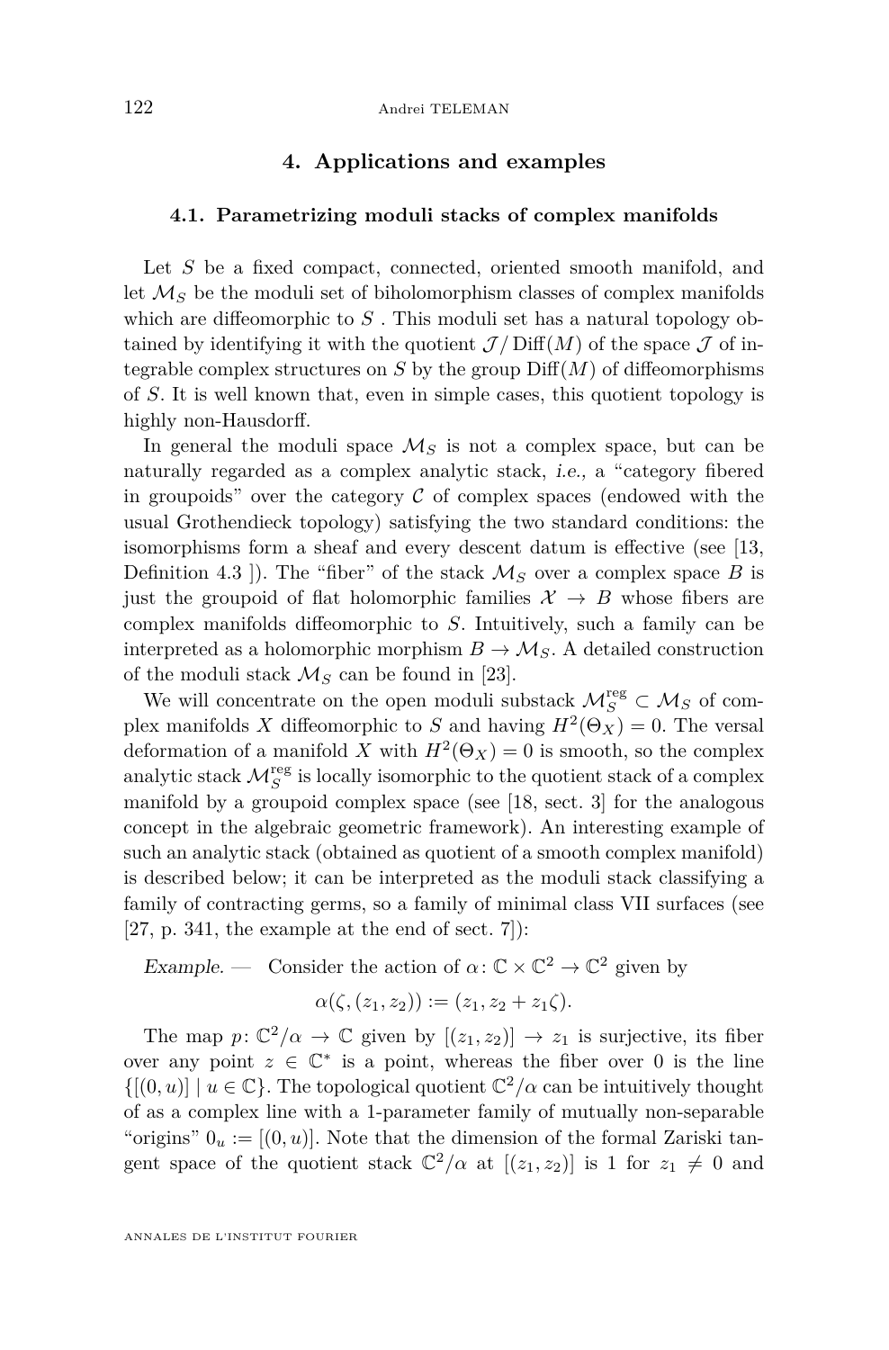## 4. Applications and examples

### 4.1. Parametrizing moduli stacks of complex manifolds

Let $S$ be a fixed compact, connected, oriented smooth manifold, and let $\mathcal{M}_S$ be the moduli set of biholomorphism classes of complex manifolds which are diffeomorphic to $S$ . This moduli set has a natural topology obtained by identifying it with the quotient $\mathcal{J}/\operatorname{Diff}(M)$ of the space $\mathcal{J}$ of integrable complex structures on $S$ by the group $\operatorname{Diff}(M)$ of diffeomorphisms of $S$. It is well known that, even in simple cases, this quotient topology is highly non-Hausdorff.

In general the moduli space $\mathcal{M}_S$ is not a complex space, but can be naturally regarded as a complex analytic stack, *i.e.*, a "category fibered in groupoids" over the category $\mathcal{C}$ of complex spaces (endowed with the usual Grothendieck topology) satisfying the two standard conditions: the isomorphisms form a sheaf and every descent datum is effective (see [13, Definition 4.3 ]). The "fiber" of the stack $\mathcal{M}_S$ over a complex space $B$ is just the groupoid of flat holomorphic families $\mathcal{X} \to B$ whose fibers are complex manifolds diffeomorphic to $S$. Intuitively, such a family can be interpreted as a holomorphic morphism $B \to \mathcal{M}_S$. A detailed construction of the moduli stack $\mathcal{M}_S$ can be found in [23].

We will concentrate on the open moduli substack $\mathcal{M}_S^{\mathrm{reg}} \subset \mathcal{M}_S$ of complex manifolds $X$ diffeomorphic to $S$ and having $H^2(\Theta_X) = 0$. The versal deformation of a manifold $X$ with $H^2(\Theta_X) = 0$ is smooth, so the complex analytic stack $\mathcal{M}_S^{\mathrm{reg}}$ is locally isomorphic to the quotient stack of a complex manifold by a groupoid complex space (see [18, sect. 3] for the analogous concept in the algebraic geometric framework). An interesting example of such an analytic stack (obtained as quotient of a smooth complex manifold) is described below; it can be interpreted as the moduli stack classifying a family of contracting germs, so a family of minimal class VII surfaces (see [27, p. 341, the example at the end of sect. 7]):

*Example.* — Consider the action of $\alpha\colon \mathbb{C} \times \mathbb{C}^2 \to \mathbb{C}^2$ given by

$$\alpha(\zeta, (z_1, z_2)) := (z_1, z_2 + z_1\zeta).$$

The map $p\colon \mathbb{C}^2/\alpha \to \mathbb{C}$ given by $[(z_1, z_2)] \to z_1$ is surjective, its fiber over any point $z \in \mathbb{C}^*$ is a point, whereas the fiber over 0 is the line $\{[(0, u)] \mid u \in \mathbb{C}\}$. The topological quotient $\mathbb{C}^2/\alpha$ can be intuitively thought of as a complex line with a 1-parameter family of mutually non-separable "origins" $0_u := [(0, u)]$. Note that the dimension of the formal Zariski tangent space of the quotient stack $\mathbb{C}^2/\alpha$ at $[(z_1, z_2)]$ is 1 for $z_1 \neq 0$ and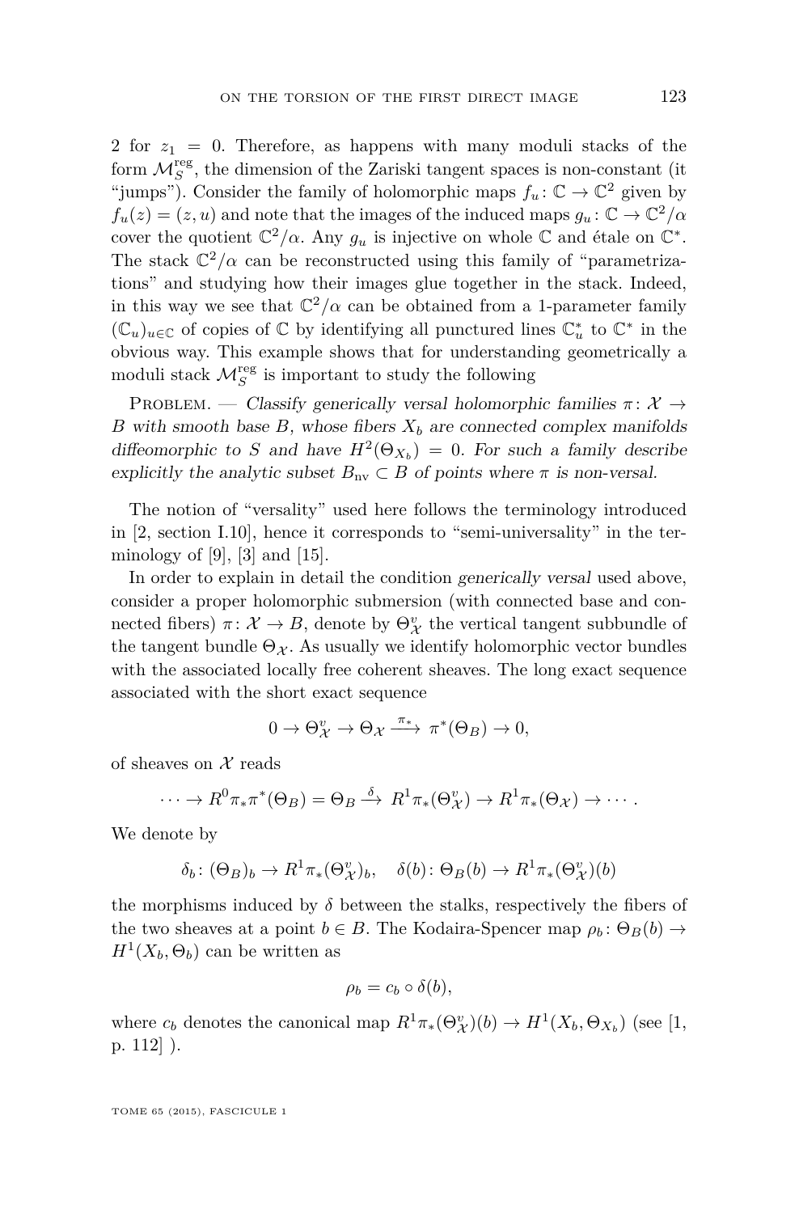2 for $z_1 = 0$. Therefore, as happens with many moduli stacks of the form $\mathcal{M}_S^{\mathrm{reg}}$, the dimension of the Zariski tangent spaces is non-constant (it "jumps"). Consider the family of holomorphic maps $f_u\colon \mathbb{C} \to \mathbb{C}^2$ given by $f_u(z) = (z, u)$ and note that the images of the induced maps $g_u\colon \mathbb{C} \to \mathbb{C}^2/\alpha$ cover the quotient $\mathbb{C}^2/\alpha$. Any $g_u$ is injective on whole $\mathbb{C}$ and étale on $\mathbb{C}^*$. The stack $\mathbb{C}^2/\alpha$ can be reconstructed using this family of "parametrizations" and studying how their images glue together in the stack. Indeed, in this way we see that $\mathbb{C}^2/\alpha$ can be obtained from a 1-parameter family $(\mathbb{C}_u)_{u\in\mathbb{C}}$ of copies of $\mathbb{C}$ by identifying all punctured lines $\mathbb{C}_u^*$ to $\mathbb{C}^*$ in the obvious way. This example shows that for understanding geometrically a moduli stack $\mathcal{M}_S^{\mathrm{reg}}$ is important to study the following

Problem. — *Classify generically versal holomorphic families $\pi\colon \mathcal{X} \to B$ with smooth base $B$, whose fibers $X_b$ are connected complex manifolds diffeomorphic to $S$ and have $H^2(\Theta_{X_b}) = 0$. For such a family describe explicitly the analytic subset $B_{\mathrm{nv}} \subset B$ of points where $\pi$ is non-versal.*

The notion of "versality" used here follows the terminology introduced in [2, section I.10], hence it corresponds to "semi-universality" in the terminology of [9], [3] and [15].

In order to explain in detail the condition *generically versal* used above, consider a proper holomorphic submersion (with connected base and connected fibers) $\pi\colon \mathcal{X} \to B$, denote by $\Theta_{\mathcal{X}}^v$ the vertical tangent subbundle of the tangent bundle $\Theta_{\mathcal{X}}$. As usually we identify holomorphic vector bundles with the associated locally free coherent sheaves. The long exact sequence associated with the short exact sequence

$$0 \to \Theta_{\mathcal{X}}^v \to \Theta_{\mathcal{X}} \xrightarrow{\pi_*} \pi^*(\Theta_B) \to 0,$$

of sheaves on $\mathcal{X}$ reads

$$\cdots \to R^0\pi_*\pi^*(\Theta_B) = \Theta_B \xrightarrow{\delta} R^1\pi_*(\Theta_{\mathcal{X}}^v) \to R^1\pi_*(\Theta_{\mathcal{X}}) \to \cdots .$$

We denote by

$$\delta_b\colon (\Theta_B)_b \to R^1\pi_*(\Theta_{\mathcal{X}}^v)_b, \quad \delta(b)\colon \Theta_B(b) \to R^1\pi_*(\Theta_{\mathcal{X}}^v)(b)$$

the morphisms induced by $\delta$ between the stalks, respectively the fibers of the two sheaves at a point $b \in B$. The Kodaira-Spencer map $\rho_b\colon \Theta_B(b) \to H^1(X_b, \Theta_b)$ can be written as

$$\rho_b = c_b \circ \delta(b),$$

where $c_b$ denotes the canonical map $R^1\pi_*(\Theta_{\mathcal{X}}^v)(b) \to H^1(X_b, \Theta_{X_b})$ (see [1, p. 112] ).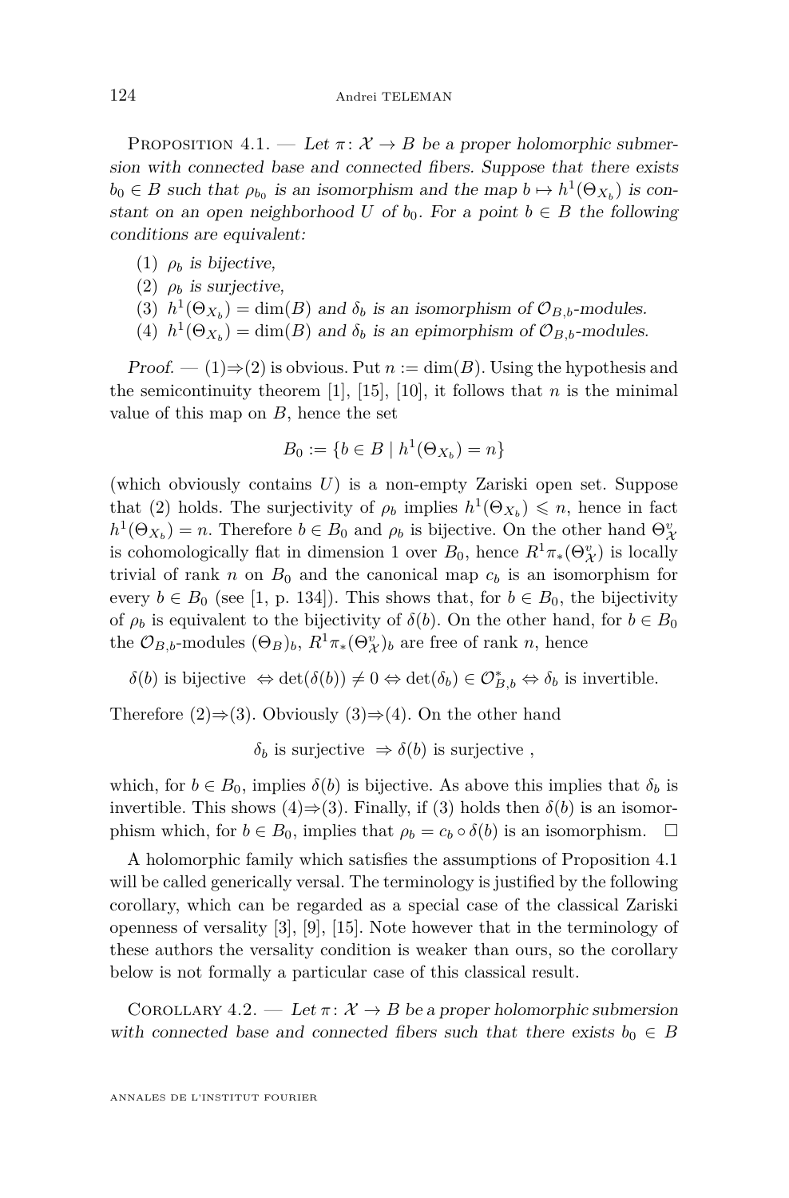Proposition 4.1. — *Let $\pi\colon \mathcal{X} \to B$ be a proper holomorphic submersion with connected base and connected fibers. Suppose that there exists $b_0 \in B$ such that $\rho_{b_0}$ is an isomorphism and the map $b \mapsto h^1(\Theta_{X_b})$ is constant on an open neighborhood $U$ of $b_0$. For a point $b \in B$ the following conditions are equivalent:*

1. *$\rho_b$ is bijective,*
2. *$\rho_b$ is surjective,*
3. *$h^1(\Theta_{X_b}) = \dim(B)$ and $\delta_b$ is an isomorphism of $\mathcal{O}_{B,b}$-modules.*
4. *$h^1(\Theta_{X_b}) = \dim(B)$ and $\delta_b$ is an epimorphism of $\mathcal{O}_{B,b}$-modules.*

*Proof.* — (1)⇒(2) is obvious. Put $n := \dim(B)$. Using the hypothesis and the semicontinuity theorem [1], [15], [10], it follows that $n$ is the minimal value of this map on $B$, hence the set

$$B_0 := \{b \in B \mid h^1(\Theta_{X_b}) = n\}$$

(which obviously contains $U$) is a non-empty Zariski open set. Suppose that (2) holds. The surjectivity of $\rho_b$ implies $h^1(\Theta_{X_b}) \leqslant n$, hence in fact $h^1(\Theta_{X_b}) = n$. Therefore $b \in B_0$ and $\rho_b$ is bijective. On the other hand $\Theta^v_{\mathcal{X}}$ is cohomologically flat in dimension 1 over $B_0$, hence $R^1\pi_*(\Theta^v_{\mathcal{X}})$ is locally trivial of rank $n$ on $B_0$ and the canonical map $c_b$ is an isomorphism for every $b \in B_0$ (see [1, p. 134]). This shows that, for $b \in B_0$, the bijectivity of $\rho_b$ is equivalent to the bijectivity of $\delta(b)$. On the other hand, for $b \in B_0$ the $\mathcal{O}_{B,b}$-modules $(\Theta_B)_b$, $R^1\pi_*(\Theta^v_{\mathcal{X}})_b$ are free of rank $n$, hence

$$\delta(b) \text{ is bijective } \Leftrightarrow \det(\delta(b)) \neq 0 \Leftrightarrow \det(\delta_b) \in \mathcal{O}^*_{B,b} \Leftrightarrow \delta_b \text{ is invertible.}$$

Therefore (2)⇒(3). Obviously (3)⇒(4). On the other hand

$$\delta_b \text{ is surjective } \Rightarrow \delta(b) \text{ is surjective },$$

which, for $b \in B_0$, implies $\delta(b)$ is bijective. As above this implies that $\delta_b$ is invertible. This shows (4)⇒(3). Finally, if (3) holds then $\delta(b)$ is an isomorphism which, for $b \in B_0$, implies that $\rho_b = c_b \circ \delta(b)$ is an isomorphism. □

A holomorphic family which satisfies the assumptions of Proposition 4.1 will be called generically versal. The terminology is justified by the following corollary, which can be regarded as a special case of the classical Zariski openness of versality [3], [9], [15]. Note however that in the terminology of these authors the versality condition is weaker than ours, so the corollary below is not formally a particular case of this classical result.

Corollary 4.2. — *Let $\pi\colon \mathcal{X} \to B$ be a proper holomorphic submersion with connected base and connected fibers such that there exists $b_0 \in B$*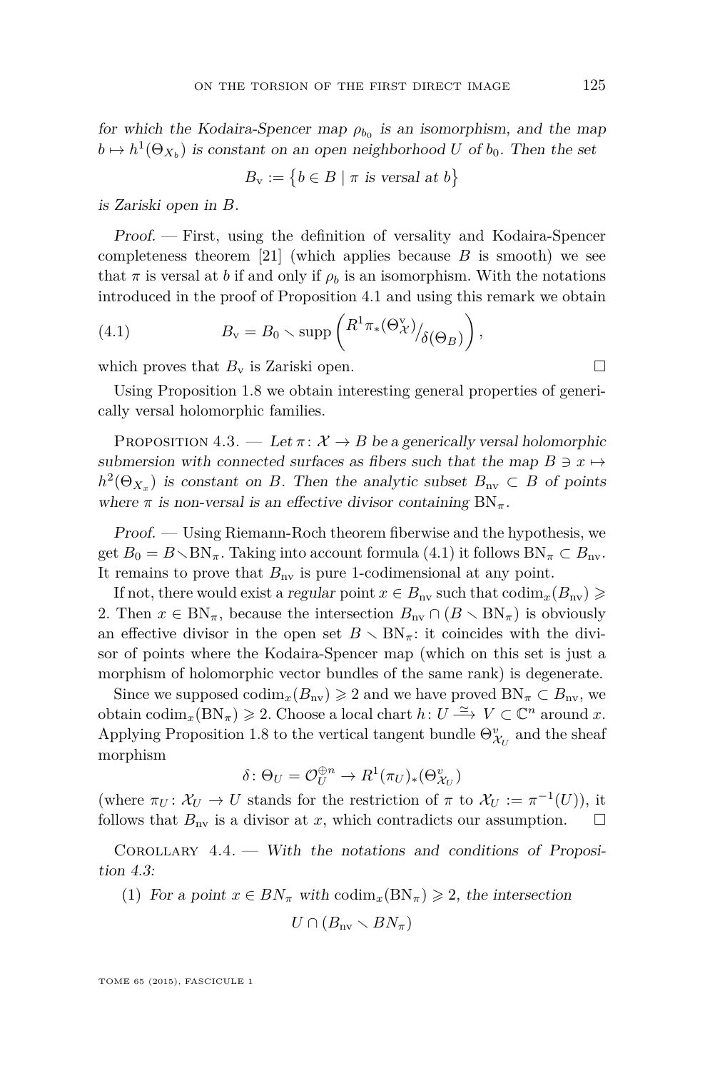*for which the Kodaira-Spencer map $\rho_{b_0}$ is an isomorphism, and the map $b \mapsto h^1(\Theta_{X_b})$ is constant on an open neighborhood $U$ of $b_0$. Then the set*

$$B_{\mathrm{v}} := \left\{ b \in B \mid \pi \text{ is versal at } b \right\}$$

*is Zariski open in $B$.*

*Proof. —* First, using the definition of versality and Kodaira-Spencer completeness theorem [21] (which applies because $B$ is smooth) we see that $\pi$ is versal at $b$ if and only if $\rho_b$ is an isomorphism. With the notations introduced in the proof of Proposition 4.1 and using this remark we obtain

$$B_{\mathrm{v}} = B_0 \setminus \operatorname{supp}\left( {R^1\pi_*(\Theta^{\mathrm{v}}_{\mathcal{X}})}/{\delta(\Theta_B)} \right), \tag{4.1}$$

which proves that $B_{\mathrm{v}}$ is Zariski open. $\square$

Using Proposition 1.8 we obtain interesting general properties of generically versal holomorphic families.

Proposition 4.3. — *Let $\pi\colon \mathcal{X} \to B$ be a generically versal holomorphic submersion with connected surfaces as fibers such that the map $B \ni x \mapsto h^2(\Theta_{X_x})$ is constant on $B$. Then the analytic subset $B_{\mathrm{nv}} \subset B$ of points where $\pi$ is non-versal is an effective divisor containing $\mathrm{BN}_\pi$.*

*Proof. —* Using Riemann-Roch theorem fiberwise and the hypothesis, we get $B_0 = B \setminus \mathrm{BN}_\pi$. Taking into account formula (4.1) it follows $\mathrm{BN}_\pi \subset B_{\mathrm{nv}}$. It remains to prove that $B_{\mathrm{nv}}$ is pure 1-codimensional at any point.

If not, there would exist a *regular* point $x \in B_{\mathrm{nv}}$ such that $\operatorname{codim}_x(B_{\mathrm{nv}}) \geqslant 2$. Then $x \in \mathrm{BN}_\pi$, because the intersection $B_{\mathrm{nv}} \cap (B \setminus \mathrm{BN}_\pi)$ is obviously an effective divisor in the open set $B \setminus \mathrm{BN}_\pi$: it coincides with the divisor of points where the Kodaira-Spencer map (which on this set is just a morphism of holomorphic vector bundles of the same rank) is degenerate.

Since we supposed $\operatorname{codim}_x(B_{\mathrm{nv}}) \geqslant 2$ and we have proved $\mathrm{BN}_\pi \subset B_{\mathrm{nv}}$, we obtain $\operatorname{codim}_x(\mathrm{BN}_\pi) \geqslant 2$. Choose a local chart $h\colon U \xrightarrow{\simeq} V \subset \mathbb{C}^n$ around $x$. Applying Proposition 1.8 to the vertical tangent bundle $\Theta^v_{\mathcal{X}_U}$ and the sheaf morphism

$$\delta\colon \Theta_U = \mathcal{O}_U^{\oplus n} \to R^1(\pi_U)_*(\Theta^v_{\mathcal{X}_U})$$

(where $\pi_U\colon \mathcal{X}_U \to U$ stands for the restriction of $\pi$ to $\mathcal{X}_U := \pi^{-1}(U)$), it follows that $B_{\mathrm{nv}}$ is a divisor at $x$, which contradicts our assumption. $\square$

Corollary 4.4. — *With the notations and conditions of Proposition 4.3:*

(1) *For a point $x \in BN_\pi$ with $\operatorname{codim}_x(\mathrm{BN}_\pi) \geqslant 2$, the intersection*

$$U \cap (B_{\mathrm{nv}} \setminus BN_\pi)$$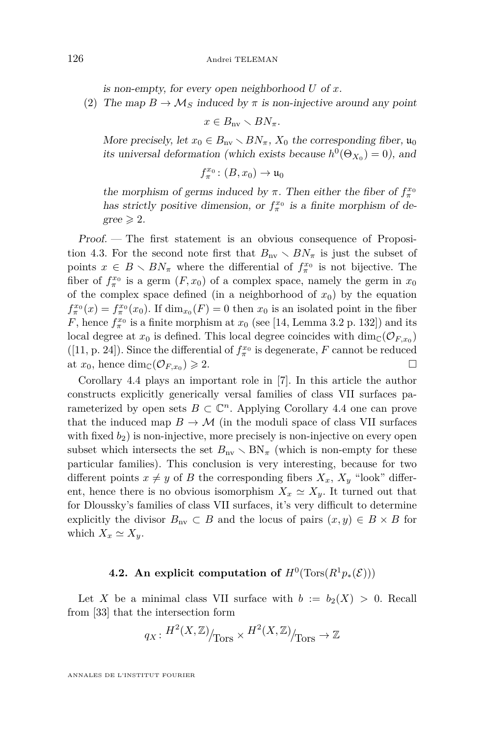*is non-empty, for every open neighborhood $U$ of $x$.*

(2) *The map $B \to \mathcal{M}_S$ induced by $\pi$ is non-injective around any point*

$$x \in B_{\mathrm{nv}} \setminus BN_{\pi}.$$

*More precisely, let $x_0 \in B_{\mathrm{nv}} \setminus BN_{\pi}$, $X_0$ the corresponding fiber, $\mathfrak{u}_0$ its universal deformation (which exists because $h^0(\Theta_{X_0}) = 0$), and*

$$f_{\pi}^{x_0} : (B, x_0) \to \mathfrak{u}_0$$

*the morphism of germs induced by $\pi$. Then either the fiber of $f_{\pi}^{x_0}$ has strictly positive dimension, or $f_{\pi}^{x_0}$ is a finite morphism of degree $\geqslant 2$.*

*Proof.* — The first statement is an obvious consequence of Proposition 4.3. For the second note first that $B_{\mathrm{nv}} \setminus BN_{\pi}$ is just the subset of points $x \in B \setminus BN_{\pi}$ where the differential of $f_{\pi}^{x_0}$ is not bijective. The fiber of $f_{\pi}^{x_0}$ is a germ $(F, x_0)$ of a complex space, namely the germ in $x_0$ of the complex space defined (in a neighborhood of $x_0$) by the equation $f_{\pi}^{x_0}(x) = f_{\pi}^{x_0}(x_0)$. If $\dim_{x_0}(F) = 0$ then $x_0$ is an isolated point in the fiber $F$, hence $f_{\pi}^{x_0}$ is a finite morphism at $x_0$ (see [14, Lemma 3.2 p. 132]) and its local degree at $x_0$ is defined. This local degree coincides with $\dim_{\mathbb{C}}(\mathcal{O}_{F,x_0})$ ([11, p. 24]). Since the differential of $f_{\pi}^{x_0}$ is degenerate, $F$ cannot be reduced at $x_0$, hence $\dim_{\mathbb{C}}(\mathcal{O}_{F,x_0}) \geqslant 2$. □

Corollary 4.4 plays an important role in [7]. In this article the author constructs explicitly generically versal families of class VII surfaces parameterized by open sets $B \subset \mathbb{C}^n$. Applying Corollary 4.4 one can prove that the induced map $B \to \mathcal{M}$ (in the moduli space of class VII surfaces with fixed $b_2$) is non-injective, more precisely is non-injective on every open subset which intersects the set $B_{\mathrm{nv}} \setminus \mathrm{BN}_{\pi}$ (which is non-empty for these particular families). This conclusion is very interesting, because for two different points $x \neq y$ of $B$ the corresponding fibers $X_x$, $X_y$ "look" different, hence there is no obvious isomorphism $X_x \simeq X_y$. It turned out that for Dloussky's families of class VII surfaces, it's very difficult to determine explicitly the divisor $B_{\mathrm{nv}} \subset B$ and the locus of pairs $(x, y) \in B \times B$ for which $X_x \simeq X_y$.

### 4.2. An explicit computation of $H^0(\mathrm{Tors}(R^1p_*(\mathcal{E})))$

Let $X$ be a minimal class VII surface with $b := b_2(X) > 0$. Recall from [33] that the intersection form

$$q_X : H^2(X, \mathbb{Z})/_{\mathrm{Tors}} \times H^2(X, \mathbb{Z})/_{\mathrm{Tors}} \to \mathbb{Z}$$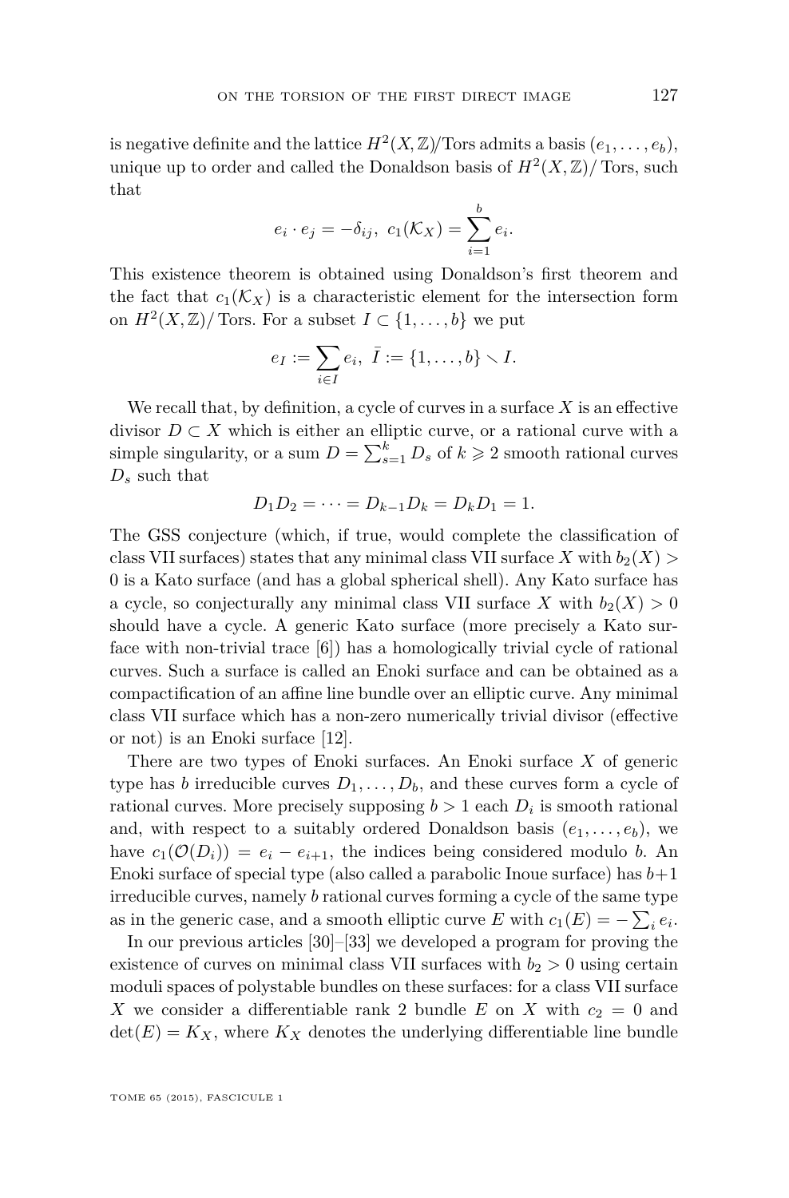is negative definite and the lattice $H^2(X,\mathbb{Z})/\mathrm{Tors}$ admits a basis $(e_1,\dots,e_b)$, unique up to order and called the Donaldson basis of $H^2(X,\mathbb{Z})/\mathrm{Tors}$, such that

$$e_i \cdot e_j = -\delta_{ij},\ c_1(\mathcal{K}_X) = \sum_{i=1}^{b} e_i.$$

This existence theorem is obtained using Donaldson's first theorem and the fact that $c_1(\mathcal{K}_X)$ is a characteristic element for the intersection form on $H^2(X,\mathbb{Z})/\mathrm{Tors}$. For a subset $I \subset \{1,\dots,b\}$ we put

$$e_I := \sum_{i\in I} e_i,\ \bar{I} := \{1,\dots,b\} \setminus I.$$

We recall that, by definition, a cycle of curves in a surface $X$ is an effective divisor $D \subset X$ which is either an elliptic curve, or a rational curve with a simple singularity, or a sum $D = \sum_{s=1}^{k} D_s$ of $k \geqslant 2$ smooth rational curves $D_s$ such that

$$D_1 D_2 = \cdots = D_{k-1}D_k = D_k D_1 = 1.$$

The GSS conjecture (which, if true, would complete the classification of class VII surfaces) states that any minimal class VII surface $X$ with $b_2(X) > 0$ is a Kato surface (and has a global spherical shell). Any Kato surface has a cycle, so conjecturally any minimal class VII surface $X$ with $b_2(X) > 0$ should have a cycle. A generic Kato surface (more precisely a Kato surface with non-trivial trace [6]) has a homologically trivial cycle of rational curves. Such a surface is called an Enoki surface and can be obtained as a compactification of an affine line bundle over an elliptic curve. Any minimal class VII surface which has a non-zero numerically trivial divisor (effective or not) is an Enoki surface [12].

There are two types of Enoki surfaces. An Enoki surface $X$ of generic type has $b$ irreducible curves $D_1,\dots,D_b$, and these curves form a cycle of rational curves. More precisely supposing $b > 1$ each $D_i$ is smooth rational and, with respect to a suitably ordered Donaldson basis $(e_1,\dots,e_b)$, we have $c_1(\mathcal{O}(D_i)) = e_i - e_{i+1}$, the indices being considered modulo $b$. An Enoki surface of special type (also called a parabolic Inoue surface) has $b+1$ irreducible curves, namely $b$ rational curves forming a cycle of the same type as in the generic case, and a smooth elliptic curve $E$ with $c_1(E) = -\sum_i e_i$.

In our previous articles [30]–[33] we developed a program for proving the existence of curves on minimal class VII surfaces with $b_2 > 0$ using certain moduli spaces of polystable bundles on these surfaces: for a class VII surface $X$ we consider a differentiable rank 2 bundle $E$ on $X$ with $c_2 = 0$ and $\det(E) = K_X$, where $K_X$ denotes the underlying differentiable line bundle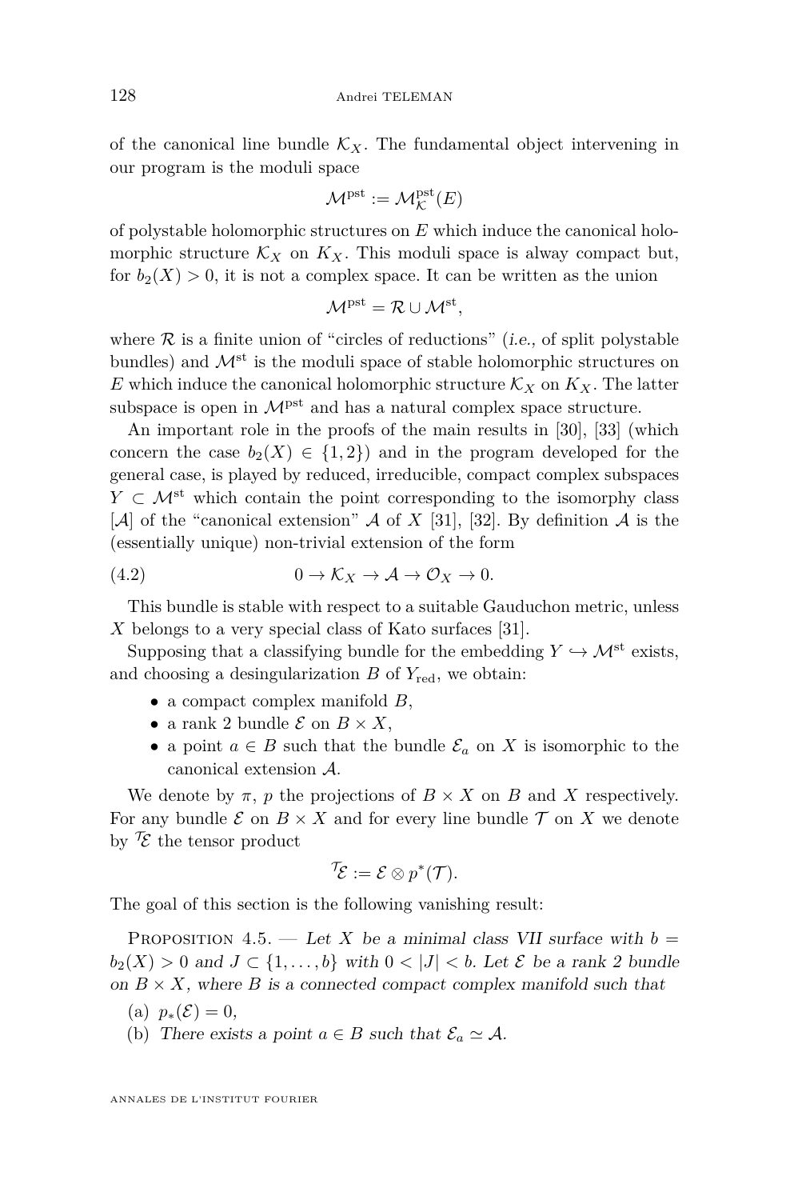of the canonical line bundle $\mathcal{K}_X$. The fundamental object intervening in our program is the moduli space

$$\mathcal{M}^{\mathrm{pst}} := \mathcal{M}^{\mathrm{pst}}_{\mathcal{K}}(E)$$

of polystable holomorphic structures on $E$ which induce the canonical holomorphic structure $\mathcal{K}_X$ on $K_X$. This moduli space is alway compact but, for $b_2(X) > 0$, it is not a complex space. It can be written as the union

$$\mathcal{M}^{\mathrm{pst}} = \mathcal{R} \cup \mathcal{M}^{\mathrm{st}},$$

where $\mathcal{R}$ is a finite union of "circles of reductions" (*i.e.*, of split polystable bundles) and $\mathcal{M}^{\mathrm{st}}$ is the moduli space of stable holomorphic structures on $E$ which induce the canonical holomorphic structure $\mathcal{K}_X$ on $K_X$. The latter subspace is open in $\mathcal{M}^{\mathrm{pst}}$ and has a natural complex space structure.

An important role in the proofs of the main results in [30], [33] (which concern the case $b_2(X) \in \{1, 2\}$) and in the program developed for the general case, is played by reduced, irreducible, compact complex subspaces $Y \subset \mathcal{M}^{\mathrm{st}}$ which contain the point corresponding to the isomorphy class $[\mathcal{A}]$ of the "canonical extension" $\mathcal{A}$ of $X$ [31], [32]. By definition $\mathcal{A}$ is the (essentially unique) non-trivial extension of the form

$$0 \to \mathcal{K}_X \to \mathcal{A} \to \mathcal{O}_X \to 0. \tag{4.2}$$

This bundle is stable with respect to a suitable Gauduchon metric, unless $X$ belongs to a very special class of Kato surfaces [31].

Supposing that a classifying bundle for the embedding $Y \hookrightarrow \mathcal{M}^{\mathrm{st}}$ exists, and choosing a desingularization $B$ of $Y_{\mathrm{red}}$, we obtain:

- a compact complex manifold $B$,
- a rank 2 bundle $\mathcal{E}$ on $B \times X$,
- a point $a \in B$ such that the bundle $\mathcal{E}_a$ on $X$ is isomorphic to the canonical extension $\mathcal{A}$.

We denote by $\pi$, $p$ the projections of $B \times X$ on $B$ and $X$ respectively. For any bundle $\mathcal{E}$ on $B \times X$ and for every line bundle $\mathcal{T}$ on $X$ we denote by ${}^{\mathcal{T}}\!\mathcal{E}$ the tensor product

$${}^{\mathcal{T}}\!\mathcal{E} := \mathcal{E} \otimes p^*(\mathcal{T}).$$

The goal of this section is the following vanishing result:

Proposition 4.5. — *Let $X$ be a minimal class VII surface with $b = b_2(X) > 0$ and $J \subset \{1, \dots, b\}$ with $0 < |J| < b$. Let $\mathcal{E}$ be a rank 2 bundle on $B \times X$, where $B$ is a connected compact complex manifold such that*

(a) $p_*(\mathcal{E}) = 0$,

(b) *There exists a point $a \in B$ such that $\mathcal{E}_a \simeq \mathcal{A}$.*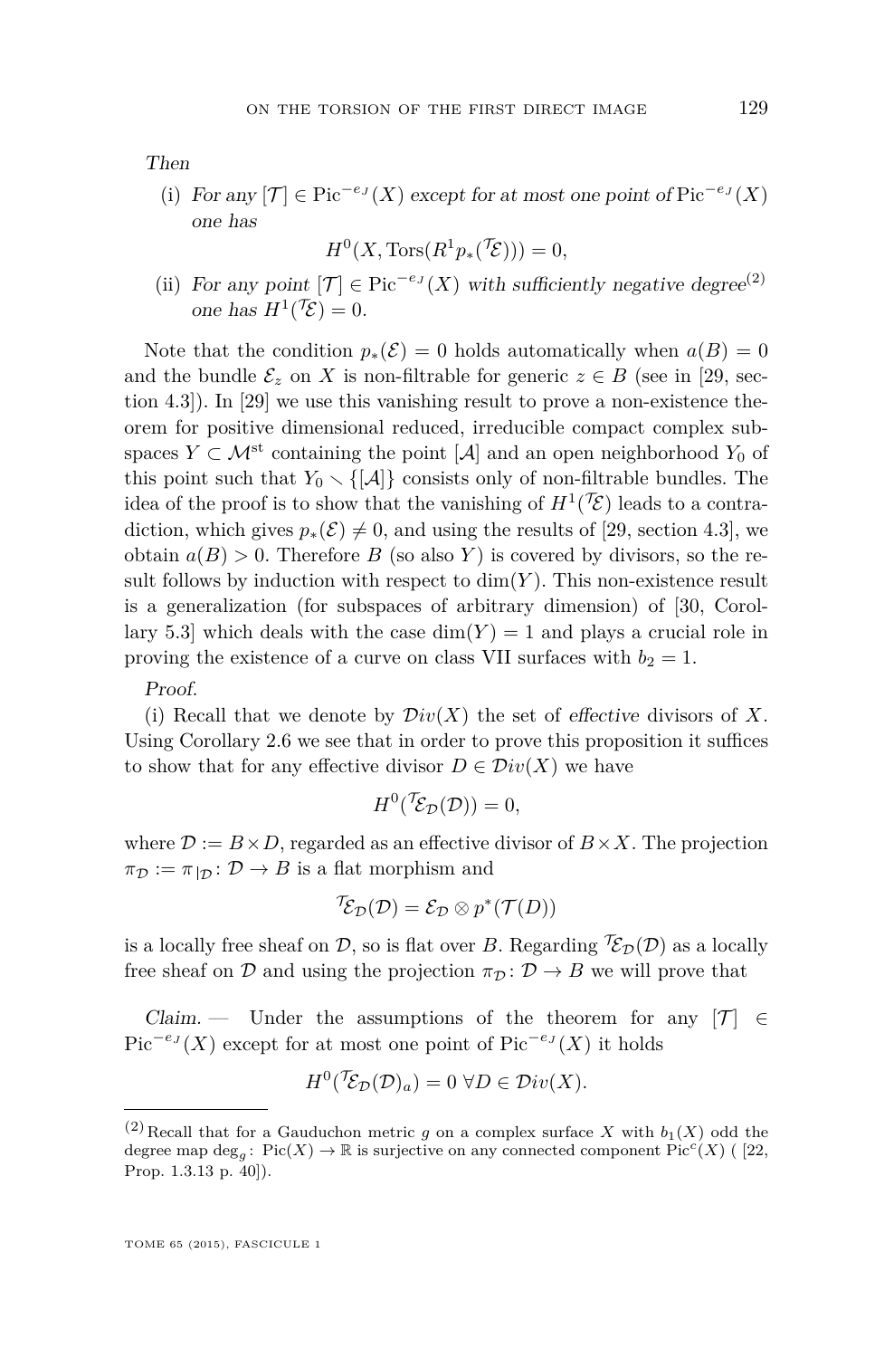*Then*

(i) *For any* $[\mathcal{T}] \in \mathrm{Pic}^{-e_J}(X)$ *except for at most one point of* $\mathrm{Pic}^{-e_J}(X)$ *one has*

$$H^0(X, \mathrm{Tors}(R^1 p_*({}^{\mathcal{T}}\!\mathcal{E}))) = 0,$$

(ii) *For any point* $[\mathcal{T}] \in \mathrm{Pic}^{-e_J}(X)$ *with sufficiently negative degree*(2) *one has* $H^1({}^{\mathcal{T}}\!\mathcal{E}) = 0$.

Note that the condition $p_*(\mathcal{E}) = 0$ holds automatically when $a(B) = 0$ and the bundle $\mathcal{E}_z$ on $X$ is non-filtrable for generic $z \in B$ (see in [29, section 4.3]). In [29] we use this vanishing result to prove a non-existence theorem for positive dimensional reduced, irreducible compact complex subspaces $Y \subset \mathcal{M}^{\mathrm{st}}$ containing the point $[\mathcal{A}]$ and an open neighborhood $Y_0$ of this point such that $Y_0 \setminus \{[\mathcal{A}]\}$ consists only of non-filtrable bundles. The idea of the proof is to show that the vanishing of $H^1({}^{\mathcal{T}}\!\mathcal{E})$ leads to a contradiction, which gives $p_*(\mathcal{E}) \neq 0$, and using the results of [29, section 4.3], we obtain $a(B) > 0$. Therefore $B$ (so also $Y$) is covered by divisors, so the result follows by induction with respect to $\dim(Y)$. This non-existence result is a generalization (for subspaces of arbitrary dimension) of [30, Corollary 5.3] which deals with the case $\dim(Y) = 1$ and plays a crucial role in proving the existence of a curve on class VII surfaces with $b_2 = 1$.

*Proof.*

(i) Recall that we denote by $\mathcal{D}iv(X)$ the set of *effective* divisors of $X$. Using Corollary 2.6 we see that in order to prove this proposition it suffices to show that for any effective divisor $D \in \mathcal{D}iv(X)$ we have

$$H^0({}^{\mathcal{T}}\!\mathcal{E}_{\mathcal{D}}(\mathcal{D})) = 0,$$

where $\mathcal{D} := B \times D$, regarded as an effective divisor of $B \times X$. The projection $\pi_{\mathcal{D}} := \pi_{|\mathcal{D}} : \mathcal{D} \to B$ is a flat morphism and

$${}^{\mathcal{T}}\!\mathcal{E}_{\mathcal{D}}(\mathcal{D}) = \mathcal{E}_{\mathcal{D}} \otimes p^*(\mathcal{T}(D))$$

is a locally free sheaf on $\mathcal{D}$, so is flat over $B$. Regarding ${}^{\mathcal{T}}\!\mathcal{E}_{\mathcal{D}}(\mathcal{D})$ as a locally free sheaf on $\mathcal{D}$ and using the projection $\pi_{\mathcal{D}} : \mathcal{D} \to B$ we will prove that

*Claim.* — Under the assumptions of the theorem for any $[\mathcal{T}] \in \mathrm{Pic}^{-e_J}(X)$ except for at most one point of $\mathrm{Pic}^{-e_J}(X)$ it holds

$$H^0({}^{\mathcal{T}}\!\mathcal{E}_{\mathcal{D}}(\mathcal{D})_a) = 0 \ \forall D \in \mathcal{D}iv(X).$$

(2) Recall that for a Gauduchon metric $g$ on a complex surface $X$ with $b_1(X)$ odd the degree map $\deg_g : \mathrm{Pic}(X) \to \mathbb{R}$ is surjective on any connected component $\mathrm{Pic}^c(X)$ ( [22, Prop. 1.3.13 p. 40]).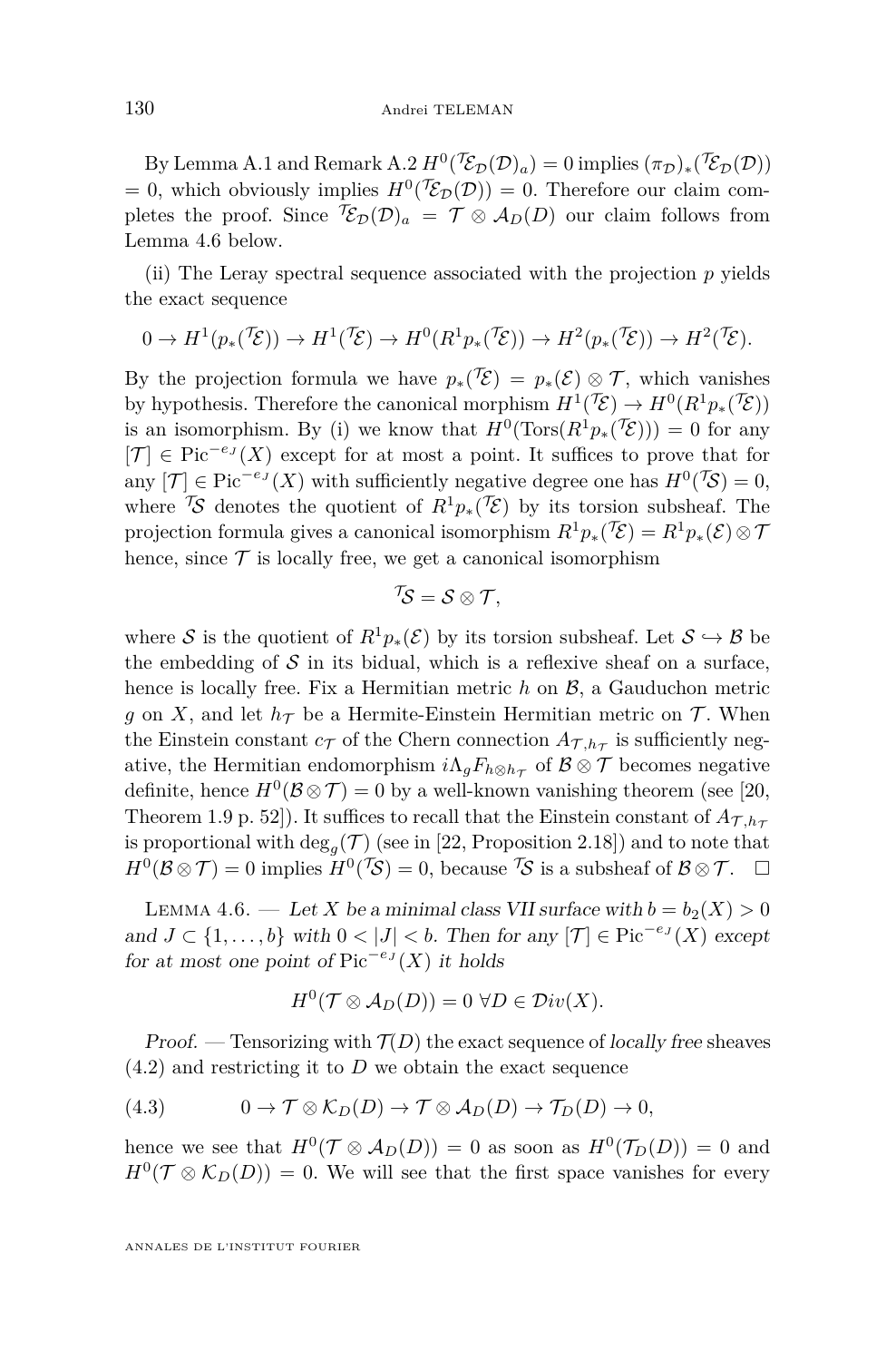By Lemma A.1 and Remark A.2 $H^0({}^{\mathcal{T}}\!\mathcal{E}_{\mathcal{D}}(\mathcal{D})_a) = 0$ implies $(\pi_{\mathcal{D}})_*({}^{\mathcal{T}}\!\mathcal{E}_{\mathcal{D}}(\mathcal{D})) = 0$, which obviously implies $H^0({}^{\mathcal{T}}\!\mathcal{E}_{\mathcal{D}}(\mathcal{D})) = 0$. Therefore our claim completes the proof. Since ${}^{\mathcal{T}}\!\mathcal{E}_{\mathcal{D}}(\mathcal{D})_a = \mathcal{T} \otimes \mathcal{A}_D(D)$ our claim follows from Lemma 4.6 below.

(ii) The Leray spectral sequence associated with the projection $p$ yields the exact sequence

$$0 \to H^1(p_*({}^{\mathcal{T}}\!\mathcal{E})) \to H^1({}^{\mathcal{T}}\!\mathcal{E}) \to H^0(R^1p_*({}^{\mathcal{T}}\!\mathcal{E})) \to H^2(p_*({}^{\mathcal{T}}\!\mathcal{E})) \to H^2({}^{\mathcal{T}}\!\mathcal{E}).$$

By the projection formula we have $p_*({}^{\mathcal{T}}\!\mathcal{E}) = p_*(\mathcal{E}) \otimes \mathcal{T}$, which vanishes by hypothesis. Therefore the canonical morphism $H^1({}^{\mathcal{T}}\!\mathcal{E}) \to H^0(R^1p_*({}^{\mathcal{T}}\!\mathcal{E}))$ is an isomorphism. By (i) we know that $H^0(\mathrm{Tors}(R^1p_*({}^{\mathcal{T}}\!\mathcal{E}))) = 0$ for any $[\mathcal{T}] \in \mathrm{Pic}^{-e_J}(X)$ except for at most a point. It suffices to prove that for any $[\mathcal{T}] \in \mathrm{Pic}^{-e_J}(X)$ with sufficiently negative degree one has $H^0({}^{\mathcal{T}}\!\mathcal{S}) = 0$, where ${}^{\mathcal{T}}\!\mathcal{S}$ denotes the quotient of $R^1p_*({}^{\mathcal{T}}\!\mathcal{E})$ by its torsion subsheaf. The projection formula gives a canonical isomorphism $R^1p_*({}^{\mathcal{T}}\!\mathcal{E}) = R^1p_*(\mathcal{E}) \otimes \mathcal{T}$ hence, since $\mathcal{T}$ is locally free, we get a canonical isomorphism

$${}^{\mathcal{T}}\!\mathcal{S} = \mathcal{S} \otimes \mathcal{T},$$

where $\mathcal{S}$ is the quotient of $R^1p_*(\mathcal{E})$ by its torsion subsheaf. Let $\mathcal{S} \hookrightarrow \mathcal{B}$ be the embedding of $\mathcal{S}$ in its bidual, which is a reflexive sheaf on a surface, hence is locally free. Fix a Hermitian metric $h$ on $\mathcal{B}$, a Gauduchon metric $g$ on $X$, and let $h_{\mathcal{T}}$ be a Hermite-Einstein Hermitian metric on $\mathcal{T}$. When the Einstein constant $c_{\mathcal{T}}$ of the Chern connection $A_{\mathcal{T},h_{\mathcal{T}}}$ is sufficiently negative, the Hermitian endomorphism $i\Lambda_g F_{h\otimes h_{\mathcal{T}}}$ of $\mathcal{B}\otimes\mathcal{T}$ becomes negative definite, hence $H^0(\mathcal{B}\otimes\mathcal{T}) = 0$ by a well-known vanishing theorem (see [20, Theorem 1.9 p. 52]). It suffices to recall that the Einstein constant of $A_{\mathcal{T},h_{\mathcal{T}}}$ is proportional with $\deg_g(\mathcal{T})$ (see in [22, Proposition 2.18]) and to note that $H^0(\mathcal{B}\otimes\mathcal{T}) = 0$ implies $H^0({}^{\mathcal{T}}\!\mathcal{S}) = 0$, because ${}^{\mathcal{T}}\!\mathcal{S}$ is a subsheaf of $\mathcal{B}\otimes\mathcal{T}$. $\square$

Lemma 4.6. — *Let $X$ be a minimal class VII surface with $b = b_2(X) > 0$ and $J \subset \{1,\dots,b\}$ with $0 < |J| < b$. Then for any $[\mathcal{T}] \in \mathrm{Pic}^{-e_J}(X)$ except for at most one point of $\mathrm{Pic}^{-e_J}(X)$ it holds*

$$H^0(\mathcal{T} \otimes \mathcal{A}_D(D)) = 0 \ \forall D \in \mathcal{D}iv(X).$$

*Proof.* — Tensorizing with $\mathcal{T}(D)$ the exact sequence of *locally free* sheaves (4.2) and restricting it to $D$ we obtain the exact sequence

$$0 \to \mathcal{T} \otimes \mathcal{K}_D(D) \to \mathcal{T} \otimes \mathcal{A}_D(D) \to \mathcal{T}_D(D) \to 0, \tag{4.3}$$

hence we see that $H^0(\mathcal{T} \otimes \mathcal{A}_D(D)) = 0$ as soon as $H^0(\mathcal{T}_D(D)) = 0$ and $H^0(\mathcal{T} \otimes \mathcal{K}_D(D)) = 0$. We will see that the first space vanishes for every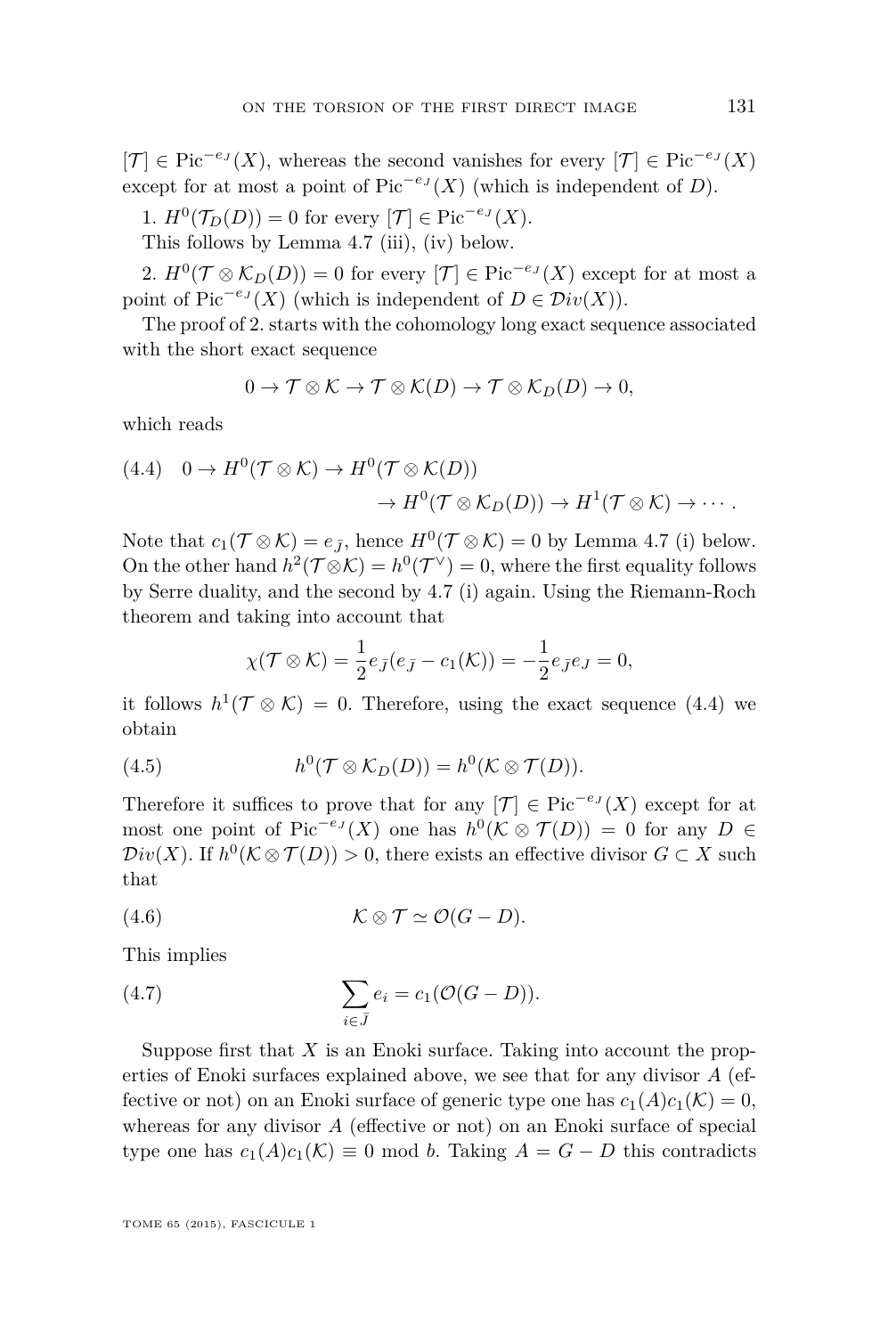$[\mathcal{T}] \in \mathrm{Pic}^{-e_J}(X)$, whereas the second vanishes for every $[\mathcal{T}] \in \mathrm{Pic}^{-e_J}(X)$ except for at most a point of $\mathrm{Pic}^{-e_J}(X)$ (which is independent of $D$).

1. $H^0(\mathcal{T}_D(D)) = 0$ for every $[\mathcal{T}] \in \mathrm{Pic}^{-e_J}(X)$.

This follows by Lemma 4.7 (iii), (iv) below.

2. $H^0(\mathcal{T} \otimes \mathcal{K}_D(D)) = 0$ for every $[\mathcal{T}] \in \mathrm{Pic}^{-e_J}(X)$ except for at most a point of $\mathrm{Pic}^{-e_J}(X)$ (which is independent of $D \in \mathcal{D}iv(X)$).

The proof of 2. starts with the cohomology long exact sequence associated with the short exact sequence

$$0 \to \mathcal{T} \otimes \mathcal{K} \to \mathcal{T} \otimes \mathcal{K}(D) \to \mathcal{T} \otimes \mathcal{K}_D(D) \to 0,$$

which reads

$$(4.4) \quad 0 \to H^0(\mathcal{T} \otimes \mathcal{K}) \to H^0(\mathcal{T} \otimes \mathcal{K}(D)) \to H^0(\mathcal{T} \otimes \mathcal{K}_D(D)) \to H^1(\mathcal{T} \otimes \mathcal{K}) \to \cdots .$$

Note that $c_1(\mathcal{T} \otimes \mathcal{K}) = e_{\bar{J}}$, hence $H^0(\mathcal{T} \otimes \mathcal{K}) = 0$ by Lemma 4.7 (i) below. On the other hand $h^2(\mathcal{T} \otimes \mathcal{K}) = h^0(\mathcal{T}^\vee) = 0$, where the first equality follows by Serre duality, and the second by 4.7 (i) again. Using the Riemann-Roch theorem and taking into account that

$$\chi(\mathcal{T} \otimes \mathcal{K}) = \frac{1}{2} e_{\bar{J}}(e_{\bar{J}} - c_1(\mathcal{K})) = -\frac{1}{2} e_{\bar{J}} e_J = 0,$$

it follows $h^1(\mathcal{T} \otimes \mathcal{K}) = 0$. Therefore, using the exact sequence (4.4) we obtain

$$(4.5) \qquad h^0(\mathcal{T} \otimes \mathcal{K}_D(D)) = h^0(\mathcal{K} \otimes \mathcal{T}(D)).$$

Therefore it suffices to prove that for any $[\mathcal{T}] \in \mathrm{Pic}^{-e_J}(X)$ except for at most one point of $\mathrm{Pic}^{-e_J}(X)$ one has $h^0(\mathcal{K} \otimes \mathcal{T}(D)) = 0$ for any $D \in \mathcal{D}iv(X)$. If $h^0(\mathcal{K} \otimes \mathcal{T}(D)) > 0$, there exists an effective divisor $G \subset X$ such that

$$(4.6) \qquad \mathcal{K} \otimes \mathcal{T} \simeq \mathcal{O}(G - D).$$

This implies

$$(4.7) \qquad \sum_{i \in \bar{J}} e_i = c_1(\mathcal{O}(G - D)).$$

Suppose first that $X$ is an Enoki surface. Taking into account the properties of Enoki surfaces explained above, we see that for any divisor $A$ (effective or not) on an Enoki surface of generic type one has $c_1(A)c_1(\mathcal{K}) = 0$, whereas for any divisor $A$ (effective or not) on an Enoki surface of special type one has $c_1(A)c_1(\mathcal{K}) \equiv 0 \mod b$. Taking $A = G - D$ this contradicts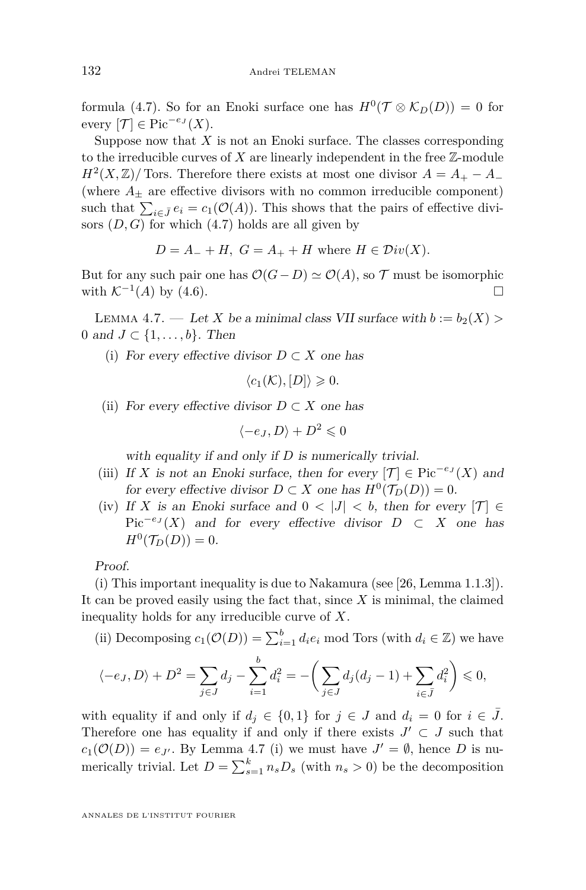formula (4.7). So for an Enoki surface one has $H^0(\mathcal{T} \otimes \mathcal{K}_D(D)) = 0$ for every $[\mathcal{T}] \in \mathrm{Pic}^{-e_J}(X)$.

Suppose now that $X$ is not an Enoki surface. The classes corresponding to the irreducible curves of $X$ are linearly independent in the free $\mathbb{Z}$-module $H^2(X,\mathbb{Z})/\,\mathrm{Tors}$. Therefore there exists at most one divisor $A = A_+ - A_-$ (where $A_\pm$ are effective divisors with no common irreducible component) such that $\sum_{i\in \bar{J}} e_i = c_1(\mathcal{O}(A))$. This shows that the pairs of effective divisors $(D,G)$ for which (4.7) holds are all given by

$$D = A_- + H,\ G = A_+ + H \text{ where } H \in \mathcal{D}iv(X).$$

But for any such pair one has $\mathcal{O}(G-D) \simeq \mathcal{O}(A)$, so $\mathcal{T}$ must be isomorphic with $\mathcal{K}^{-1}(A)$ by (4.6). □

Lemma 4.7. — *Let $X$ be a minimal class VII surface with $b := b_2(X) > 0$ and $J \subset \{1,\dots,b\}$. Then*

(i) *For every effective divisor $D \subset X$ one has*

$$\langle c_1(\mathcal{K}), [D]\rangle \geqslant 0.$$

(ii) *For every effective divisor $D \subset X$ one has*

$$\langle -e_J, D\rangle + D^2 \leqslant 0$$

*with equality if and only if $D$ is numerically trivial.*

(iii) *If $X$ is not an Enoki surface, then for every $[\mathcal{T}] \in \mathrm{Pic}^{-e_J}(X)$ and for every effective divisor $D \subset X$ one has $H^0(\mathcal{T}_D(D)) = 0$.*

(iv) *If $X$ is an Enoki surface and $0 < |J| < b$, then for every $[\mathcal{T}] \in \mathrm{Pic}^{-e_J}(X)$ and for every effective divisor $D \subset X$ one has $H^0(\mathcal{T}_D(D)) = 0$.*

*Proof.*

(i) This important inequality is due to Nakamura (see [26, Lemma 1.1.3]). It can be proved easily using the fact that, since $X$ is minimal, the claimed inequality holds for any irreducible curve of $X$.

(ii) Decomposing $c_1(\mathcal{O}(D)) = \sum_{i=1}^b d_i e_i \bmod \mathrm{Tors}$ (with $d_i \in \mathbb{Z}$) we have

$$\langle -e_J, D\rangle + D^2 = \sum_{j\in J} d_j - \sum_{i=1}^b d_i^2 = -\bigg(\sum_{j\in J} d_j(d_j-1) + \sum_{i\in \bar{J}} d_i^2\bigg) \leqslant 0,$$

with equality if and only if $d_j \in \{0,1\}$ for $j \in J$ and $d_i = 0$ for $i \in \bar{J}$. Therefore one has equality if and only if there exists $J' \subset J$ such that $c_1(\mathcal{O}(D)) = e_{J'}$. By Lemma 4.7 (i) we must have $J' = \emptyset$, hence $D$ is numerically trivial. Let $D = \sum_{s=1}^k n_s D_s$ (with $n_s > 0$) be the decomposition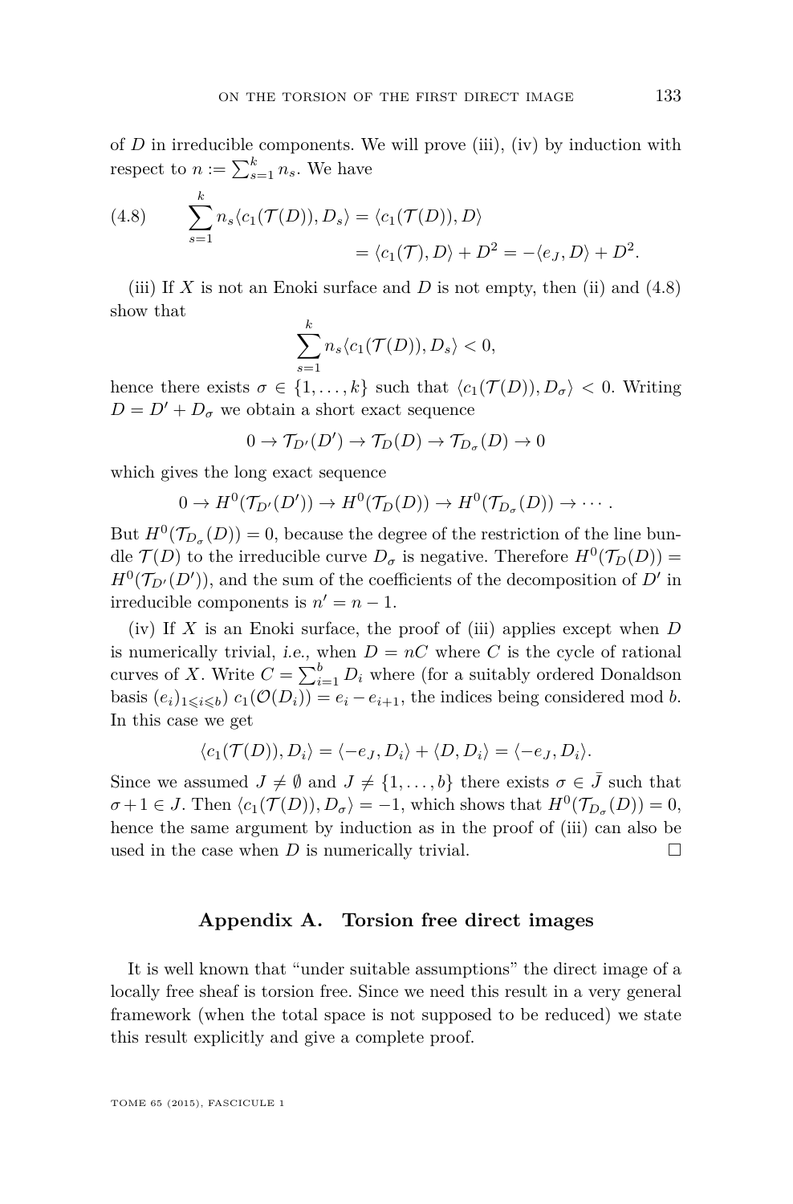of $D$ in irreducible components. We will prove (iii), (iv) by induction with respect to $n := \sum_{s=1}^{k} n_s$. We have

$$\sum_{s=1}^{k} n_s \langle c_1(\mathcal{T}(D)), D_s\rangle = \langle c_1(\mathcal{T}(D)), D\rangle = \langle c_1(\mathcal{T}), D\rangle + D^2 = -\langle e_J, D\rangle + D^2. \tag{4.8}$$

(iii) If $X$ is not an Enoki surface and $D$ is not empty, then (ii) and (4.8) show that

$$\sum_{s=1}^{k} n_s \langle c_1(\mathcal{T}(D)), D_s\rangle < 0,$$

hence there exists $\sigma \in \{1, \ldots, k\}$ such that $\langle c_1(\mathcal{T}(D)), D_\sigma\rangle < 0$. Writing $D = D' + D_\sigma$ we obtain a short exact sequence

$$0 \to \mathcal{T}_{D'}(D') \to \mathcal{T}_D(D) \to \mathcal{T}_{D_\sigma}(D) \to 0$$

which gives the long exact sequence

$$0 \to H^0(\mathcal{T}_{D'}(D')) \to H^0(\mathcal{T}_D(D)) \to H^0(\mathcal{T}_{D_\sigma}(D)) \to \cdots .$$

But $H^0(\mathcal{T}_{D_\sigma}(D)) = 0$, because the degree of the restriction of the line bundle $\mathcal{T}(D)$ to the irreducible curve $D_\sigma$ is negative. Therefore $H^0(\mathcal{T}_D(D)) = H^0(\mathcal{T}_{D'}(D'))$, and the sum of the coefficients of the decomposition of $D'$ in irreducible components is $n' = n - 1$.

(iv) If $X$ is an Enoki surface, the proof of (iii) applies except when $D$ is numerically trivial, *i.e.*, when $D = nC$ where $C$ is the cycle of rational curves of $X$. Write $C = \sum_{i=1}^{b} D_i$ where (for a suitably ordered Donaldson basis $(e_i)_{1\leqslant i\leqslant b}$) $c_1(\mathcal{O}(D_i)) = e_i - e_{i+1}$, the indices being considered mod $b$. In this case we get

$$\langle c_1(\mathcal{T}(D)), D_i\rangle = \langle -e_J, D_i\rangle + \langle D, D_i\rangle = \langle -e_J, D_i\rangle.$$

Since we assumed $J \neq \emptyset$ and $J \neq \{1, \ldots, b\}$ there exists $\sigma \in \bar{J}$ such that $\sigma + 1 \in J$. Then $\langle c_1(\mathcal{T}(D)), D_\sigma\rangle = -1$, which shows that $H^0(\mathcal{T}_{D_\sigma}(D)) = 0$, hence the same argument by induction as in the proof of (iii) can also be used in the case when $D$ is numerically trivial. $\square$

## Appendix A. Torsion free direct images

It is well known that "under suitable assumptions" the direct image of a locally free sheaf is torsion free. Since we need this result in a very general framework (when the total space is not supposed to be reduced) we state this result explicitly and give a complete proof.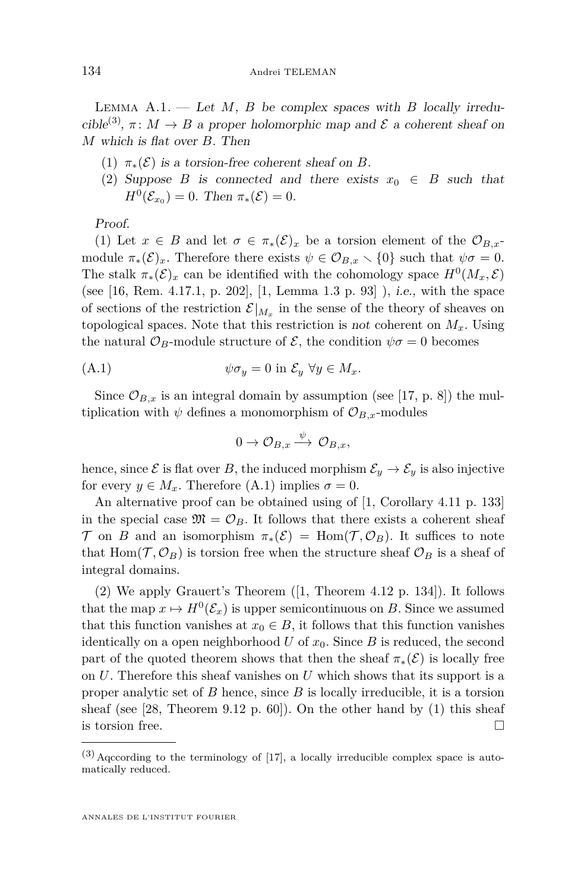Lemma A.1. — *Let $M$, $B$ be complex spaces with $B$ locally irreducible*[3], *$\pi\colon M \to B$ a proper holomorphic map and $\mathcal{E}$ a coherent sheaf on $M$ which is flat over $B$. Then*

1. *$\pi_*(\mathcal{E})$ is a torsion-free coherent sheaf on $B$.*
2. *Suppose $B$ is connected and there exists $x_0 \in B$ such that $H^0(\mathcal{E}_{x_0}) = 0$. Then $\pi_*(\mathcal{E}) = 0$.*

*Proof.*

(1) Let $x \in B$ and let $\sigma \in \pi_*(\mathcal{E})_x$ be a torsion element of the $\mathcal{O}_{B,x}$-module $\pi_*(\mathcal{E})_x$. Therefore there exists $\psi \in \mathcal{O}_{B,x} \setminus \{0\}$ such that $\psi\sigma = 0$. The stalk $\pi_*(\mathcal{E})_x$ can be identified with the cohomology space $H^0(M_x, \mathcal{E})$ (see [16, Rem. 4.17.1, p. 202], [1, Lemma 1.3 p. 93] ), *i.e.*, with the space of sections of the restriction $\mathcal{E}|_{M_x}$ in the sense of the theory of sheaves on topological spaces. Note that this restriction is *not* coherent on $M_x$. Using the natural $\mathcal{O}_B$-module structure of $\mathcal{E}$, the condition $\psi\sigma = 0$ becomes

$$\psi\sigma_y = 0 \text{ in } \mathcal{E}_y \ \forall y \in M_x. \tag{A.1}$$

Since $\mathcal{O}_{B,x}$ is an integral domain by assumption (see [17, p. 8]) the multiplication with $\psi$ defines a monomorphism of $\mathcal{O}_{B,x}$-modules

$$0 \to \mathcal{O}_{B,x} \xrightarrow{\psi} \mathcal{O}_{B,x},$$

hence, since $\mathcal{E}$ is flat over $B$, the induced morphism $\mathcal{E}_y \to \mathcal{E}_y$ is also injective for every $y \in M_x$. Therefore (A.1) implies $\sigma = 0$.

An alternative proof can be obtained using of [1, Corollary 4.11 p. 133] in the special case $\mathfrak{M} = \mathcal{O}_B$. It follows that there exists a coherent sheaf $\mathcal{T}$ on $B$ and an isomorphism $\pi_*(\mathcal{E}) = \mathrm{Hom}(\mathcal{T}, \mathcal{O}_B)$. It suffices to note that $\mathrm{Hom}(\mathcal{T}, \mathcal{O}_B)$ is torsion free when the structure sheaf $\mathcal{O}_B$ is a sheaf of integral domains.

(2) We apply Grauert's Theorem ([1, Theorem 4.12 p. 134]). It follows that the map $x \mapsto H^0(\mathcal{E}_x)$ is upper semicontinuous on $B$. Since we assumed that this function vanishes at $x_0 \in B$, it follows that this function vanishes identically on a open neighborhood $U$ of $x_0$. Since $B$ is reduced, the second part of the quoted theorem shows that then the sheaf $\pi_*(\mathcal{E})$ is locally free on $U$. Therefore this sheaf vanishes on $U$ which shows that its support is a proper analytic set of $B$ hence, since $B$ is locally irreducible, it is a torsion sheaf (see [28, Theorem 9.12 p. 60]). On the other hand by (1) this sheaf is torsion free. $\square$

---

[3] Aqccording to the terminology of [17], a locally irreducible complex space is automatically reduced.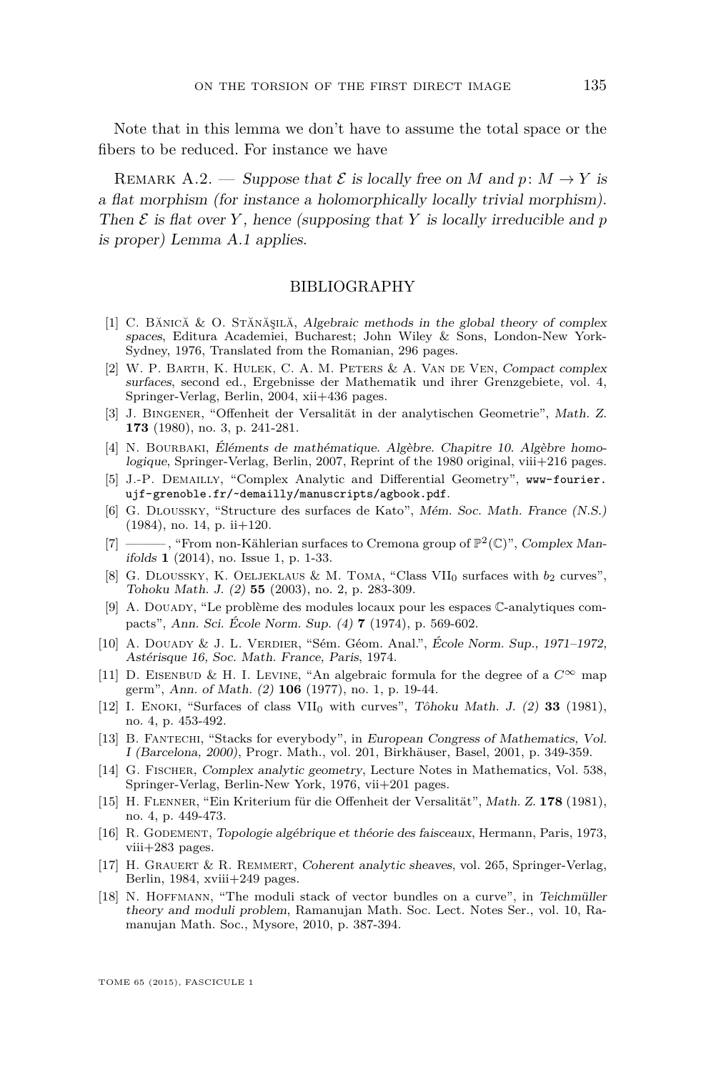Note that in this lemma we don't have to assume the total space or the fibers to be reduced. For instance we have

Remark A.2. — *Suppose that $\mathcal{E}$ is locally free on $M$ and $p\colon M \to Y$ is a flat morphism (for instance a holomorphically locally trivial morphism). Then $\mathcal{E}$ is flat over $Y$, hence (supposing that $Y$ is locally irreducible and $p$ is proper) Lemma A.1 applies.*

## BIBLIOGRAPHY

[1] C. Bănică & O. Stănăşilă, *Algebraic methods in the global theory of complex spaces*, Editura Academiei, Bucharest; John Wiley & Sons, London-New York-Sydney, 1976, Translated from the Romanian, 296 pages.

[2] W. P. Barth, K. Hulek, C. A. M. Peters & A. Van de Ven, *Compact complex surfaces*, second ed., Ergebnisse der Mathematik und ihrer Grenzgebiete, vol. 4, Springer-Verlag, Berlin, 2004, xii+436 pages.

[3] J. Bingener, "Offenheit der Versalität in der analytischen Geometrie", *Math. Z.* **173** (1980), no. 3, p. 241-281.

[4] N. Bourbaki, *Éléments de mathématique. Algèbre. Chapitre 10. Algèbre homologique*, Springer-Verlag, Berlin, 2007, Reprint of the 1980 original, viii+216 pages.

[5] J.-P. Demailly, "Complex Analytic and Differential Geometry", `www-fourier.ujf-grenoble.fr/~demailly/manuscripts/agbook.pdf`.

[6] G. Dloussky, "Structure des surfaces de Kato", *Mém. Soc. Math. France (N.S.)* (1984), no. 14, p. ii+120.

[7] ———, "From non-Kählerian surfaces to Cremona group of $\mathbb{P}^2(\mathbb{C})$", *Complex Manifolds* **1** (2014), no. Issue 1, p. 1-33.

[8] G. Dloussky, K. Oeljeklaus & M. Toma, "Class $\mathrm{VII}_0$ surfaces with $b_2$ curves", *Tohoku Math. J. (2)* **55** (2003), no. 2, p. 283-309.

[9] A. Douady, "Le problème des modules locaux pour les espaces $\mathbb{C}$-analytiques compacts", *Ann. Sci. École Norm. Sup. (4)* **7** (1974), p. 569-602.

[10] A. Douady & J. L. Verdier, "Sém. Géom. Anal.", *École Norm. Sup., 1971–1972, Astérisque 16, Soc. Math. France, Paris*, 1974.

[11] D. Eisenbud & H. I. Levine, "An algebraic formula for the degree of a $C^\infty$ map germ", *Ann. of Math. (2)* **106** (1977), no. 1, p. 19-44.

[12] I. Enoki, "Surfaces of class $\mathrm{VII}_0$ with curves", *Tôhoku Math. J. (2)* **33** (1981), no. 4, p. 453-492.

[13] B. Fantechi, "Stacks for everybody", in *European Congress of Mathematics, Vol. I (Barcelona, 2000)*, Progr. Math., vol. 201, Birkhäuser, Basel, 2001, p. 349-359.

[14] G. Fischer, *Complex analytic geometry*, Lecture Notes in Mathematics, Vol. 538, Springer-Verlag, Berlin-New York, 1976, vii+201 pages.

[15] H. Flenner, "Ein Kriterium für die Offenheit der Versalität", *Math. Z.* **178** (1981), no. 4, p. 449-473.

[16] R. Godement, *Topologie algébrique et théorie des faisceaux*, Hermann, Paris, 1973, viii+283 pages.

[17] H. Grauert & R. Remmert, *Coherent analytic sheaves*, vol. 265, Springer-Verlag, Berlin, 1984, xviii+249 pages.

[18] N. Hoffmann, "The moduli stack of vector bundles on a curve", in *Teichmüller theory and moduli problem*, Ramanujan Math. Soc. Lect. Notes Ser., vol. 10, Ramanujan Math. Soc., Mysore, 2010, p. 387-394.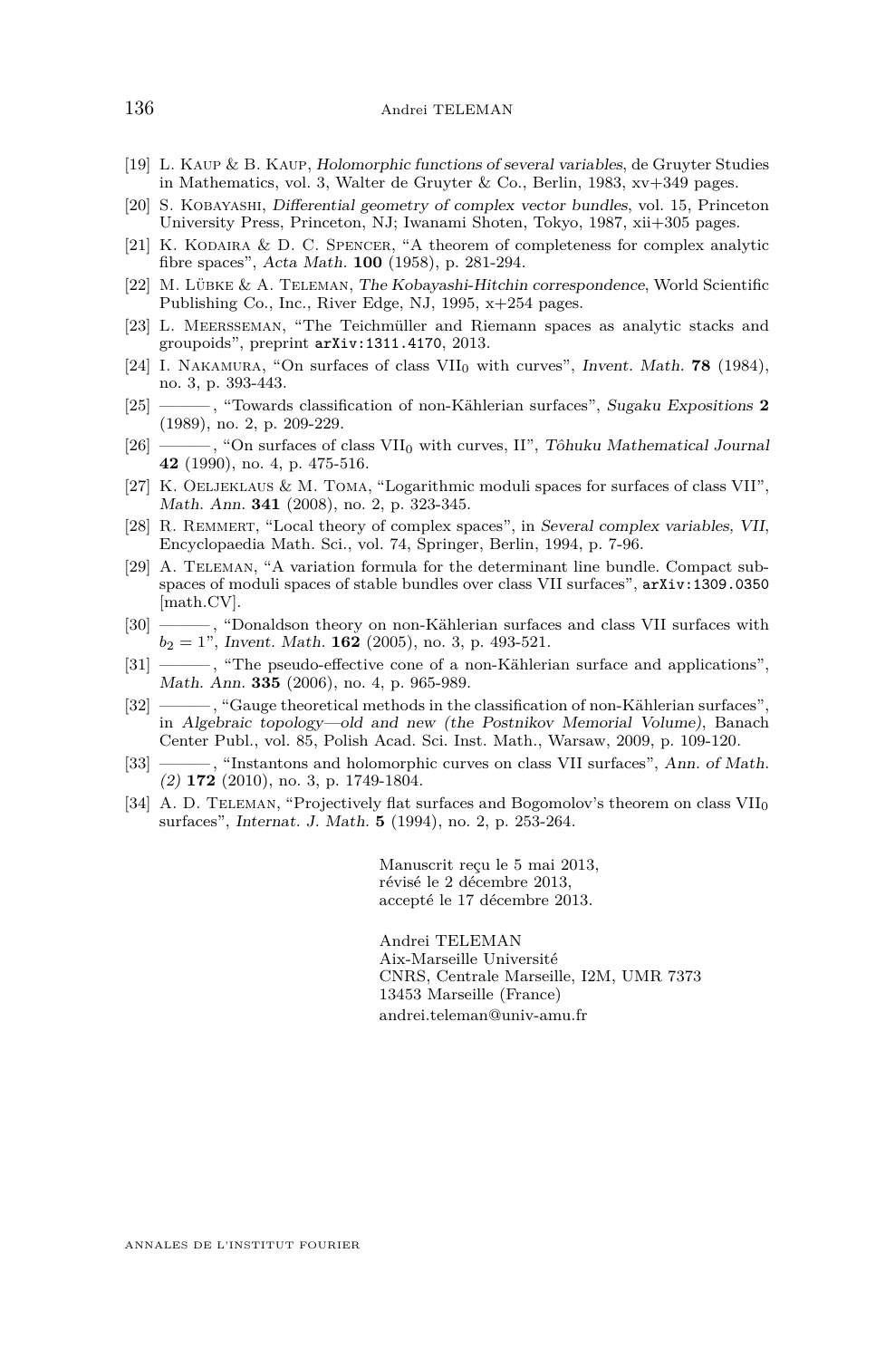[19] L. Kaup & B. Kaup, *Holomorphic functions of several variables*, de Gruyter Studies in Mathematics, vol. 3, Walter de Gruyter & Co., Berlin, 1983, xv+349 pages.

[20] S. Kobayashi, *Differential geometry of complex vector bundles*, vol. 15, Princeton University Press, Princeton, NJ; Iwanami Shoten, Tokyo, 1987, xii+305 pages.

[21] K. Kodaira & D. C. Spencer, "A theorem of completeness for complex analytic fibre spaces", *Acta Math.* **100** (1958), p. 281-294.

[22] M. Lübke & A. Teleman, *The Kobayashi-Hitchin correspondence*, World Scientific Publishing Co., Inc., River Edge, NJ, 1995, x+254 pages.

[23] L. Meersseman, "The Teichmüller and Riemann spaces as analytic stacks and groupoids", preprint arXiv:1311.4170, 2013.

[24] I. Nakamura, "On surfaces of class $\mathrm{VII}_0$ with curves", *Invent. Math.* **78** (1984), no. 3, p. 393-443.

[25] ———, "Towards classification of non-Kählerian surfaces", *Sugaku Expositions* **2** (1989), no. 2, p. 209-229.

[26] ———, "On surfaces of class $\mathrm{VII}_0$ with curves, II", *Tôhuku Mathematical Journal* **42** (1990), no. 4, p. 475-516.

[27] K. Oeljeklaus & M. Toma, "Logarithmic moduli spaces for surfaces of class VII", *Math. Ann.* **341** (2008), no. 2, p. 323-345.

[28] R. Remmert, "Local theory of complex spaces", in *Several complex variables, VII*, Encyclopaedia Math. Sci., vol. 74, Springer, Berlin, 1994, p. 7-96.

[29] A. Teleman, "A variation formula for the determinant line bundle. Compact subspaces of moduli spaces of stable bundles over class VII surfaces", arXiv:1309.0350 [math.CV].

[30] ———, "Donaldson theory on non-Kählerian surfaces and class VII surfaces with $b_2 = 1$", *Invent. Math.* **162** (2005), no. 3, p. 493-521.

[31] ———, "The pseudo-effective cone of a non-Kählerian surface and applications", *Math. Ann.* **335** (2006), no. 4, p. 965-989.

[32] ———, "Gauge theoretical methods in the classification of non-Kählerian surfaces", in *Algebraic topology—old and new (the Postnikov Memorial Volume)*, Banach Center Publ., vol. 85, Polish Acad. Sci. Inst. Math., Warsaw, 2009, p. 109-120.

[33] ———, "Instantons and holomorphic curves on class VII surfaces", *Ann. of Math. (2)* **172** (2010), no. 3, p. 1749-1804.

[34] A. D. Teleman, "Projectively flat surfaces and Bogomolov's theorem on class $\mathrm{VII}_0$ surfaces", *Internat. J. Math.* **5** (1994), no. 2, p. 253-264.

Manuscrit reçu le 5 mai 2013,
révisé le 2 décembre 2013,
accepté le 17 décembre 2013.

Andrei TELEMAN
Aix-Marseille Université
CNRS, Centrale Marseille, I2M, UMR 7373
13453 Marseille (France)
andrei.teleman@univ-amu.fr